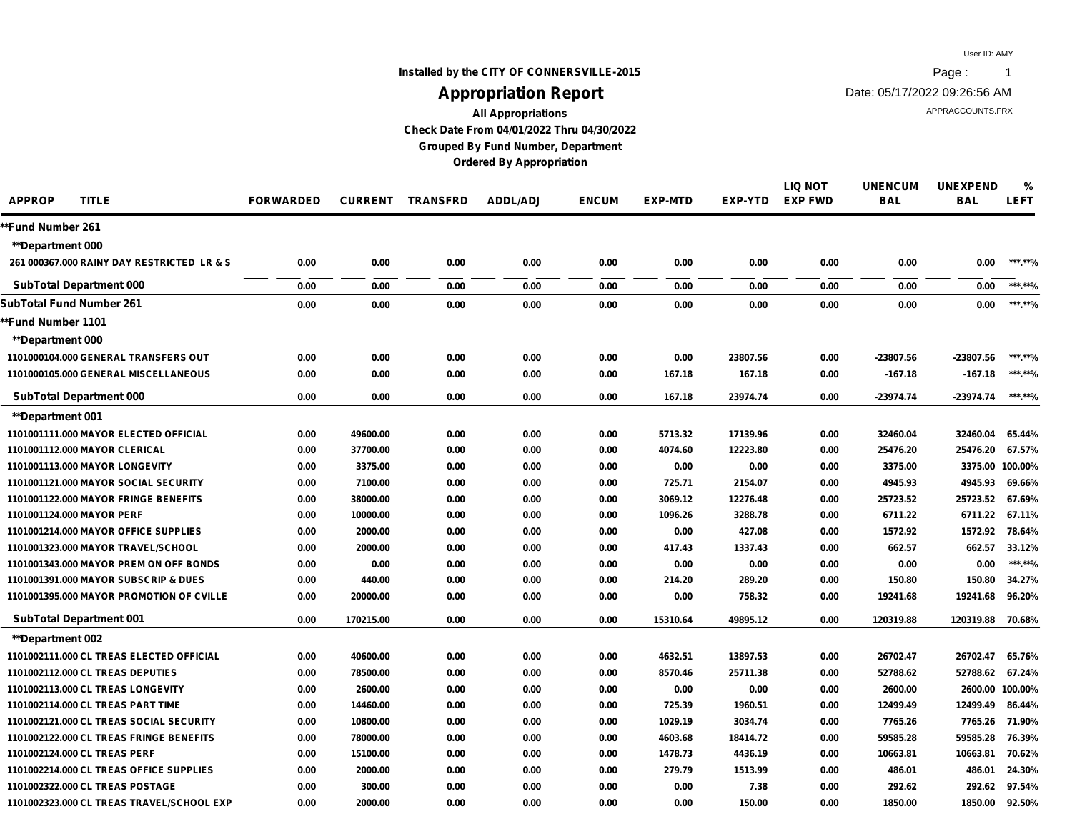User ID: AMY

Date: 05/17/2022 09:26:56 AM

APPRACCOUNTS.FRX

**Installed by the CITY OF CONNERSVILLE-2015**

# Appropriation Report

**All Appropriations**

**Check Date From 04/01/2022 Thru 04/30/2022**

**Grouped By Fund Number, Department**

**Ordered By Appropriation**

| APPROP | TITLE | FORWARDED | CURRENT | TRANSFRD | ADDL/ADJ | ENCUM | EXP-MTD | EXP-YTD | LIQ NOT EXP FWD | UNENCUM BAL | UNEXPEND BAL | % LEFT |
|---|---|---|---|---|---|---|---|---|---|---|---|---|
| **Fund Number 261 | | | | | | | | | | | | |
| **Department 000 | | | | | | | | | | | | |
| 261 000367.000 | RAINY DAY RESTRICTED LR & S | 0.00 | 0.00 | 0.00 | 0.00 | 0.00 | 0.00 | 0.00 | 0.00 | 0.00 | 0.00 | ***.**% |
| SubTotal Department 000 | | 0.00 | 0.00 | 0.00 | 0.00 | 0.00 | 0.00 | 0.00 | 0.00 | 0.00 | 0.00 | ***.**% |
| SubTotal Fund Number 261 | | 0.00 | 0.00 | 0.00 | 0.00 | 0.00 | 0.00 | 0.00 | 0.00 | 0.00 | 0.00 | ***.**% |
| **Fund Number 1101 | | | | | | | | | | | | |
| **Department 000 | | | | | | | | | | | | |
| 1101000104.000 | GENERAL TRANSFERS OUT | 0.00 | 0.00 | 0.00 | 0.00 | 0.00 | 0.00 | 23807.56 | 0.00 | -23807.56 | -23807.56 | ***.**% |
| 1101000105.000 | GENERAL MISCELLANEOUS | 0.00 | 0.00 | 0.00 | 0.00 | 0.00 | 167.18 | 167.18 | 0.00 | -167.18 | -167.18 | ***.**% |
| SubTotal Department 000 | | 0.00 | 0.00 | 0.00 | 0.00 | 0.00 | 167.18 | 23974.74 | 0.00 | -23974.74 | -23974.74 | ***.**% |
| **Department 001 | | | | | | | | | | | | |
| 1101001111.000 | MAYOR ELECTED OFFICIAL | 0.00 | 49600.00 | 0.00 | 0.00 | 0.00 | 5713.32 | 17139.96 | 0.00 | 32460.04 | 32460.04 | 65.44% |
| 1101001112.000 | MAYOR CLERICAL | 0.00 | 37700.00 | 0.00 | 0.00 | 0.00 | 4074.60 | 12223.80 | 0.00 | 25476.20 | 25476.20 | 67.57% |
| 1101001113.000 | MAYOR LONGEVITY | 0.00 | 3375.00 | 0.00 | 0.00 | 0.00 | 0.00 | 0.00 | 0.00 | 3375.00 | 3375.00 | 100.00% |
| 1101001121.000 | MAYOR SOCIAL SECURITY | 0.00 | 7100.00 | 0.00 | 0.00 | 0.00 | 725.71 | 2154.07 | 0.00 | 4945.93 | 4945.93 | 69.66% |
| 1101001122.000 | MAYOR FRINGE BENEFITS | 0.00 | 38000.00 | 0.00 | 0.00 | 0.00 | 3069.12 | 12276.48 | 0.00 | 25723.52 | 25723.52 | 67.69% |
| 1101001124.000 | MAYOR PERF | 0.00 | 10000.00 | 0.00 | 0.00 | 0.00 | 1096.26 | 3288.78 | 0.00 | 6711.22 | 6711.22 | 67.11% |
| 1101001214.000 | MAYOR OFFICE SUPPLIES | 0.00 | 2000.00 | 0.00 | 0.00 | 0.00 | 0.00 | 427.08 | 0.00 | 1572.92 | 1572.92 | 78.64% |
| 1101001323.000 | MAYOR TRAVEL/SCHOOL | 0.00 | 2000.00 | 0.00 | 0.00 | 0.00 | 417.43 | 1337.43 | 0.00 | 662.57 | 662.57 | 33.12% |
| 1101001343.000 | MAYOR PREM ON OFF BONDS | 0.00 | 0.00 | 0.00 | 0.00 | 0.00 | 0.00 | 0.00 | 0.00 | 0.00 | 0.00 | ***.**% |
| 1101001391.000 | MAYOR SUBSCRIP & DUES | 0.00 | 440.00 | 0.00 | 0.00 | 0.00 | 214.20 | 289.20 | 0.00 | 150.80 | 150.80 | 34.27% |
| 1101001395.000 | MAYOR PROMOTION OF CVILLE | 0.00 | 20000.00 | 0.00 | 0.00 | 0.00 | 0.00 | 758.32 | 0.00 | 19241.68 | 19241.68 | 96.20% |
| SubTotal Department 001 | | 0.00 | 170215.00 | 0.00 | 0.00 | 0.00 | 15310.64 | 49895.12 | 0.00 | 120319.88 | 120319.88 | 70.68% |
| **Department 002 | | | | | | | | | | | | |
| 1101002111.000 | CL TREAS ELECTED OFFICIAL | 0.00 | 40600.00 | 0.00 | 0.00 | 0.00 | 4632.51 | 13897.53 | 0.00 | 26702.47 | 26702.47 | 65.76% |
| 1101002112.000 | CL TREAS DEPUTIES | 0.00 | 78500.00 | 0.00 | 0.00 | 0.00 | 8570.46 | 25711.38 | 0.00 | 52788.62 | 52788.62 | 67.24% |
| 1101002113.000 | CL TREAS LONGEVITY | 0.00 | 2600.00 | 0.00 | 0.00 | 0.00 | 0.00 | 0.00 | 0.00 | 2600.00 | 2600.00 | 100.00% |
| 1101002114.000 | CL TREAS PART TIME | 0.00 | 14460.00 | 0.00 | 0.00 | 0.00 | 725.39 | 1960.51 | 0.00 | 12499.49 | 12499.49 | 86.44% |
| 1101002121.000 | CL TREAS SOCIAL SECURITY | 0.00 | 10800.00 | 0.00 | 0.00 | 0.00 | 1029.19 | 3034.74 | 0.00 | 7765.26 | 7765.26 | 71.90% |
| 1101002122.000 | CL TREAS FRINGE BENEFITS | 0.00 | 78000.00 | 0.00 | 0.00 | 0.00 | 4603.68 | 18414.72 | 0.00 | 59585.28 | 59585.28 | 76.39% |
| 1101002124.000 | CL TREAS PERF | 0.00 | 15100.00 | 0.00 | 0.00 | 0.00 | 1478.73 | 4436.19 | 0.00 | 10663.81 | 10663.81 | 70.62% |
| 1101002214.000 | CL TREAS OFFICE SUPPLIES | 0.00 | 2000.00 | 0.00 | 0.00 | 0.00 | 279.79 | 1513.99 | 0.00 | 486.01 | 486.01 | 24.30% |
| 1101002322.000 | CL TREAS POSTAGE | 0.00 | 300.00 | 0.00 | 0.00 | 0.00 | 0.00 | 7.38 | 0.00 | 292.62 | 292.62 | 97.54% |
| 1101002323.000 | CL TREAS TRAVEL/SCHOOL EXP | 0.00 | 2000.00 | 0.00 | 0.00 | 0.00 | 0.00 | 150.00 | 0.00 | 1850.00 | 1850.00 | 92.50% |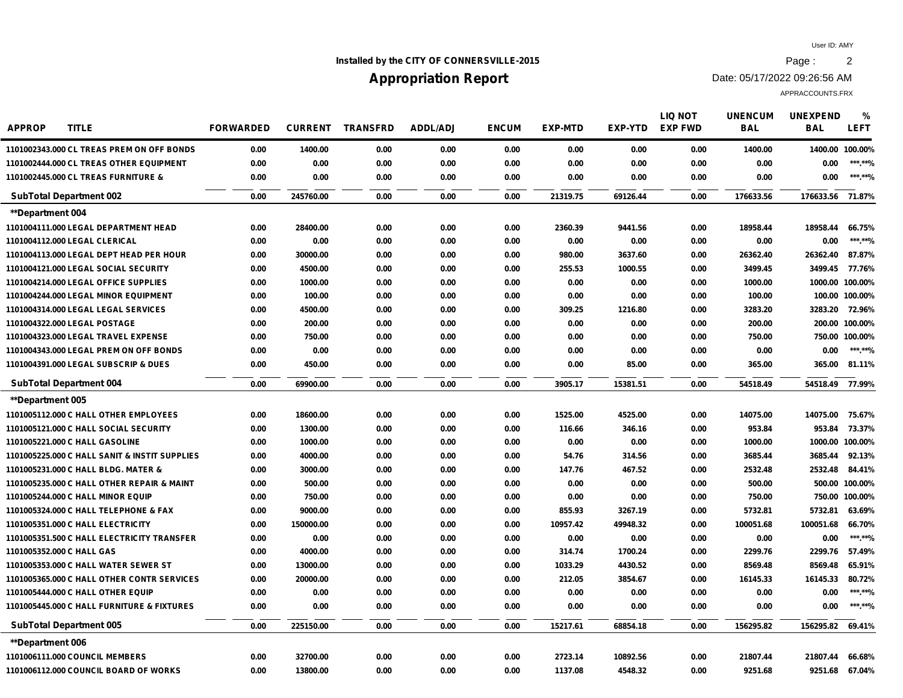**Installed by the CITY OF CONNERSVILLE-2015**

# Appropriation Report

User ID: AMY
Date: 05/17/2022 09:26:56 AM
APPRACCOUNTS.FRX

| APPROP | TITLE | FORWARDED | CURRENT | TRANSFRD | ADDL/ADJ | ENCUM | EXP-MTD | EXP-YTD | LIQ NOT EXP FWD | UNENCUM BAL | UNEXPEND BAL | % LEFT |
|---|---|---|---|---|---|---|---|---|---|---|---|---|
| 1101002343.000 | CL TREAS PREM ON OFF BONDS | 0.00 | 1400.00 | 0.00 | 0.00 | 0.00 | 0.00 | 0.00 | 0.00 | 1400.00 | 1400.00 | 100.00% |
| 1101002444.000 | CL TREAS OTHER EQUIPMENT | 0.00 | 0.00 | 0.00 | 0.00 | 0.00 | 0.00 | 0.00 | 0.00 | 0.00 | 0.00 | \*\*\*.\*\*% |
| 1101002445.000 | CL TREAS FURNITURE & | 0.00 | 0.00 | 0.00 | 0.00 | 0.00 | 0.00 | 0.00 | 0.00 | 0.00 | 0.00 | \*\*\*.\*\*% |
| **SubTotal Department 002** | | 0.00 | 245760.00 | 0.00 | 0.00 | 0.00 | 21319.75 | 69126.44 | 0.00 | 176633.56 | 176633.56 | 71.87% |
| **\*\*Department 004** | | | | | | | | | | | | |
| 1101004111.000 | LEGAL DEPARTMENT HEAD | 0.00 | 28400.00 | 0.00 | 0.00 | 0.00 | 2360.39 | 9441.56 | 0.00 | 18958.44 | 18958.44 | 66.75% |
| 1101004112.000 | LEGAL CLERICAL | 0.00 | 0.00 | 0.00 | 0.00 | 0.00 | 0.00 | 0.00 | 0.00 | 0.00 | 0.00 | \*\*\*.\*\*% |
| 1101004113.000 | LEGAL DEPT HEAD PER HOUR | 0.00 | 30000.00 | 0.00 | 0.00 | 0.00 | 980.00 | 3637.60 | 0.00 | 26362.40 | 26362.40 | 87.87% |
| 1101004121.000 | LEGAL SOCIAL SECURITY | 0.00 | 4500.00 | 0.00 | 0.00 | 0.00 | 255.53 | 1000.55 | 0.00 | 3499.45 | 3499.45 | 77.76% |
| 1101004214.000 | LEGAL OFFICE SUPPLIES | 0.00 | 1000.00 | 0.00 | 0.00 | 0.00 | 0.00 | 0.00 | 0.00 | 1000.00 | 1000.00 | 100.00% |
| 1101004244.000 | LEGAL MINOR EQUIPMENT | 0.00 | 100.00 | 0.00 | 0.00 | 0.00 | 0.00 | 0.00 | 0.00 | 100.00 | 100.00 | 100.00% |
| 1101004314.000 | LEGAL LEGAL SERVICES | 0.00 | 4500.00 | 0.00 | 0.00 | 0.00 | 309.25 | 1216.80 | 0.00 | 3283.20 | 3283.20 | 72.96% |
| 1101004322.000 | LEGAL POSTAGE | 0.00 | 200.00 | 0.00 | 0.00 | 0.00 | 0.00 | 0.00 | 0.00 | 200.00 | 200.00 | 100.00% |
| 1101004323.000 | LEGAL TRAVEL EXPENSE | 0.00 | 750.00 | 0.00 | 0.00 | 0.00 | 0.00 | 0.00 | 0.00 | 750.00 | 750.00 | 100.00% |
| 1101004343.000 | LEGAL PREM ON OFF BONDS | 0.00 | 0.00 | 0.00 | 0.00 | 0.00 | 0.00 | 0.00 | 0.00 | 0.00 | 0.00 | \*\*\*.\*\*% |
| 1101004391.000 | LEGAL SUBSCRIP & DUES | 0.00 | 450.00 | 0.00 | 0.00 | 0.00 | 0.00 | 85.00 | 0.00 | 365.00 | 365.00 | 81.11% |
| **SubTotal Department 004** | | 0.00 | 69900.00 | 0.00 | 0.00 | 0.00 | 3905.17 | 15381.51 | 0.00 | 54518.49 | 54518.49 | 77.99% |
| **\*\*Department 005** | | | | | | | | | | | | |
| 1101005112.000 | C HALL OTHER EMPLOYEES | 0.00 | 18600.00 | 0.00 | 0.00 | 0.00 | 1525.00 | 4525.00 | 0.00 | 14075.00 | 14075.00 | 75.67% |
| 1101005121.000 | C HALL SOCIAL SECURITY | 0.00 | 1300.00 | 0.00 | 0.00 | 0.00 | 116.66 | 346.16 | 0.00 | 953.84 | 953.84 | 73.37% |
| 1101005221.000 | C HALL GASOLINE | 0.00 | 1000.00 | 0.00 | 0.00 | 0.00 | 0.00 | 0.00 | 0.00 | 1000.00 | 1000.00 | 100.00% |
| 1101005225.000 | C HALL SANIT & INSTIT SUPPLIES | 0.00 | 4000.00 | 0.00 | 0.00 | 0.00 | 54.76 | 314.56 | 0.00 | 3685.44 | 3685.44 | 92.13% |
| 1101005231.000 | C HALL BLDG. MATER & | 0.00 | 3000.00 | 0.00 | 0.00 | 0.00 | 147.76 | 467.52 | 0.00 | 2532.48 | 2532.48 | 84.41% |
| 1101005235.000 | C HALL OTHER REPAIR & MAINT | 0.00 | 500.00 | 0.00 | 0.00 | 0.00 | 0.00 | 0.00 | 0.00 | 500.00 | 500.00 | 100.00% |
| 1101005244.000 | C HALL MINOR EQUIP | 0.00 | 750.00 | 0.00 | 0.00 | 0.00 | 0.00 | 0.00 | 0.00 | 750.00 | 750.00 | 100.00% |
| 1101005324.000 | C HALL TELEPHONE & FAX | 0.00 | 9000.00 | 0.00 | 0.00 | 0.00 | 855.93 | 3267.19 | 0.00 | 5732.81 | 5732.81 | 63.69% |
| 1101005351.000 | C HALL ELECTRICITY | 0.00 | 150000.00 | 0.00 | 0.00 | 0.00 | 10957.42 | 49948.32 | 0.00 | 100051.68 | 100051.68 | 66.70% |
| 1101005351.500 | C HALL ELECTRICITY TRANSFER | 0.00 | 0.00 | 0.00 | 0.00 | 0.00 | 0.00 | 0.00 | 0.00 | 0.00 | 0.00 | \*\*\*.\*\*% |
| 1101005352.000 | C HALL GAS | 0.00 | 4000.00 | 0.00 | 0.00 | 0.00 | 314.74 | 1700.24 | 0.00 | 2299.76 | 2299.76 | 57.49% |
| 1101005353.000 | C HALL WATER SEWER ST | 0.00 | 13000.00 | 0.00 | 0.00 | 0.00 | 1033.29 | 4430.52 | 0.00 | 8569.48 | 8569.48 | 65.91% |
| 1101005365.000 | C HALL OTHER CONTR SERVICES | 0.00 | 20000.00 | 0.00 | 0.00 | 0.00 | 212.05 | 3854.67 | 0.00 | 16145.33 | 16145.33 | 80.72% |
| 1101005444.000 | C HALL OTHER EQUIP | 0.00 | 0.00 | 0.00 | 0.00 | 0.00 | 0.00 | 0.00 | 0.00 | 0.00 | 0.00 | \*\*\*.\*\*% |
| 1101005445.000 | C HALL FURNITURE & FIXTURES | 0.00 | 0.00 | 0.00 | 0.00 | 0.00 | 0.00 | 0.00 | 0.00 | 0.00 | 0.00 | \*\*\*.\*\*% |
| **SubTotal Department 005** | | 0.00 | 225150.00 | 0.00 | 0.00 | 0.00 | 15217.61 | 68854.18 | 0.00 | 156295.82 | 156295.82 | 69.41% |
| **\*\*Department 006** | | | | | | | | | | | | |
| 1101006111.000 | COUNCIL MEMBERS | 0.00 | 32700.00 | 0.00 | 0.00 | 0.00 | 2723.14 | 10892.56 | 0.00 | 21807.44 | 21807.44 | 66.68% |
| 1101006112.000 | COUNCIL BOARD OF WORKS | 0.00 | 13800.00 | 0.00 | 0.00 | 0.00 | 1137.08 | 4548.32 | 0.00 | 9251.68 | 9251.68 | 67.04% |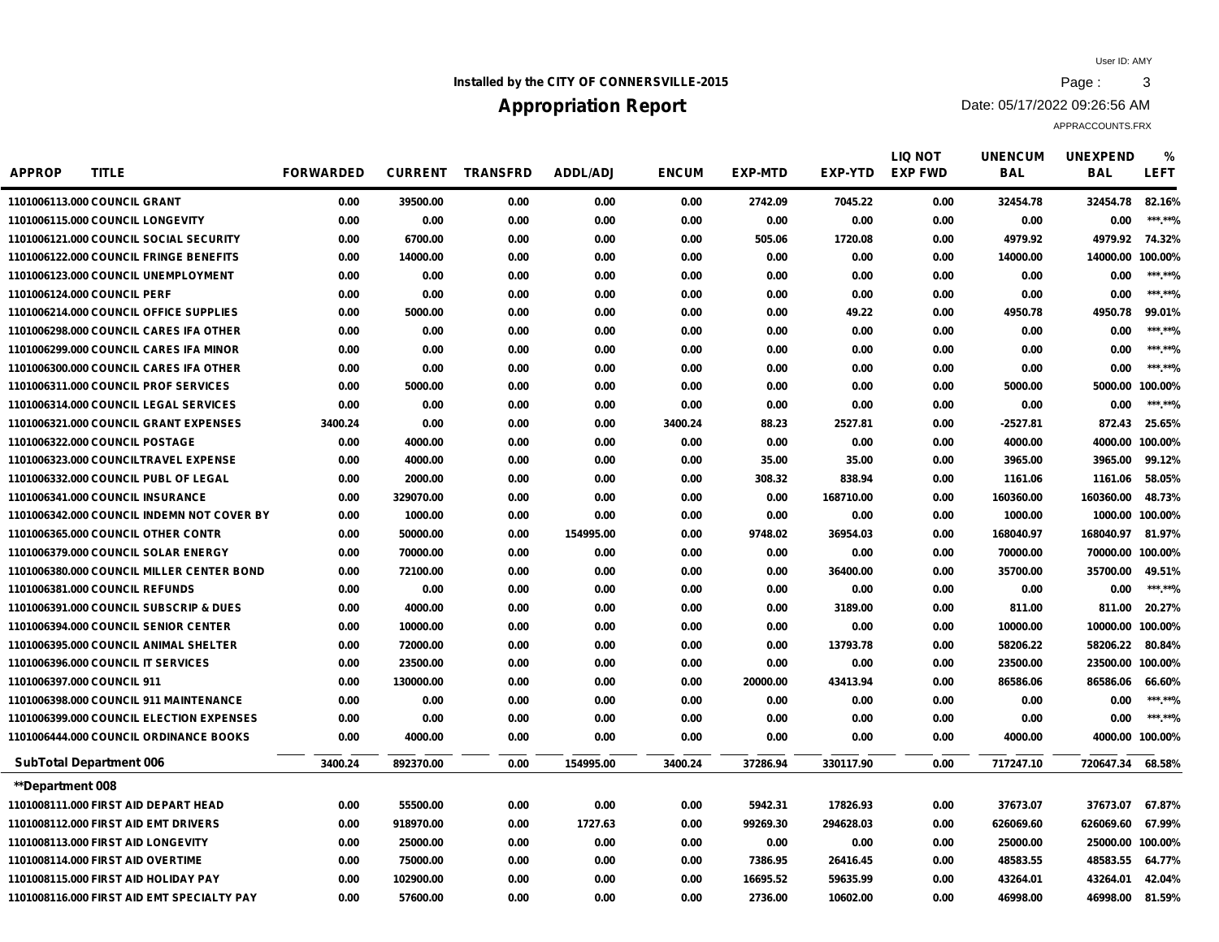User ID: AMY

**Installed by the CITY OF CONNERSVILLE-2015**

# Appropriation Report

Date: 05/17/2022 09:26:56 AM

APPRACCOUNTS.FRX

| APPROP | TITLE | FORWARDED | CURRENT | TRANSFRD | ADDL/ADJ | ENCUM | EXP-MTD | EXP-YTD | LIQ NOT EXP FWD | UNENCUM BAL | UNEXPEND BAL | % LEFT |
|---|---|---|---|---|---|---|---|---|---|---|---|---|
| 1101006113.000 | COUNCIL GRANT | 0.00 | 39500.00 | 0.00 | 0.00 | 0.00 | 2742.09 | 7045.22 | 0.00 | 32454.78 | 32454.78 | 82.16% |
| 1101006115.000 | COUNCIL LONGEVITY | 0.00 | 0.00 | 0.00 | 0.00 | 0.00 | 0.00 | 0.00 | 0.00 | 0.00 | 0.00 | ***.**% |
| 1101006121.000 | COUNCIL SOCIAL SECURITY | 0.00 | 6700.00 | 0.00 | 0.00 | 0.00 | 505.06 | 1720.08 | 0.00 | 4979.92 | 4979.92 | 74.32% |
| 1101006122.000 | COUNCIL FRINGE BENEFITS | 0.00 | 14000.00 | 0.00 | 0.00 | 0.00 | 0.00 | 0.00 | 0.00 | 14000.00 | 14000.00 | 100.00% |
| 1101006123.000 | COUNCIL UNEMPLOYMENT | 0.00 | 0.00 | 0.00 | 0.00 | 0.00 | 0.00 | 0.00 | 0.00 | 0.00 | 0.00 | ***.**% |
| 1101006124.000 | COUNCIL PERF | 0.00 | 0.00 | 0.00 | 0.00 | 0.00 | 0.00 | 0.00 | 0.00 | 0.00 | 0.00 | ***.**% |
| 1101006214.000 | COUNCIL OFFICE SUPPLIES | 0.00 | 5000.00 | 0.00 | 0.00 | 0.00 | 0.00 | 49.22 | 0.00 | 4950.78 | 4950.78 | 99.01% |
| 1101006298.000 | COUNCIL CARES IFA OTHER | 0.00 | 0.00 | 0.00 | 0.00 | 0.00 | 0.00 | 0.00 | 0.00 | 0.00 | 0.00 | ***.**% |
| 1101006299.000 | COUNCIL CARES IFA MINOR | 0.00 | 0.00 | 0.00 | 0.00 | 0.00 | 0.00 | 0.00 | 0.00 | 0.00 | 0.00 | ***.**% |
| 1101006300.000 | COUNCIL CARES IFA OTHER | 0.00 | 0.00 | 0.00 | 0.00 | 0.00 | 0.00 | 0.00 | 0.00 | 0.00 | 0.00 | ***.**% |
| 1101006311.000 | COUNCIL PROF SERVICES | 0.00 | 5000.00 | 0.00 | 0.00 | 0.00 | 0.00 | 0.00 | 0.00 | 5000.00 | 5000.00 | 100.00% |
| 1101006314.000 | COUNCIL LEGAL SERVICES | 0.00 | 0.00 | 0.00 | 0.00 | 0.00 | 0.00 | 0.00 | 0.00 | 0.00 | 0.00 | ***.**% |
| 1101006321.000 | COUNCIL GRANT EXPENSES | 3400.24 | 0.00 | 0.00 | 0.00 | 3400.24 | 88.23 | 2527.81 | 0.00 | -2527.81 | 872.43 | 25.65% |
| 1101006322.000 | COUNCIL POSTAGE | 0.00 | 4000.00 | 0.00 | 0.00 | 0.00 | 0.00 | 0.00 | 0.00 | 4000.00 | 4000.00 | 100.00% |
| 1101006323.000 | COUNCILTRAVEL EXPENSE | 0.00 | 4000.00 | 0.00 | 0.00 | 0.00 | 35.00 | 35.00 | 0.00 | 3965.00 | 3965.00 | 99.12% |
| 1101006332.000 | COUNCIL PUBL OF LEGAL | 0.00 | 2000.00 | 0.00 | 0.00 | 0.00 | 308.32 | 838.94 | 0.00 | 1161.06 | 1161.06 | 58.05% |
| 1101006341.000 | COUNCIL INSURANCE | 0.00 | 329070.00 | 0.00 | 0.00 | 0.00 | 0.00 | 168710.00 | 0.00 | 160360.00 | 160360.00 | 48.73% |
| 1101006342.000 | COUNCIL INDEMN NOT COVER BY | 0.00 | 1000.00 | 0.00 | 0.00 | 0.00 | 0.00 | 0.00 | 0.00 | 1000.00 | 1000.00 | 100.00% |
| 1101006365.000 | COUNCIL OTHER CONTR | 0.00 | 50000.00 | 0.00 | 154995.00 | 0.00 | 9748.02 | 36954.03 | 0.00 | 168040.97 | 168040.97 | 81.97% |
| 1101006379.000 | COUNCIL SOLAR ENERGY | 0.00 | 70000.00 | 0.00 | 0.00 | 0.00 | 0.00 | 0.00 | 0.00 | 70000.00 | 70000.00 | 100.00% |
| 1101006380.000 | COUNCIL MILLER CENTER BOND | 0.00 | 72100.00 | 0.00 | 0.00 | 0.00 | 0.00 | 36400.00 | 0.00 | 35700.00 | 35700.00 | 49.51% |
| 1101006381.000 | COUNCIL REFUNDS | 0.00 | 0.00 | 0.00 | 0.00 | 0.00 | 0.00 | 0.00 | 0.00 | 0.00 | 0.00 | ***.**% |
| 1101006391.000 | COUNCIL SUBSCRIP & DUES | 0.00 | 4000.00 | 0.00 | 0.00 | 0.00 | 0.00 | 3189.00 | 0.00 | 811.00 | 811.00 | 20.27% |
| 1101006394.000 | COUNCIL SENIOR CENTER | 0.00 | 10000.00 | 0.00 | 0.00 | 0.00 | 0.00 | 0.00 | 0.00 | 10000.00 | 10000.00 | 100.00% |
| 1101006395.000 | COUNCIL ANIMAL SHELTER | 0.00 | 72000.00 | 0.00 | 0.00 | 0.00 | 0.00 | 13793.78 | 0.00 | 58206.22 | 58206.22 | 80.84% |
| 1101006396.000 | COUNCIL IT SERVICES | 0.00 | 23500.00 | 0.00 | 0.00 | 0.00 | 0.00 | 0.00 | 0.00 | 23500.00 | 23500.00 | 100.00% |
| 1101006397.000 | COUNCIL 911 | 0.00 | 130000.00 | 0.00 | 0.00 | 0.00 | 20000.00 | 43413.94 | 0.00 | 86586.06 | 86586.06 | 66.60% |
| 1101006398.000 | COUNCIL 911 MAINTENANCE | 0.00 | 0.00 | 0.00 | 0.00 | 0.00 | 0.00 | 0.00 | 0.00 | 0.00 | 0.00 | ***.**% |
| 1101006399.000 | COUNCIL ELECTION EXPENSES | 0.00 | 0.00 | 0.00 | 0.00 | 0.00 | 0.00 | 0.00 | 0.00 | 0.00 | 0.00 | ***.**% |
| 1101006444.000 | COUNCIL ORDINANCE BOOKS | 0.00 | 4000.00 | 0.00 | 0.00 | 0.00 | 0.00 | 0.00 | 0.00 | 4000.00 | 4000.00 | 100.00% |
| **SubTotal Department 006** | | 3400.24 | 892370.00 | 0.00 | 154995.00 | 3400.24 | 37286.94 | 330117.90 | 0.00 | 717247.10 | 720647.34 | 68.58% |
| **\*\*Department 008** | | | | | | | | | | | | |
| 1101008111.000 | FIRST AID DEPART HEAD | 0.00 | 55500.00 | 0.00 | 0.00 | 0.00 | 5942.31 | 17826.93 | 0.00 | 37673.07 | 37673.07 | 67.87% |
| 1101008112.000 | FIRST AID EMT DRIVERS | 0.00 | 918970.00 | 0.00 | 1727.63 | 0.00 | 99269.30 | 294628.03 | 0.00 | 626069.60 | 626069.60 | 67.99% |
| 1101008113.000 | FIRST AID LONGEVITY | 0.00 | 25000.00 | 0.00 | 0.00 | 0.00 | 0.00 | 0.00 | 0.00 | 25000.00 | 25000.00 | 100.00% |
| 1101008114.000 | FIRST AID OVERTIME | 0.00 | 75000.00 | 0.00 | 0.00 | 0.00 | 7386.95 | 26416.45 | 0.00 | 48583.55 | 48583.55 | 64.77% |
| 1101008115.000 | FIRST AID HOLIDAY PAY | 0.00 | 102900.00 | 0.00 | 0.00 | 0.00 | 16695.52 | 59635.99 | 0.00 | 43264.01 | 43264.01 | 42.04% |
| 1101008116.000 | FIRST AID EMT SPECIALTY PAY | 0.00 | 57600.00 | 0.00 | 0.00 | 0.00 | 2736.00 | 10602.00 | 0.00 | 46998.00 | 46998.00 | 81.59% |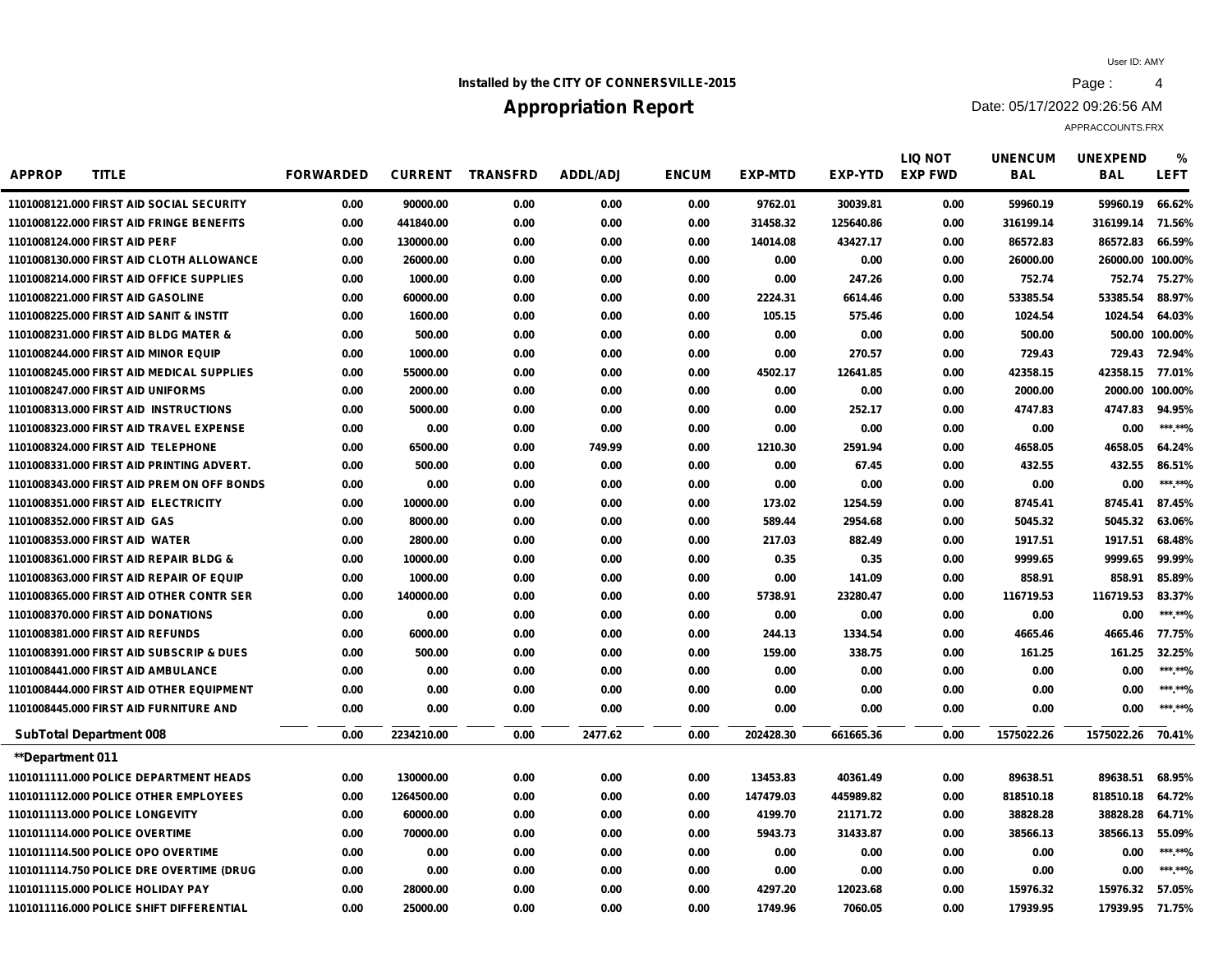Installed by the CITY OF CONNERSVILLE-2015

# Appropriation Report

User ID: AMY
Date: 05/17/2022 09:26:56 AM
APPRACCOUNTS.FRX

| APPROP | TITLE | FORWARDED | CURRENT | TRANSFRD | ADDL/ADJ | ENCUM | EXP-MTD | EXP-YTD | LIQ NOT EXP FWD | UNENCUM BAL | UNEXPEND BAL | % LEFT |
|---|---|---|---|---|---|---|---|---|---|---|---|---|
| 1101008121.000 | FIRST AID SOCIAL SECURITY | 0.00 | 90000.00 | 0.00 | 0.00 | 0.00 | 9762.01 | 30039.81 | 0.00 | 59960.19 | 59960.19 | 66.62% |
| 1101008122.000 | FIRST AID FRINGE BENEFITS | 0.00 | 441840.00 | 0.00 | 0.00 | 0.00 | 31458.32 | 125640.86 | 0.00 | 316199.14 | 316199.14 | 71.56% |
| 1101008124.000 | FIRST AID PERF | 0.00 | 130000.00 | 0.00 | 0.00 | 0.00 | 14014.08 | 43427.17 | 0.00 | 86572.83 | 86572.83 | 66.59% |
| 1101008130.000 | FIRST AID CLOTH ALLOWANCE | 0.00 | 26000.00 | 0.00 | 0.00 | 0.00 | 0.00 | 0.00 | 0.00 | 26000.00 | 26000.00 | 100.00% |
| 1101008214.000 | FIRST AID OFFICE SUPPLIES | 0.00 | 1000.00 | 0.00 | 0.00 | 0.00 | 0.00 | 247.26 | 0.00 | 752.74 | 752.74 | 75.27% |
| 1101008221.000 | FIRST AID GASOLINE | 0.00 | 60000.00 | 0.00 | 0.00 | 0.00 | 2224.31 | 6614.46 | 0.00 | 53385.54 | 53385.54 | 88.97% |
| 1101008225.000 | FIRST AID SANIT & INSTIT | 0.00 | 1600.00 | 0.00 | 0.00 | 0.00 | 105.15 | 575.46 | 0.00 | 1024.54 | 1024.54 | 64.03% |
| 1101008231.000 | FIRST AID BLDG MATER & | 0.00 | 500.00 | 0.00 | 0.00 | 0.00 | 0.00 | 0.00 | 0.00 | 500.00 | 500.00 | 100.00% |
| 1101008244.000 | FIRST AID MINOR EQUIP | 0.00 | 1000.00 | 0.00 | 0.00 | 0.00 | 0.00 | 270.57 | 0.00 | 729.43 | 729.43 | 72.94% |
| 1101008245.000 | FIRST AID MEDICAL SUPPLIES | 0.00 | 55000.00 | 0.00 | 0.00 | 0.00 | 4502.17 | 12641.85 | 0.00 | 42358.15 | 42358.15 | 77.01% |
| 1101008247.000 | FIRST AID UNIFORMS | 0.00 | 2000.00 | 0.00 | 0.00 | 0.00 | 0.00 | 0.00 | 0.00 | 2000.00 | 2000.00 | 100.00% |
| 1101008313.000 | FIRST AID INSTRUCTIONS | 0.00 | 5000.00 | 0.00 | 0.00 | 0.00 | 0.00 | 252.17 | 0.00 | 4747.83 | 4747.83 | 94.95% |
| 1101008323.000 | FIRST AID TRAVEL EXPENSE | 0.00 | 0.00 | 0.00 | 0.00 | 0.00 | 0.00 | 0.00 | 0.00 | 0.00 | 0.00 | ***.**% |
| 1101008324.000 | FIRST AID TELEPHONE | 0.00 | 6500.00 | 0.00 | 749.99 | 0.00 | 1210.30 | 2591.94 | 0.00 | 4658.05 | 4658.05 | 64.24% |
| 1101008331.000 | FIRST AID PRINTING ADVERT. | 0.00 | 500.00 | 0.00 | 0.00 | 0.00 | 0.00 | 67.45 | 0.00 | 432.55 | 432.55 | 86.51% |
| 1101008343.000 | FIRST AID PREM ON OFF BONDS | 0.00 | 0.00 | 0.00 | 0.00 | 0.00 | 0.00 | 0.00 | 0.00 | 0.00 | 0.00 | ***.**% |
| 1101008351.000 | FIRST AID ELECTRICITY | 0.00 | 10000.00 | 0.00 | 0.00 | 0.00 | 173.02 | 1254.59 | 0.00 | 8745.41 | 8745.41 | 87.45% |
| 1101008352.000 | FIRST AID GAS | 0.00 | 8000.00 | 0.00 | 0.00 | 0.00 | 589.44 | 2954.68 | 0.00 | 5045.32 | 5045.32 | 63.06% |
| 1101008353.000 | FIRST AID WATER | 0.00 | 2800.00 | 0.00 | 0.00 | 0.00 | 217.03 | 882.49 | 0.00 | 1917.51 | 1917.51 | 68.48% |
| 1101008361.000 | FIRST AID REPAIR BLDG & | 0.00 | 10000.00 | 0.00 | 0.00 | 0.00 | 0.35 | 0.35 | 0.00 | 9999.65 | 9999.65 | 99.99% |
| 1101008363.000 | FIRST AID REPAIR OF EQUIP | 0.00 | 1000.00 | 0.00 | 0.00 | 0.00 | 0.00 | 141.09 | 0.00 | 858.91 | 858.91 | 85.89% |
| 1101008365.000 | FIRST AID OTHER CONTR SER | 0.00 | 140000.00 | 0.00 | 0.00 | 0.00 | 5738.91 | 23280.47 | 0.00 | 116719.53 | 116719.53 | 83.37% |
| 1101008370.000 | FIRST AID DONATIONS | 0.00 | 0.00 | 0.00 | 0.00 | 0.00 | 0.00 | 0.00 | 0.00 | 0.00 | 0.00 | ***.**% |
| 1101008381.000 | FIRST AID REFUNDS | 0.00 | 6000.00 | 0.00 | 0.00 | 0.00 | 244.13 | 1334.54 | 0.00 | 4665.46 | 4665.46 | 77.75% |
| 1101008391.000 | FIRST AID SUBSCRIP & DUES | 0.00 | 500.00 | 0.00 | 0.00 | 0.00 | 159.00 | 338.75 | 0.00 | 161.25 | 161.25 | 32.25% |
| 1101008441.000 | FIRST AID AMBULANCE | 0.00 | 0.00 | 0.00 | 0.00 | 0.00 | 0.00 | 0.00 | 0.00 | 0.00 | 0.00 | ***.**% |
| 1101008444.000 | FIRST AID OTHER EQUIPMENT | 0.00 | 0.00 | 0.00 | 0.00 | 0.00 | 0.00 | 0.00 | 0.00 | 0.00 | 0.00 | ***.**% |
| 1101008445.000 | FIRST AID FURNITURE AND | 0.00 | 0.00 | 0.00 | 0.00 | 0.00 | 0.00 | 0.00 | 0.00 | 0.00 | 0.00 | ***.**% |
| **SubTotal Department 008** | | 0.00 | 2234210.00 | 0.00 | 2477.62 | 0.00 | 202428.30 | 661665.36 | 0.00 | 1575022.26 | 1575022.26 | 70.41% |
| **\*\*Department 011** | | | | | | | | | | | | |
| 1101011111.000 | POLICE DEPARTMENT HEADS | 0.00 | 130000.00 | 0.00 | 0.00 | 0.00 | 13453.83 | 40361.49 | 0.00 | 89638.51 | 89638.51 | 68.95% |
| 1101011112.000 | POLICE OTHER EMPLOYEES | 0.00 | 1264500.00 | 0.00 | 0.00 | 0.00 | 147479.03 | 445989.82 | 0.00 | 818510.18 | 818510.18 | 64.72% |
| 1101011113.000 | POLICE LONGEVITY | 0.00 | 60000.00 | 0.00 | 0.00 | 0.00 | 4199.70 | 21171.72 | 0.00 | 38828.28 | 38828.28 | 64.71% |
| 1101011114.000 | POLICE OVERTIME | 0.00 | 70000.00 | 0.00 | 0.00 | 0.00 | 5943.73 | 31433.87 | 0.00 | 38566.13 | 38566.13 | 55.09% |
| 1101011114.500 | POLICE OPO OVERTIME | 0.00 | 0.00 | 0.00 | 0.00 | 0.00 | 0.00 | 0.00 | 0.00 | 0.00 | 0.00 | ***.**% |
| 1101011114.750 | POLICE DRE OVERTIME (DRUG | 0.00 | 0.00 | 0.00 | 0.00 | 0.00 | 0.00 | 0.00 | 0.00 | 0.00 | 0.00 | ***.**% |
| 1101011115.000 | POLICE HOLIDAY PAY | 0.00 | 28000.00 | 0.00 | 0.00 | 0.00 | 4297.20 | 12023.68 | 0.00 | 15976.32 | 15976.32 | 57.05% |
| 1101011116.000 | POLICE SHIFT DIFFERENTIAL | 0.00 | 25000.00 | 0.00 | 0.00 | 0.00 | 1749.96 | 7060.05 | 0.00 | 17939.95 | 17939.95 | 71.75% |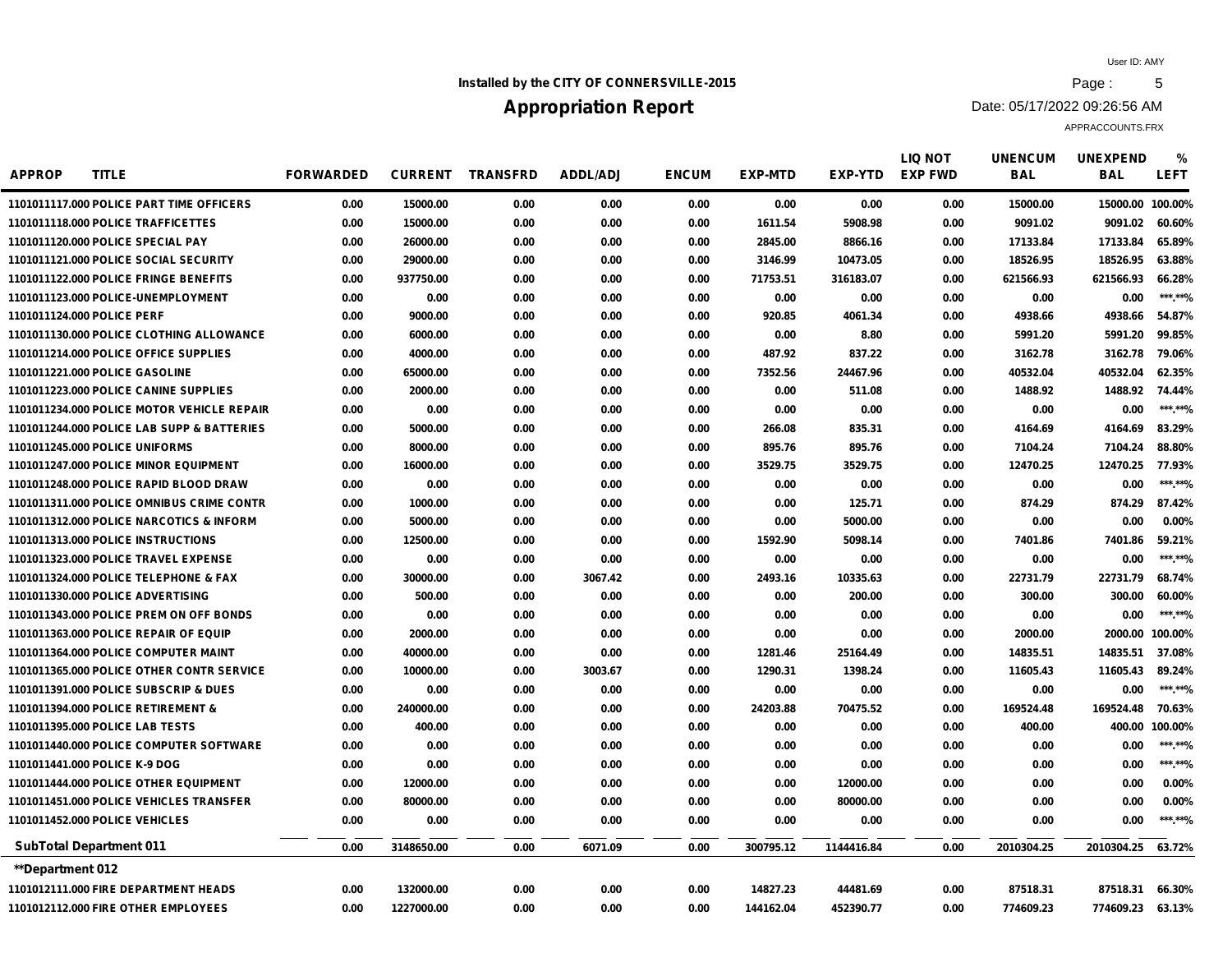**Installed by the CITY OF CONNERSVILLE-2015**

# Appropriation Report

User ID: AMY
Date: 05/17/2022 09:26:56 AM
APPRACCOUNTS.FRX

| APPROP | TITLE | FORWARDED | CURRENT | TRANSFRD | ADDL/ADJ | ENCUM | EXP-MTD | EXP-YTD | LIQ NOT EXP FWD | UNENCUM BAL | UNEXPEND BAL | % LEFT |
|---|---|---|---|---|---|---|---|---|---|---|---|---|
| 1101011117.000 | POLICE PART TIME OFFICERS | 0.00 | 15000.00 | 0.00 | 0.00 | 0.00 | 0.00 | 0.00 | 0.00 | 15000.00 | 15000.00 | 100.00% |
| 1101011118.000 | POLICE TRAFFICETTES | 0.00 | 15000.00 | 0.00 | 0.00 | 0.00 | 1611.54 | 5908.98 | 0.00 | 9091.02 | 9091.02 | 60.60% |
| 1101011120.000 | POLICE SPECIAL PAY | 0.00 | 26000.00 | 0.00 | 0.00 | 0.00 | 2845.00 | 8866.16 | 0.00 | 17133.84 | 17133.84 | 65.89% |
| 1101011121.000 | POLICE SOCIAL SECURITY | 0.00 | 29000.00 | 0.00 | 0.00 | 0.00 | 3146.99 | 10473.05 | 0.00 | 18526.95 | 18526.95 | 63.88% |
| 1101011122.000 | POLICE FRINGE BENEFITS | 0.00 | 937750.00 | 0.00 | 0.00 | 0.00 | 71753.51 | 316183.07 | 0.00 | 621566.93 | 621566.93 | 66.28% |
| 1101011123.000 | POLICE-UNEMPLOYMENT | 0.00 | 0.00 | 0.00 | 0.00 | 0.00 | 0.00 | 0.00 | 0.00 | 0.00 | 0.00 | ***.**% |
| 1101011124.000 | POLICE PERF | 0.00 | 9000.00 | 0.00 | 0.00 | 0.00 | 920.85 | 4061.34 | 0.00 | 4938.66 | 4938.66 | 54.87% |
| 1101011130.000 | POLICE CLOTHING ALLOWANCE | 0.00 | 6000.00 | 0.00 | 0.00 | 0.00 | 0.00 | 8.80 | 0.00 | 5991.20 | 5991.20 | 99.85% |
| 1101011214.000 | POLICE OFFICE SUPPLIES | 0.00 | 4000.00 | 0.00 | 0.00 | 0.00 | 487.92 | 837.22 | 0.00 | 3162.78 | 3162.78 | 79.06% |
| 1101011221.000 | POLICE GASOLINE | 0.00 | 65000.00 | 0.00 | 0.00 | 0.00 | 7352.56 | 24467.96 | 0.00 | 40532.04 | 40532.04 | 62.35% |
| 1101011223.000 | POLICE CANINE SUPPLIES | 0.00 | 2000.00 | 0.00 | 0.00 | 0.00 | 0.00 | 511.08 | 0.00 | 1488.92 | 1488.92 | 74.44% |
| 1101011234.000 | POLICE MOTOR VEHICLE REPAIR | 0.00 | 0.00 | 0.00 | 0.00 | 0.00 | 0.00 | 0.00 | 0.00 | 0.00 | 0.00 | ***.**% |
| 1101011244.000 | POLICE LAB SUPP & BATTERIES | 0.00 | 5000.00 | 0.00 | 0.00 | 0.00 | 266.08 | 835.31 | 0.00 | 4164.69 | 4164.69 | 83.29% |
| 1101011245.000 | POLICE UNIFORMS | 0.00 | 8000.00 | 0.00 | 0.00 | 0.00 | 895.76 | 895.76 | 0.00 | 7104.24 | 7104.24 | 88.80% |
| 1101011247.000 | POLICE MINOR EQUIPMENT | 0.00 | 16000.00 | 0.00 | 0.00 | 0.00 | 3529.75 | 3529.75 | 0.00 | 12470.25 | 12470.25 | 77.93% |
| 1101011248.000 | POLICE RAPID BLOOD DRAW | 0.00 | 0.00 | 0.00 | 0.00 | 0.00 | 0.00 | 0.00 | 0.00 | 0.00 | 0.00 | ***.**% |
| 1101011311.000 | POLICE OMNIBUS CRIME CONTR | 0.00 | 1000.00 | 0.00 | 0.00 | 0.00 | 0.00 | 125.71 | 0.00 | 874.29 | 874.29 | 87.42% |
| 1101011312.000 | POLICE NARCOTICS & INFORM | 0.00 | 5000.00 | 0.00 | 0.00 | 0.00 | 0.00 | 5000.00 | 0.00 | 0.00 | 0.00 | 0.00% |
| 1101011313.000 | POLICE INSTRUCTIONS | 0.00 | 12500.00 | 0.00 | 0.00 | 0.00 | 1592.90 | 5098.14 | 0.00 | 7401.86 | 7401.86 | 59.21% |
| 1101011323.000 | POLICE TRAVEL EXPENSE | 0.00 | 0.00 | 0.00 | 0.00 | 0.00 | 0.00 | 0.00 | 0.00 | 0.00 | 0.00 | ***.**% |
| 1101011324.000 | POLICE TELEPHONE & FAX | 0.00 | 30000.00 | 0.00 | 3067.42 | 0.00 | 2493.16 | 10335.63 | 0.00 | 22731.79 | 22731.79 | 68.74% |
| 1101011330.000 | POLICE ADVERTISING | 0.00 | 500.00 | 0.00 | 0.00 | 0.00 | 0.00 | 200.00 | 0.00 | 300.00 | 300.00 | 60.00% |
| 1101011343.000 | POLICE PREM ON OFF BONDS | 0.00 | 0.00 | 0.00 | 0.00 | 0.00 | 0.00 | 0.00 | 0.00 | 0.00 | 0.00 | ***.**% |
| 1101011363.000 | POLICE REPAIR OF EQUIP | 0.00 | 2000.00 | 0.00 | 0.00 | 0.00 | 0.00 | 0.00 | 0.00 | 2000.00 | 2000.00 | 100.00% |
| 1101011364.000 | POLICE COMPUTER MAINT | 0.00 | 40000.00 | 0.00 | 0.00 | 0.00 | 1281.46 | 25164.49 | 0.00 | 14835.51 | 14835.51 | 37.08% |
| 1101011365.000 | POLICE OTHER CONTR SERVICE | 0.00 | 10000.00 | 0.00 | 3003.67 | 0.00 | 1290.31 | 1398.24 | 0.00 | 11605.43 | 11605.43 | 89.24% |
| 1101011391.000 | POLICE SUBSCRIP & DUES | 0.00 | 0.00 | 0.00 | 0.00 | 0.00 | 0.00 | 0.00 | 0.00 | 0.00 | 0.00 | ***.**% |
| 1101011394.000 | POLICE RETIREMENT & | 0.00 | 240000.00 | 0.00 | 0.00 | 0.00 | 24203.88 | 70475.52 | 0.00 | 169524.48 | 169524.48 | 70.63% |
| 1101011395.000 | POLICE LAB TESTS | 0.00 | 400.00 | 0.00 | 0.00 | 0.00 | 0.00 | 0.00 | 0.00 | 400.00 | 400.00 | 100.00% |
| 1101011440.000 | POLICE COMPUTER SOFTWARE | 0.00 | 0.00 | 0.00 | 0.00 | 0.00 | 0.00 | 0.00 | 0.00 | 0.00 | 0.00 | ***.**% |
| 1101011441.000 | POLICE K-9 DOG | 0.00 | 0.00 | 0.00 | 0.00 | 0.00 | 0.00 | 0.00 | 0.00 | 0.00 | 0.00 | ***.**% |
| 1101011444.000 | POLICE OTHER EQUIPMENT | 0.00 | 12000.00 | 0.00 | 0.00 | 0.00 | 0.00 | 12000.00 | 0.00 | 0.00 | 0.00 | 0.00% |
| 1101011451.000 | POLICE VEHICLES TRANSFER | 0.00 | 80000.00 | 0.00 | 0.00 | 0.00 | 0.00 | 80000.00 | 0.00 | 0.00 | 0.00 | 0.00% |
| 1101011452.000 | POLICE VEHICLES | 0.00 | 0.00 | 0.00 | 0.00 | 0.00 | 0.00 | 0.00 | 0.00 | 0.00 | 0.00 | ***.**% |
| **SubTotal Department 011** | | 0.00 | 3148650.00 | 0.00 | 6071.09 | 0.00 | 300795.12 | 1144416.84 | 0.00 | 2010304.25 | 2010304.25 | 63.72% |
| **\*\*Department 012** | | | | | | | | | | | | |
| 1101012111.000 | FIRE DEPARTMENT HEADS | 0.00 | 132000.00 | 0.00 | 0.00 | 0.00 | 14827.23 | 44481.69 | 0.00 | 87518.31 | 87518.31 | 66.30% |
| 1101012112.000 | FIRE OTHER EMPLOYEES | 0.00 | 1227000.00 | 0.00 | 0.00 | 0.00 | 144162.04 | 452390.77 | 0.00 | 774609.23 | 774609.23 | 63.13% |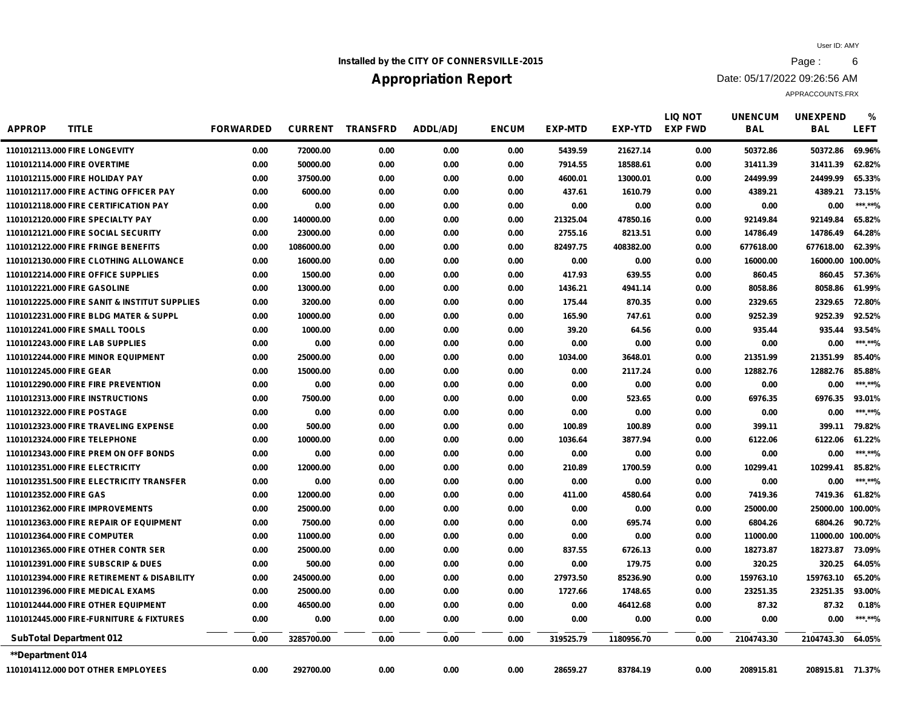Installed by the CITY OF CONNERSVILLE-2015

# Appropriation Report

User ID: AMY
Date: 05/17/2022 09:26:56 AM
APPRACCOUNTS.FRX

| APPROP | TITLE | FORWARDED | CURRENT | TRANSFRD | ADDL/ADJ | ENCUM | EXP-MTD | EXP-YTD | LIQ NOT EXP FWD | UNENCUM BAL | UNEXPEND BAL | % LEFT |
|---|---|---|---|---|---|---|---|---|---|---|---|---|
| 1101012113.000 | FIRE LONGEVITY | 0.00 | 72000.00 | 0.00 | 0.00 | 0.00 | 5439.59 | 21627.14 | 0.00 | 50372.86 | 50372.86 | 69.96% |
| 1101012114.000 | FIRE OVERTIME | 0.00 | 50000.00 | 0.00 | 0.00 | 0.00 | 7914.55 | 18588.61 | 0.00 | 31411.39 | 31411.39 | 62.82% |
| 1101012115.000 | FIRE HOLIDAY PAY | 0.00 | 37500.00 | 0.00 | 0.00 | 0.00 | 4600.01 | 13000.01 | 0.00 | 24499.99 | 24499.99 | 65.33% |
| 1101012117.000 | FIRE ACTING OFFICER PAY | 0.00 | 6000.00 | 0.00 | 0.00 | 0.00 | 437.61 | 1610.79 | 0.00 | 4389.21 | 4389.21 | 73.15% |
| 1101012118.000 | FIRE CERTIFICATION PAY | 0.00 | 0.00 | 0.00 | 0.00 | 0.00 | 0.00 | 0.00 | 0.00 | 0.00 | 0.00 | \*\*\*.\*\*% |
| 1101012120.000 | FIRE SPECIALTY PAY | 0.00 | 140000.00 | 0.00 | 0.00 | 0.00 | 21325.04 | 47850.16 | 0.00 | 92149.84 | 92149.84 | 65.82% |
| 1101012121.000 | FIRE SOCIAL SECURITY | 0.00 | 23000.00 | 0.00 | 0.00 | 0.00 | 2755.16 | 8213.51 | 0.00 | 14786.49 | 14786.49 | 64.28% |
| 1101012122.000 | FIRE FRINGE BENEFITS | 0.00 | 1086000.00 | 0.00 | 0.00 | 0.00 | 82497.75 | 408382.00 | 0.00 | 677618.00 | 677618.00 | 62.39% |
| 1101012130.000 | FIRE CLOTHING ALLOWANCE | 0.00 | 16000.00 | 0.00 | 0.00 | 0.00 | 0.00 | 0.00 | 0.00 | 16000.00 | 16000.00 | 100.00% |
| 1101012214.000 | FIRE OFFICE SUPPLIES | 0.00 | 1500.00 | 0.00 | 0.00 | 0.00 | 417.93 | 639.55 | 0.00 | 860.45 | 860.45 | 57.36% |
| 1101012221.000 | FIRE GASOLINE | 0.00 | 13000.00 | 0.00 | 0.00 | 0.00 | 1436.21 | 4941.14 | 0.00 | 8058.86 | 8058.86 | 61.99% |
| 1101012225.000 | FIRE SANIT & INSTITUT SUPPLIES | 0.00 | 3200.00 | 0.00 | 0.00 | 0.00 | 175.44 | 870.35 | 0.00 | 2329.65 | 2329.65 | 72.80% |
| 1101012231.000 | FIRE BLDG MATER & SUPPL | 0.00 | 10000.00 | 0.00 | 0.00 | 0.00 | 165.90 | 747.61 | 0.00 | 9252.39 | 9252.39 | 92.52% |
| 1101012241.000 | FIRE SMALL TOOLS | 0.00 | 1000.00 | 0.00 | 0.00 | 0.00 | 39.20 | 64.56 | 0.00 | 935.44 | 935.44 | 93.54% |
| 1101012243.000 | FIRE LAB SUPPLIES | 0.00 | 0.00 | 0.00 | 0.00 | 0.00 | 0.00 | 0.00 | 0.00 | 0.00 | 0.00 | \*\*\*.\*\*% |
| 1101012244.000 | FIRE MINOR EQUIPMENT | 0.00 | 25000.00 | 0.00 | 0.00 | 0.00 | 1034.00 | 3648.01 | 0.00 | 21351.99 | 21351.99 | 85.40% |
| 1101012245.000 | FIRE GEAR | 0.00 | 15000.00 | 0.00 | 0.00 | 0.00 | 0.00 | 2117.24 | 0.00 | 12882.76 | 12882.76 | 85.88% |
| 1101012290.000 | FIRE FIRE PREVENTION | 0.00 | 0.00 | 0.00 | 0.00 | 0.00 | 0.00 | 0.00 | 0.00 | 0.00 | 0.00 | \*\*\*.\*\*% |
| 1101012313.000 | FIRE INSTRUCTIONS | 0.00 | 7500.00 | 0.00 | 0.00 | 0.00 | 0.00 | 523.65 | 0.00 | 6976.35 | 6976.35 | 93.01% |
| 1101012322.000 | FIRE POSTAGE | 0.00 | 0.00 | 0.00 | 0.00 | 0.00 | 0.00 | 0.00 | 0.00 | 0.00 | 0.00 | \*\*\*.\*\*% |
| 1101012323.000 | FIRE TRAVELING EXPENSE | 0.00 | 500.00 | 0.00 | 0.00 | 0.00 | 100.89 | 100.89 | 0.00 | 399.11 | 399.11 | 79.82% |
| 1101012324.000 | FIRE TELEPHONE | 0.00 | 10000.00 | 0.00 | 0.00 | 0.00 | 1036.64 | 3877.94 | 0.00 | 6122.06 | 6122.06 | 61.22% |
| 1101012343.000 | FIRE PREM ON OFF BONDS | 0.00 | 0.00 | 0.00 | 0.00 | 0.00 | 0.00 | 0.00 | 0.00 | 0.00 | 0.00 | \*\*\*.\*\*% |
| 1101012351.000 | FIRE ELECTRICITY | 0.00 | 12000.00 | 0.00 | 0.00 | 0.00 | 210.89 | 1700.59 | 0.00 | 10299.41 | 10299.41 | 85.82% |
| 1101012351.500 | FIRE ELECTRICITY TRANSFER | 0.00 | 0.00 | 0.00 | 0.00 | 0.00 | 0.00 | 0.00 | 0.00 | 0.00 | 0.00 | \*\*\*.\*\*% |
| 1101012352.000 | FIRE GAS | 0.00 | 12000.00 | 0.00 | 0.00 | 0.00 | 411.00 | 4580.64 | 0.00 | 7419.36 | 7419.36 | 61.82% |
| 1101012362.000 | FIRE IMPROVEMENTS | 0.00 | 25000.00 | 0.00 | 0.00 | 0.00 | 0.00 | 0.00 | 0.00 | 25000.00 | 25000.00 | 100.00% |
| 1101012363.000 | FIRE REPAIR OF EQUIPMENT | 0.00 | 7500.00 | 0.00 | 0.00 | 0.00 | 0.00 | 695.74 | 0.00 | 6804.26 | 6804.26 | 90.72% |
| 1101012364.000 | FIRE COMPUTER | 0.00 | 11000.00 | 0.00 | 0.00 | 0.00 | 0.00 | 0.00 | 0.00 | 11000.00 | 11000.00 | 100.00% |
| 1101012365.000 | FIRE OTHER CONTR SER | 0.00 | 25000.00 | 0.00 | 0.00 | 0.00 | 837.55 | 6726.13 | 0.00 | 18273.87 | 18273.87 | 73.09% |
| 1101012391.000 | FIRE SUBSCRIP & DUES | 0.00 | 500.00 | 0.00 | 0.00 | 0.00 | 0.00 | 179.75 | 0.00 | 320.25 | 320.25 | 64.05% |
| 1101012394.000 | FIRE RETIREMENT & DISABILITY | 0.00 | 245000.00 | 0.00 | 0.00 | 0.00 | 27973.50 | 85236.90 | 0.00 | 159763.10 | 159763.10 | 65.20% |
| 1101012396.000 | FIRE MEDICAL EXAMS | 0.00 | 25000.00 | 0.00 | 0.00 | 0.00 | 1727.66 | 1748.65 | 0.00 | 23251.35 | 23251.35 | 93.00% |
| 1101012444.000 | FIRE OTHER EQUIPMENT | 0.00 | 46500.00 | 0.00 | 0.00 | 0.00 | 0.00 | 46412.68 | 0.00 | 87.32 | 87.32 | 0.18% |
| 1101012445.000 | FIRE-FURNITURE & FIXTURES | 0.00 | 0.00 | 0.00 | 0.00 | 0.00 | 0.00 | 0.00 | 0.00 | 0.00 | 0.00 | \*\*\*.\*\*% |
| **SubTotal Department 012** | | 0.00 | 3285700.00 | 0.00 | 0.00 | 0.00 | 319525.79 | 1180956.70 | 0.00 | 2104743.30 | 2104743.30 | 64.05% |
| **\*\*Department 014** | | | | | | | | | | | | |
| 1101014112.000 | DOT OTHER EMPLOYEES | 0.00 | 292700.00 | 0.00 | 0.00 | 0.00 | 28659.27 | 83784.19 | 0.00 | 208915.81 | 208915.81 | 71.37% |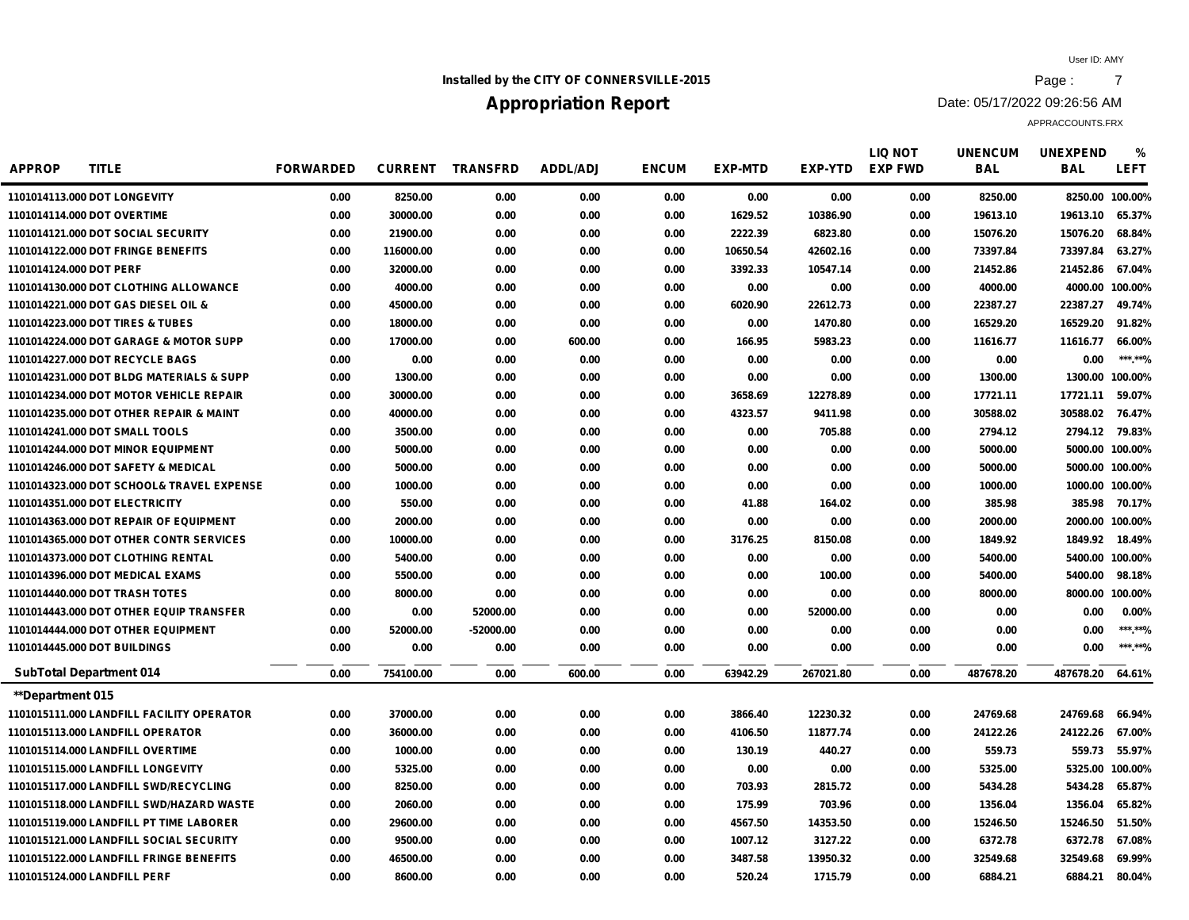Installed by the CITY OF CONNERSVILLE-2015

# Appropriation Report

User ID: AMY
Date: 05/17/2022 09:26:56 AM
APPRACCOUNTS.FRX

| APPROP | TITLE | FORWARDED | CURRENT | TRANSFRD | ADDL/ADJ | ENCUM | EXP-MTD | EXP-YTD | LIQ NOT EXP FWD | UNENCUM BAL | UNEXPEND BAL | % LEFT |
|---|---|---|---|---|---|---|---|---|---|---|---|---|
| 1101014113.000 | DOT LONGEVITY | 0.00 | 8250.00 | 0.00 | 0.00 | 0.00 | 0.00 | 0.00 | 0.00 | 8250.00 | 8250.00 | 100.00% |
| 1101014114.000 | DOT OVERTIME | 0.00 | 30000.00 | 0.00 | 0.00 | 0.00 | 1629.52 | 10386.90 | 0.00 | 19613.10 | 19613.10 | 65.37% |
| 1101014121.000 | DOT SOCIAL SECURITY | 0.00 | 21900.00 | 0.00 | 0.00 | 0.00 | 2222.39 | 6823.80 | 0.00 | 15076.20 | 15076.20 | 68.84% |
| 1101014122.000 | DOT FRINGE BENEFITS | 0.00 | 116000.00 | 0.00 | 0.00 | 0.00 | 10650.54 | 42602.16 | 0.00 | 73397.84 | 73397.84 | 63.27% |
| 1101014124.000 | DOT PERF | 0.00 | 32000.00 | 0.00 | 0.00 | 0.00 | 3392.33 | 10547.14 | 0.00 | 21452.86 | 21452.86 | 67.04% |
| 1101014130.000 | DOT CLOTHING ALLOWANCE | 0.00 | 4000.00 | 0.00 | 0.00 | 0.00 | 0.00 | 0.00 | 0.00 | 4000.00 | 4000.00 | 100.00% |
| 1101014221.000 | DOT GAS DIESEL OIL & | 0.00 | 45000.00 | 0.00 | 0.00 | 0.00 | 6020.90 | 22612.73 | 0.00 | 22387.27 | 22387.27 | 49.74% |
| 1101014223.000 | DOT TIRES & TUBES | 0.00 | 18000.00 | 0.00 | 0.00 | 0.00 | 0.00 | 1470.80 | 0.00 | 16529.20 | 16529.20 | 91.82% |
| 1101014224.000 | DOT GARAGE & MOTOR SUPP | 0.00 | 17000.00 | 0.00 | 600.00 | 0.00 | 166.95 | 5983.23 | 0.00 | 11616.77 | 11616.77 | 66.00% |
| 1101014227.000 | DOT RECYCLE BAGS | 0.00 | 0.00 | 0.00 | 0.00 | 0.00 | 0.00 | 0.00 | 0.00 | 0.00 | 0.00 | \*\*\*.\*\*% |
| 1101014231.000 | DOT BLDG MATERIALS & SUPP | 0.00 | 1300.00 | 0.00 | 0.00 | 0.00 | 0.00 | 0.00 | 0.00 | 1300.00 | 1300.00 | 100.00% |
| 1101014234.000 | DOT MOTOR VEHICLE REPAIR | 0.00 | 30000.00 | 0.00 | 0.00 | 0.00 | 3658.69 | 12278.89 | 0.00 | 17721.11 | 17721.11 | 59.07% |
| 1101014235.000 | DOT OTHER REPAIR & MAINT | 0.00 | 40000.00 | 0.00 | 0.00 | 0.00 | 4323.57 | 9411.98 | 0.00 | 30588.02 | 30588.02 | 76.47% |
| 1101014241.000 | DOT SMALL TOOLS | 0.00 | 3500.00 | 0.00 | 0.00 | 0.00 | 0.00 | 705.88 | 0.00 | 2794.12 | 2794.12 | 79.83% |
| 1101014244.000 | DOT MINOR EQUIPMENT | 0.00 | 5000.00 | 0.00 | 0.00 | 0.00 | 0.00 | 0.00 | 0.00 | 5000.00 | 5000.00 | 100.00% |
| 1101014246.000 | DOT SAFETY & MEDICAL | 0.00 | 5000.00 | 0.00 | 0.00 | 0.00 | 0.00 | 0.00 | 0.00 | 5000.00 | 5000.00 | 100.00% |
| 1101014323.000 | DOT SCHOOL& TRAVEL EXPENSE | 0.00 | 1000.00 | 0.00 | 0.00 | 0.00 | 0.00 | 0.00 | 0.00 | 1000.00 | 1000.00 | 100.00% |
| 1101014351.000 | DOT ELECTRICITY | 0.00 | 550.00 | 0.00 | 0.00 | 0.00 | 41.88 | 164.02 | 0.00 | 385.98 | 385.98 | 70.17% |
| 1101014363.000 | DOT REPAIR OF EQUIPMENT | 0.00 | 2000.00 | 0.00 | 0.00 | 0.00 | 0.00 | 0.00 | 0.00 | 2000.00 | 2000.00 | 100.00% |
| 1101014365.000 | DOT OTHER CONTR SERVICES | 0.00 | 10000.00 | 0.00 | 0.00 | 0.00 | 3176.25 | 8150.08 | 0.00 | 1849.92 | 1849.92 | 18.49% |
| 1101014373.000 | DOT CLOTHING RENTAL | 0.00 | 5400.00 | 0.00 | 0.00 | 0.00 | 0.00 | 0.00 | 0.00 | 5400.00 | 5400.00 | 100.00% |
| 1101014396.000 | DOT MEDICAL EXAMS | 0.00 | 5500.00 | 0.00 | 0.00 | 0.00 | 0.00 | 100.00 | 0.00 | 5400.00 | 5400.00 | 98.18% |
| 1101014440.000 | DOT TRASH TOTES | 0.00 | 8000.00 | 0.00 | 0.00 | 0.00 | 0.00 | 0.00 | 0.00 | 8000.00 | 8000.00 | 100.00% |
| 1101014443.000 | DOT OTHER EQUIP TRANSFER | 0.00 | 0.00 | 52000.00 | 0.00 | 0.00 | 0.00 | 52000.00 | 0.00 | 0.00 | 0.00 | 0.00% |
| 1101014444.000 | DOT OTHER EQUIPMENT | 0.00 | 52000.00 | -52000.00 | 0.00 | 0.00 | 0.00 | 0.00 | 0.00 | 0.00 | 0.00 | \*\*\*.\*\*% |
| 1101014445.000 | DOT BUILDINGS | 0.00 | 0.00 | 0.00 | 0.00 | 0.00 | 0.00 | 0.00 | 0.00 | 0.00 | 0.00 | \*\*\*.\*\*% |
| **SubTotal Department 014** | | 0.00 | 754100.00 | 0.00 | 600.00 | 0.00 | 63942.29 | 267021.80 | 0.00 | 487678.20 | 487678.20 | 64.61% |
| **\*\*Department 015** | | | | | | | | | | | | |
| 1101015111.000 | LANDFILL FACILITY OPERATOR | 0.00 | 37000.00 | 0.00 | 0.00 | 0.00 | 3866.40 | 12230.32 | 0.00 | 24769.68 | 24769.68 | 66.94% |
| 1101015113.000 | LANDFILL OPERATOR | 0.00 | 36000.00 | 0.00 | 0.00 | 0.00 | 4106.50 | 11877.74 | 0.00 | 24122.26 | 24122.26 | 67.00% |
| 1101015114.000 | LANDFILL OVERTIME | 0.00 | 1000.00 | 0.00 | 0.00 | 0.00 | 130.19 | 440.27 | 0.00 | 559.73 | 559.73 | 55.97% |
| 1101015115.000 | LANDFILL LONGEVITY | 0.00 | 5325.00 | 0.00 | 0.00 | 0.00 | 0.00 | 0.00 | 0.00 | 5325.00 | 5325.00 | 100.00% |
| 1101015117.000 | LANDFILL SWD/RECYCLING | 0.00 | 8250.00 | 0.00 | 0.00 | 0.00 | 703.93 | 2815.72 | 0.00 | 5434.28 | 5434.28 | 65.87% |
| 1101015118.000 | LANDFILL SWD/HAZARD WASTE | 0.00 | 2060.00 | 0.00 | 0.00 | 0.00 | 175.99 | 703.96 | 0.00 | 1356.04 | 1356.04 | 65.82% |
| 1101015119.000 | LANDFILL PT TIME LABORER | 0.00 | 29600.00 | 0.00 | 0.00 | 0.00 | 4567.50 | 14353.50 | 0.00 | 15246.50 | 15246.50 | 51.50% |
| 1101015121.000 | LANDFILL SOCIAL SECURITY | 0.00 | 9500.00 | 0.00 | 0.00 | 0.00 | 1007.12 | 3127.22 | 0.00 | 6372.78 | 6372.78 | 67.08% |
| 1101015122.000 | LANDFILL FRINGE BENEFITS | 0.00 | 46500.00 | 0.00 | 0.00 | 0.00 | 3487.58 | 13950.32 | 0.00 | 32549.68 | 32549.68 | 69.99% |
| 1101015124.000 | LANDFILL PERF | 0.00 | 8600.00 | 0.00 | 0.00 | 0.00 | 520.24 | 1715.79 | 0.00 | 6884.21 | 6884.21 | 80.04% |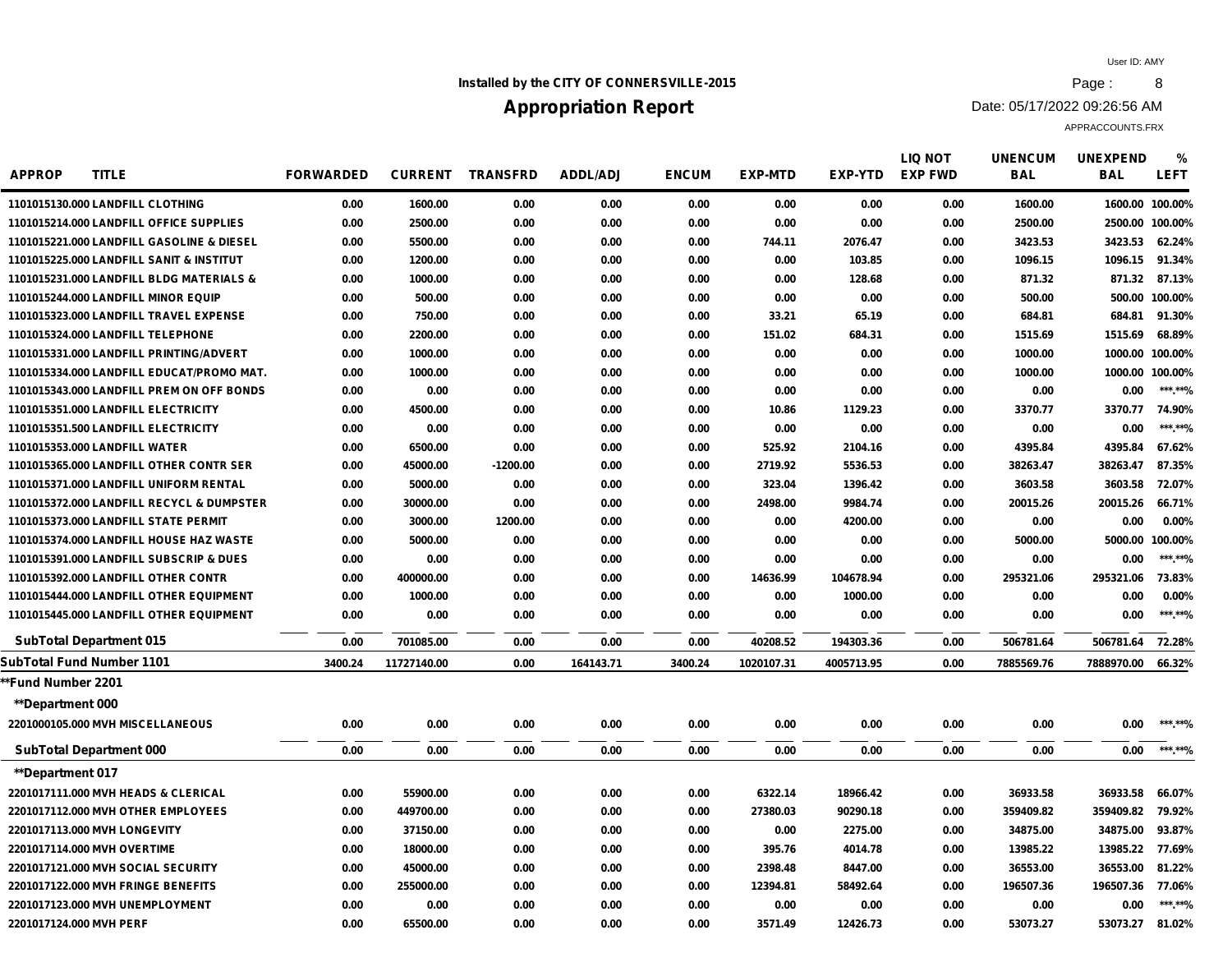Installed by the CITY OF CONNERSVILLE-2015

# Appropriation Report

User ID: AMY
Date: 05/17/2022 09:26:56 AM
APPRACCOUNTS.FRX

| APPROP | TITLE | FORWARDED | CURRENT | TRANSFRD | ADDL/ADJ | ENCUM | EXP-MTD | EXP-YTD | LIQ NOT EXP FWD | UNENCUM BAL | UNEXPEND BAL | % LEFT |
|---|---|---|---|---|---|---|---|---|---|---|---|---|
| 1101015130.000 | LANDFILL CLOTHING | 0.00 | 1600.00 | 0.00 | 0.00 | 0.00 | 0.00 | 0.00 | 0.00 | 1600.00 | 1600.00 | 100.00% |
| 1101015214.000 | LANDFILL OFFICE SUPPLIES | 0.00 | 2500.00 | 0.00 | 0.00 | 0.00 | 0.00 | 0.00 | 0.00 | 2500.00 | 2500.00 | 100.00% |
| 1101015221.000 | LANDFILL GASOLINE & DIESEL | 0.00 | 5500.00 | 0.00 | 0.00 | 0.00 | 744.11 | 2076.47 | 0.00 | 3423.53 | 3423.53 | 62.24% |
| 1101015225.000 | LANDFILL SANIT & INSTITUT | 0.00 | 1200.00 | 0.00 | 0.00 | 0.00 | 0.00 | 103.85 | 0.00 | 1096.15 | 1096.15 | 91.34% |
| 1101015231.000 | LANDFILL BLDG MATERIALS & | 0.00 | 1000.00 | 0.00 | 0.00 | 0.00 | 0.00 | 128.68 | 0.00 | 871.32 | 871.32 | 87.13% |
| 1101015244.000 | LANDFILL MINOR EQUIP | 0.00 | 500.00 | 0.00 | 0.00 | 0.00 | 0.00 | 0.00 | 0.00 | 500.00 | 500.00 | 100.00% |
| 1101015323.000 | LANDFILL TRAVEL EXPENSE | 0.00 | 750.00 | 0.00 | 0.00 | 0.00 | 33.21 | 65.19 | 0.00 | 684.81 | 684.81 | 91.30% |
| 1101015324.000 | LANDFILL TELEPHONE | 0.00 | 2200.00 | 0.00 | 0.00 | 0.00 | 151.02 | 684.31 | 0.00 | 1515.69 | 1515.69 | 68.89% |
| 1101015331.000 | LANDFILL PRINTING/ADVERT | 0.00 | 1000.00 | 0.00 | 0.00 | 0.00 | 0.00 | 0.00 | 0.00 | 1000.00 | 1000.00 | 100.00% |
| 1101015334.000 | LANDFILL EDUCAT/PROMO MAT. | 0.00 | 1000.00 | 0.00 | 0.00 | 0.00 | 0.00 | 0.00 | 0.00 | 1000.00 | 1000.00 | 100.00% |
| 1101015343.000 | LANDFILL PREM ON OFF BONDS | 0.00 | 0.00 | 0.00 | 0.00 | 0.00 | 0.00 | 0.00 | 0.00 | 0.00 | 0.00 | ***.**% |
| 1101015351.000 | LANDFILL ELECTRICITY | 0.00 | 4500.00 | 0.00 | 0.00 | 0.00 | 10.86 | 1129.23 | 0.00 | 3370.77 | 3370.77 | 74.90% |
| 1101015351.500 | LANDFILL ELECTRICITY | 0.00 | 0.00 | 0.00 | 0.00 | 0.00 | 0.00 | 0.00 | 0.00 | 0.00 | 0.00 | ***.**% |
| 1101015353.000 | LANDFILL WATER | 0.00 | 6500.00 | 0.00 | 0.00 | 0.00 | 525.92 | 2104.16 | 0.00 | 4395.84 | 4395.84 | 67.62% |
| 1101015365.000 | LANDFILL OTHER CONTR SER | 0.00 | 45000.00 | -1200.00 | 0.00 | 0.00 | 2719.92 | 5536.53 | 0.00 | 38263.47 | 38263.47 | 87.35% |
| 1101015371.000 | LANDFILL UNIFORM RENTAL | 0.00 | 5000.00 | 0.00 | 0.00 | 0.00 | 323.04 | 1396.42 | 0.00 | 3603.58 | 3603.58 | 72.07% |
| 1101015372.000 | LANDFILL RECYCL & DUMPSTER | 0.00 | 30000.00 | 0.00 | 0.00 | 0.00 | 2498.00 | 9984.74 | 0.00 | 20015.26 | 20015.26 | 66.71% |
| 1101015373.000 | LANDFILL STATE PERMIT | 0.00 | 3000.00 | 1200.00 | 0.00 | 0.00 | 0.00 | 4200.00 | 0.00 | 0.00 | 0.00 | 0.00% |
| 1101015374.000 | LANDFILL HOUSE HAZ WASTE | 0.00 | 5000.00 | 0.00 | 0.00 | 0.00 | 0.00 | 0.00 | 0.00 | 5000.00 | 5000.00 | 100.00% |
| 1101015391.000 | LANDFILL SUBSCRIP & DUES | 0.00 | 0.00 | 0.00 | 0.00 | 0.00 | 0.00 | 0.00 | 0.00 | 0.00 | 0.00 | ***.**% |
| 1101015392.000 | LANDFILL OTHER CONTR | 0.00 | 400000.00 | 0.00 | 0.00 | 0.00 | 14636.99 | 104678.94 | 0.00 | 295321.06 | 295321.06 | 73.83% |
| 1101015444.000 | LANDFILL OTHER EQUIPMENT | 0.00 | 1000.00 | 0.00 | 0.00 | 0.00 | 0.00 | 1000.00 | 0.00 | 0.00 | 0.00 | 0.00% |
| 1101015445.000 | LANDFILL OTHER EQUIPMENT | 0.00 | 0.00 | 0.00 | 0.00 | 0.00 | 0.00 | 0.00 | 0.00 | 0.00 | 0.00 | ***.**% |
| **SubTotal Department 015** | | 0.00 | 701085.00 | 0.00 | 0.00 | 0.00 | 40208.52 | 194303.36 | 0.00 | 506781.64 | 506781.64 | 72.28% |
| **SubTotal Fund Number 1101** | | 3400.24 | 11727140.00 | 0.00 | 164143.71 | 3400.24 | 1020107.31 | 4005713.95 | 0.00 | 7885569.76 | 7888970.00 | 66.32% |
| **\*\*Fund Number 2201** | | | | | | | | | | | | |
| **\*\*Department 000** | | | | | | | | | | | | |
| 2201000105.000 | MVH MISCELLANEOUS | 0.00 | 0.00 | 0.00 | 0.00 | 0.00 | 0.00 | 0.00 | 0.00 | 0.00 | 0.00 | ***.**% |
| **SubTotal Department 000** | | 0.00 | 0.00 | 0.00 | 0.00 | 0.00 | 0.00 | 0.00 | 0.00 | 0.00 | 0.00 | ***.**% |
| **\*\*Department 017** | | | | | | | | | | | | |
| 2201017111.000 | MVH HEADS & CLERICAL | 0.00 | 55900.00 | 0.00 | 0.00 | 0.00 | 6322.14 | 18966.42 | 0.00 | 36933.58 | 36933.58 | 66.07% |
| 2201017112.000 | MVH OTHER EMPLOYEES | 0.00 | 449700.00 | 0.00 | 0.00 | 0.00 | 27380.03 | 90290.18 | 0.00 | 359409.82 | 359409.82 | 79.92% |
| 2201017113.000 | MVH LONGEVITY | 0.00 | 37150.00 | 0.00 | 0.00 | 0.00 | 0.00 | 2275.00 | 0.00 | 34875.00 | 34875.00 | 93.87% |
| 2201017114.000 | MVH OVERTIME | 0.00 | 18000.00 | 0.00 | 0.00 | 0.00 | 395.76 | 4014.78 | 0.00 | 13985.22 | 13985.22 | 77.69% |
| 2201017121.000 | MVH SOCIAL SECURITY | 0.00 | 45000.00 | 0.00 | 0.00 | 0.00 | 2398.48 | 8447.00 | 0.00 | 36553.00 | 36553.00 | 81.22% |
| 2201017122.000 | MVH FRINGE BENEFITS | 0.00 | 255000.00 | 0.00 | 0.00 | 0.00 | 12394.81 | 58492.64 | 0.00 | 196507.36 | 196507.36 | 77.06% |
| 2201017123.000 | MVH UNEMPLOYMENT | 0.00 | 0.00 | 0.00 | 0.00 | 0.00 | 0.00 | 0.00 | 0.00 | 0.00 | 0.00 | ***.**% |
| 2201017124.000 | MVH PERF | 0.00 | 65500.00 | 0.00 | 0.00 | 0.00 | 3571.49 | 12426.73 | 0.00 | 53073.27 | 53073.27 | 81.02% |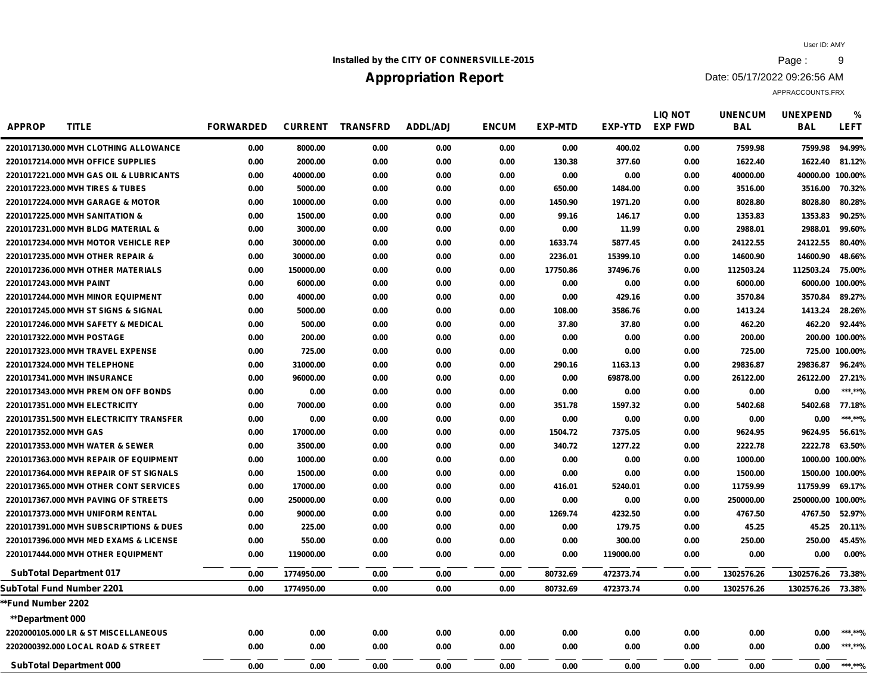Installed by the CITY OF CONNERSVILLE-2015

# Appropriation Report

User ID: AMY
Date: 05/17/2022 09:26:56 AM
APPRACCOUNTS.FRX

| APPROP | TITLE | FORWARDED | CURRENT | TRANSFRD | ADDL/ADJ | ENCUM | EXP-MTD | EXP-YTD | LIQ NOT EXP FWD | UNENCUM BAL | UNEXPEND BAL | % LEFT |
|---|---|---|---|---|---|---|---|---|---|---|---|---|
| 2201017130.000 | MVH CLOTHING ALLOWANCE | 0.00 | 8000.00 | 0.00 | 0.00 | 0.00 | 0.00 | 400.02 | 0.00 | 7599.98 | 7599.98 | 94.99% |
| 2201017214.000 | MVH OFFICE SUPPLIES | 0.00 | 2000.00 | 0.00 | 0.00 | 0.00 | 130.38 | 377.60 | 0.00 | 1622.40 | 1622.40 | 81.12% |
| 2201017221.000 | MVH GAS OIL & LUBRICANTS | 0.00 | 40000.00 | 0.00 | 0.00 | 0.00 | 0.00 | 0.00 | 0.00 | 40000.00 | 40000.00 | 100.00% |
| 2201017223.000 | MVH TIRES & TUBES | 0.00 | 5000.00 | 0.00 | 0.00 | 0.00 | 650.00 | 1484.00 | 0.00 | 3516.00 | 3516.00 | 70.32% |
| 2201017224.000 | MVH GARAGE & MOTOR | 0.00 | 10000.00 | 0.00 | 0.00 | 0.00 | 1450.90 | 1971.20 | 0.00 | 8028.80 | 8028.80 | 80.28% |
| 2201017225.000 | MVH SANITATION & | 0.00 | 1500.00 | 0.00 | 0.00 | 0.00 | 99.16 | 146.17 | 0.00 | 1353.83 | 1353.83 | 90.25% |
| 2201017231.000 | MVH BLDG MATERIAL & | 0.00 | 3000.00 | 0.00 | 0.00 | 0.00 | 0.00 | 11.99 | 0.00 | 2988.01 | 2988.01 | 99.60% |
| 2201017234.000 | MVH MOTOR VEHICLE REP | 0.00 | 30000.00 | 0.00 | 0.00 | 0.00 | 1633.74 | 5877.45 | 0.00 | 24122.55 | 24122.55 | 80.40% |
| 2201017235.000 | MVH OTHER REPAIR & | 0.00 | 30000.00 | 0.00 | 0.00 | 0.00 | 2236.01 | 15399.10 | 0.00 | 14600.90 | 14600.90 | 48.66% |
| 2201017236.000 | MVH OTHER MATERIALS | 0.00 | 150000.00 | 0.00 | 0.00 | 0.00 | 17750.86 | 37496.76 | 0.00 | 112503.24 | 112503.24 | 75.00% |
| 2201017243.000 | MVH PAINT | 0.00 | 6000.00 | 0.00 | 0.00 | 0.00 | 0.00 | 0.00 | 0.00 | 6000.00 | 6000.00 | 100.00% |
| 2201017244.000 | MVH MINOR EQUIPMENT | 0.00 | 4000.00 | 0.00 | 0.00 | 0.00 | 0.00 | 429.16 | 0.00 | 3570.84 | 3570.84 | 89.27% |
| 2201017245.000 | MVH ST SIGNS & SIGNAL | 0.00 | 5000.00 | 0.00 | 0.00 | 0.00 | 108.00 | 3586.76 | 0.00 | 1413.24 | 1413.24 | 28.26% |
| 2201017246.000 | MVH SAFETY & MEDICAL | 0.00 | 500.00 | 0.00 | 0.00 | 0.00 | 37.80 | 37.80 | 0.00 | 462.20 | 462.20 | 92.44% |
| 2201017322.000 | MVH POSTAGE | 0.00 | 200.00 | 0.00 | 0.00 | 0.00 | 0.00 | 0.00 | 0.00 | 200.00 | 200.00 | 100.00% |
| 2201017323.000 | MVH TRAVEL EXPENSE | 0.00 | 725.00 | 0.00 | 0.00 | 0.00 | 0.00 | 0.00 | 0.00 | 725.00 | 725.00 | 100.00% |
| 2201017324.000 | MVH TELEPHONE | 0.00 | 31000.00 | 0.00 | 0.00 | 0.00 | 290.16 | 1163.13 | 0.00 | 29836.87 | 29836.87 | 96.24% |
| 2201017341.000 | MVH INSURANCE | 0.00 | 96000.00 | 0.00 | 0.00 | 0.00 | 0.00 | 69878.00 | 0.00 | 26122.00 | 26122.00 | 27.21% |
| 2201017343.000 | MVH PREM ON OFF BONDS | 0.00 | 0.00 | 0.00 | 0.00 | 0.00 | 0.00 | 0.00 | 0.00 | 0.00 | 0.00 | ***.**% |
| 2201017351.000 | MVH ELECTRICITY | 0.00 | 7000.00 | 0.00 | 0.00 | 0.00 | 351.78 | 1597.32 | 0.00 | 5402.68 | 5402.68 | 77.18% |
| 2201017351.500 | MVH ELECTRICITY TRANSFER | 0.00 | 0.00 | 0.00 | 0.00 | 0.00 | 0.00 | 0.00 | 0.00 | 0.00 | 0.00 | ***.**% |
| 2201017352.000 | MVH GAS | 0.00 | 17000.00 | 0.00 | 0.00 | 0.00 | 1504.72 | 7375.05 | 0.00 | 9624.95 | 9624.95 | 56.61% |
| 2201017353.000 | MVH WATER & SEWER | 0.00 | 3500.00 | 0.00 | 0.00 | 0.00 | 340.72 | 1277.22 | 0.00 | 2222.78 | 2222.78 | 63.50% |
| 2201017363.000 | MVH REPAIR OF EQUIPMENT | 0.00 | 1000.00 | 0.00 | 0.00 | 0.00 | 0.00 | 0.00 | 0.00 | 1000.00 | 1000.00 | 100.00% |
| 2201017364.000 | MVH REPAIR OF ST SIGNALS | 0.00 | 1500.00 | 0.00 | 0.00 | 0.00 | 0.00 | 0.00 | 0.00 | 1500.00 | 1500.00 | 100.00% |
| 2201017365.000 | MVH OTHER CONT SERVICES | 0.00 | 17000.00 | 0.00 | 0.00 | 0.00 | 416.01 | 5240.01 | 0.00 | 11759.99 | 11759.99 | 69.17% |
| 2201017367.000 | MVH PAVING OF STREETS | 0.00 | 250000.00 | 0.00 | 0.00 | 0.00 | 0.00 | 0.00 | 0.00 | 250000.00 | 250000.00 | 100.00% |
| 2201017373.000 | MVH UNIFORM RENTAL | 0.00 | 9000.00 | 0.00 | 0.00 | 0.00 | 1269.74 | 4232.50 | 0.00 | 4767.50 | 4767.50 | 52.97% |
| 2201017391.000 | MVH SUBSCRIPTIONS & DUES | 0.00 | 225.00 | 0.00 | 0.00 | 0.00 | 0.00 | 179.75 | 0.00 | 45.25 | 45.25 | 20.11% |
| 2201017396.000 | MVH MED EXAMS & LICENSE | 0.00 | 550.00 | 0.00 | 0.00 | 0.00 | 0.00 | 300.00 | 0.00 | 250.00 | 250.00 | 45.45% |
| 2201017444.000 | MVH OTHER EQUIPMENT | 0.00 | 119000.00 | 0.00 | 0.00 | 0.00 | 0.00 | 119000.00 | 0.00 | 0.00 | 0.00 | 0.00% |
| SubTotal Department 017 | | 0.00 | 1774950.00 | 0.00 | 0.00 | 0.00 | 80732.69 | 472373.74 | 0.00 | 1302576.26 | 1302576.26 | 73.38% |
| SubTotal Fund Number 2201 | | 0.00 | 1774950.00 | 0.00 | 0.00 | 0.00 | 80732.69 | 472373.74 | 0.00 | 1302576.26 | 1302576.26 | 73.38% |
| **Fund Number 2202 | | | | | | | | | | | | |
| **Department 000 | | | | | | | | | | | | |
| 2202000105.000 | LR & ST MISCELLANEOUS | 0.00 | 0.00 | 0.00 | 0.00 | 0.00 | 0.00 | 0.00 | 0.00 | 0.00 | 0.00 | ***.**% |
| 2202000392.000 | LOCAL ROAD & STREET | 0.00 | 0.00 | 0.00 | 0.00 | 0.00 | 0.00 | 0.00 | 0.00 | 0.00 | 0.00 | ***.**% |
| SubTotal Department 000 | | 0.00 | 0.00 | 0.00 | 0.00 | 0.00 | 0.00 | 0.00 | 0.00 | 0.00 | 0.00 | ***.**% |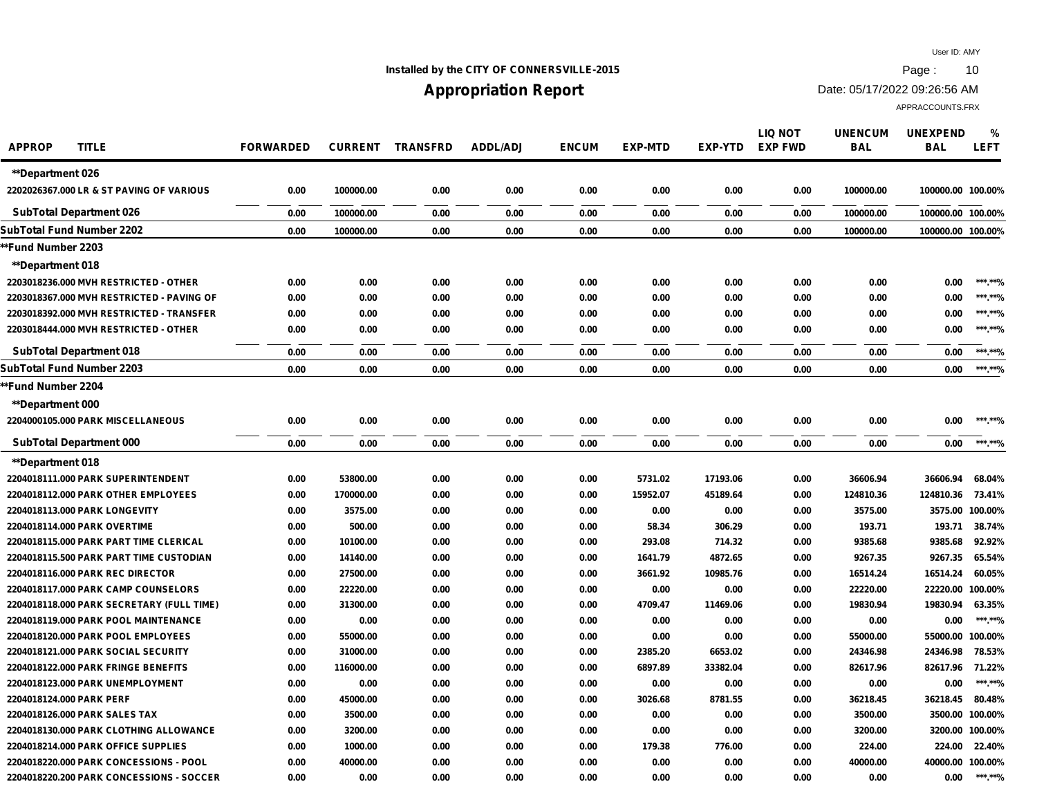Installed by the CITY OF CONNERSVILLE-2015

# Appropriation Report

User ID: AMY
Date: 05/17/2022 09:26:56 AM
APPRACCOUNTS.FRX

| APPROP | TITLE | FORWARDED | CURRENT | TRANSFRD | ADDL/ADJ | ENCUM | EXP-MTD | EXP-YTD | LIQ NOT EXP FWD | UNENCUM BAL | UNEXPEND BAL | % LEFT |
|---|---|---|---|---|---|---|---|---|---|---|---|---|
| **Department 026 | | | | | | | | | | | | |
| 2202026367.000 | LR & ST PAVING OF VARIOUS | 0.00 | 100000.00 | 0.00 | 0.00 | 0.00 | 0.00 | 0.00 | 0.00 | 100000.00 | 100000.00 | 100.00% |
| SubTotal Department 026 | | 0.00 | 100000.00 | 0.00 | 0.00 | 0.00 | 0.00 | 0.00 | 0.00 | 100000.00 | 100000.00 | 100.00% |
| SubTotal Fund Number 2202 | | 0.00 | 100000.00 | 0.00 | 0.00 | 0.00 | 0.00 | 0.00 | 0.00 | 100000.00 | 100000.00 | 100.00% |
| **Fund Number 2203 | | | | | | | | | | | | |
| **Department 018 | | | | | | | | | | | | |
| 2203018236.000 | MVH RESTRICTED - OTHER | 0.00 | 0.00 | 0.00 | 0.00 | 0.00 | 0.00 | 0.00 | 0.00 | 0.00 | 0.00 | ***.**% |
| 2203018367.000 | MVH RESTRICTED - PAVING OF | 0.00 | 0.00 | 0.00 | 0.00 | 0.00 | 0.00 | 0.00 | 0.00 | 0.00 | 0.00 | ***.**% |
| 2203018392.000 | MVH RESTRICTED - TRANSFER | 0.00 | 0.00 | 0.00 | 0.00 | 0.00 | 0.00 | 0.00 | 0.00 | 0.00 | 0.00 | ***.**% |
| 2203018444.000 | MVH RESTRICTED - OTHER | 0.00 | 0.00 | 0.00 | 0.00 | 0.00 | 0.00 | 0.00 | 0.00 | 0.00 | 0.00 | ***.**% |
| SubTotal Department 018 | | 0.00 | 0.00 | 0.00 | 0.00 | 0.00 | 0.00 | 0.00 | 0.00 | 0.00 | 0.00 | ***.**% |
| SubTotal Fund Number 2203 | | 0.00 | 0.00 | 0.00 | 0.00 | 0.00 | 0.00 | 0.00 | 0.00 | 0.00 | 0.00 | ***.**% |
| **Fund Number 2204 | | | | | | | | | | | | |
| **Department 000 | | | | | | | | | | | | |
| 2204000105.000 | PARK MISCELLANEOUS | 0.00 | 0.00 | 0.00 | 0.00 | 0.00 | 0.00 | 0.00 | 0.00 | 0.00 | 0.00 | ***.**% |
| SubTotal Department 000 | | 0.00 | 0.00 | 0.00 | 0.00 | 0.00 | 0.00 | 0.00 | 0.00 | 0.00 | 0.00 | ***.**% |
| **Department 018 | | | | | | | | | | | | |
| 2204018111.000 | PARK SUPERINTENDENT | 0.00 | 53800.00 | 0.00 | 0.00 | 0.00 | 5731.02 | 17193.06 | 0.00 | 36606.94 | 36606.94 | 68.04% |
| 2204018112.000 | PARK OTHER EMPLOYEES | 0.00 | 170000.00 | 0.00 | 0.00 | 0.00 | 15952.07 | 45189.64 | 0.00 | 124810.36 | 124810.36 | 73.41% |
| 2204018113.000 | PARK LONGEVITY | 0.00 | 3575.00 | 0.00 | 0.00 | 0.00 | 0.00 | 0.00 | 0.00 | 3575.00 | 3575.00 | 100.00% |
| 2204018114.000 | PARK OVERTIME | 0.00 | 500.00 | 0.00 | 0.00 | 0.00 | 58.34 | 306.29 | 0.00 | 193.71 | 193.71 | 38.74% |
| 2204018115.000 | PARK PART TIME CLERICAL | 0.00 | 10100.00 | 0.00 | 0.00 | 0.00 | 293.08 | 714.32 | 0.00 | 9385.68 | 9385.68 | 92.92% |
| 2204018115.500 | PARK PART TIME CUSTODIAN | 0.00 | 14140.00 | 0.00 | 0.00 | 0.00 | 1641.79 | 4872.65 | 0.00 | 9267.35 | 9267.35 | 65.54% |
| 2204018116.000 | PARK REC DIRECTOR | 0.00 | 27500.00 | 0.00 | 0.00 | 0.00 | 3661.92 | 10985.76 | 0.00 | 16514.24 | 16514.24 | 60.05% |
| 2204018117.000 | PARK CAMP COUNSELORS | 0.00 | 22220.00 | 0.00 | 0.00 | 0.00 | 0.00 | 0.00 | 0.00 | 22220.00 | 22220.00 | 100.00% |
| 2204018118.000 | PARK SECRETARY (FULL TIME) | 0.00 | 31300.00 | 0.00 | 0.00 | 0.00 | 4709.47 | 11469.06 | 0.00 | 19830.94 | 19830.94 | 63.35% |
| 2204018119.000 | PARK POOL MAINTENANCE | 0.00 | 0.00 | 0.00 | 0.00 | 0.00 | 0.00 | 0.00 | 0.00 | 0.00 | 0.00 | ***.**% |
| 2204018120.000 | PARK POOL EMPLOYEES | 0.00 | 55000.00 | 0.00 | 0.00 | 0.00 | 0.00 | 0.00 | 0.00 | 55000.00 | 55000.00 | 100.00% |
| 2204018121.000 | PARK SOCIAL SECURITY | 0.00 | 31000.00 | 0.00 | 0.00 | 0.00 | 2385.20 | 6653.02 | 0.00 | 24346.98 | 24346.98 | 78.53% |
| 2204018122.000 | PARK FRINGE BENEFITS | 0.00 | 116000.00 | 0.00 | 0.00 | 0.00 | 6897.89 | 33382.04 | 0.00 | 82617.96 | 82617.96 | 71.22% |
| 2204018123.000 | PARK UNEMPLOYMENT | 0.00 | 0.00 | 0.00 | 0.00 | 0.00 | 0.00 | 0.00 | 0.00 | 0.00 | 0.00 | ***.**% |
| 2204018124.000 | PARK PERF | 0.00 | 45000.00 | 0.00 | 0.00 | 0.00 | 3026.68 | 8781.55 | 0.00 | 36218.45 | 36218.45 | 80.48% |
| 2204018126.000 | PARK SALES TAX | 0.00 | 3500.00 | 0.00 | 0.00 | 0.00 | 0.00 | 0.00 | 0.00 | 3500.00 | 3500.00 | 100.00% |
| 2204018130.000 | PARK CLOTHING ALLOWANCE | 0.00 | 3200.00 | 0.00 | 0.00 | 0.00 | 0.00 | 0.00 | 0.00 | 3200.00 | 3200.00 | 100.00% |
| 2204018214.000 | PARK OFFICE SUPPLIES | 0.00 | 1000.00 | 0.00 | 0.00 | 0.00 | 179.38 | 776.00 | 0.00 | 224.00 | 224.00 | 22.40% |
| 2204018220.000 | PARK CONCESSIONS - POOL | 0.00 | 40000.00 | 0.00 | 0.00 | 0.00 | 0.00 | 0.00 | 0.00 | 40000.00 | 40000.00 | 100.00% |
| 2204018220.200 | PARK CONCESSIONS - SOCCER | 0.00 | 0.00 | 0.00 | 0.00 | 0.00 | 0.00 | 0.00 | 0.00 | 0.00 | 0.00 | ***.**% |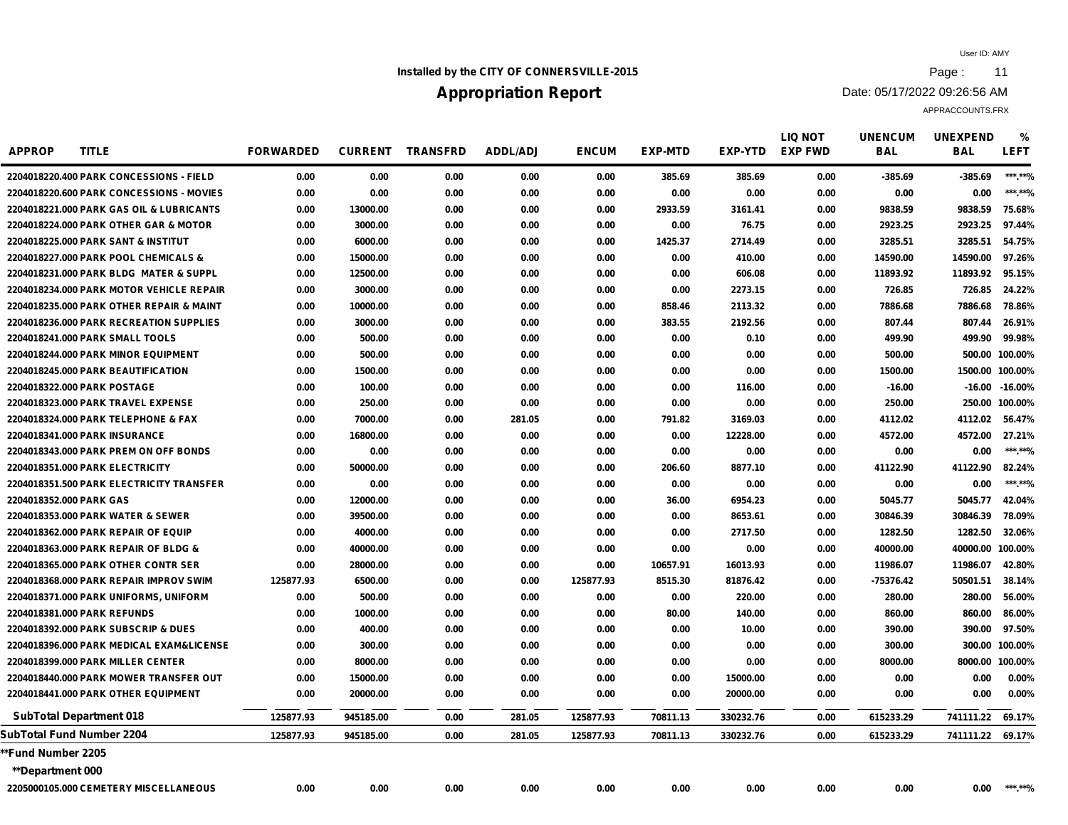Installed by the CITY OF CONNERSVILLE-2015

# Appropriation Report

User ID: AMY
Date: 05/17/2022 09:26:56 AM
APPRACCOUNTS.FRX

| APPROP | TITLE | FORWARDED | CURRENT | TRANSFRD | ADDL/ADJ | ENCUM | EXP-MTD | EXP-YTD | LIQ NOT EXP FWD | UNENCUM BAL | UNEXPEND BAL | % LEFT |
|---|---|---|---|---|---|---|---|---|---|---|---|---|
| 2204018220.400 | PARK CONCESSIONS - FIELD | 0.00 | 0.00 | 0.00 | 0.00 | 0.00 | 385.69 | 385.69 | 0.00 | -385.69 | -385.69 | ***.**% |
| 2204018220.600 | PARK CONCESSIONS - MOVIES | 0.00 | 0.00 | 0.00 | 0.00 | 0.00 | 0.00 | 0.00 | 0.00 | 0.00 | 0.00 | ***.**% |
| 2204018221.000 | PARK GAS OIL & LUBRICANTS | 0.00 | 13000.00 | 0.00 | 0.00 | 0.00 | 2933.59 | 3161.41 | 0.00 | 9838.59 | 9838.59 | 75.68% |
| 2204018224.000 | PARK OTHER GAR & MOTOR | 0.00 | 3000.00 | 0.00 | 0.00 | 0.00 | 0.00 | 76.75 | 0.00 | 2923.25 | 2923.25 | 97.44% |
| 2204018225.000 | PARK SANT & INSTITUT | 0.00 | 6000.00 | 0.00 | 0.00 | 0.00 | 1425.37 | 2714.49 | 0.00 | 3285.51 | 3285.51 | 54.75% |
| 2204018227.000 | PARK POOL CHEMICALS & | 0.00 | 15000.00 | 0.00 | 0.00 | 0.00 | 0.00 | 410.00 | 0.00 | 14590.00 | 14590.00 | 97.26% |
| 2204018231.000 | PARK BLDG MATER & SUPPL | 0.00 | 12500.00 | 0.00 | 0.00 | 0.00 | 0.00 | 606.08 | 0.00 | 11893.92 | 11893.92 | 95.15% |
| 2204018234.000 | PARK MOTOR VEHICLE REPAIR | 0.00 | 3000.00 | 0.00 | 0.00 | 0.00 | 0.00 | 2273.15 | 0.00 | 726.85 | 726.85 | 24.22% |
| 2204018235.000 | PARK OTHER REPAIR & MAINT | 0.00 | 10000.00 | 0.00 | 0.00 | 0.00 | 858.46 | 2113.32 | 0.00 | 7886.68 | 7886.68 | 78.86% |
| 2204018236.000 | PARK RECREATION SUPPLIES | 0.00 | 3000.00 | 0.00 | 0.00 | 0.00 | 383.55 | 2192.56 | 0.00 | 807.44 | 807.44 | 26.91% |
| 2204018241.000 | PARK SMALL TOOLS | 0.00 | 500.00 | 0.00 | 0.00 | 0.00 | 0.00 | 0.10 | 0.00 | 499.90 | 499.90 | 99.98% |
| 2204018244.000 | PARK MINOR EQUIPMENT | 0.00 | 500.00 | 0.00 | 0.00 | 0.00 | 0.00 | 0.00 | 0.00 | 500.00 | 500.00 | 100.00% |
| 2204018245.000 | PARK BEAUTIFICATION | 0.00 | 1500.00 | 0.00 | 0.00 | 0.00 | 0.00 | 0.00 | 0.00 | 1500.00 | 1500.00 | 100.00% |
| 2204018322.000 | PARK POSTAGE | 0.00 | 100.00 | 0.00 | 0.00 | 0.00 | 0.00 | 116.00 | 0.00 | -16.00 | -16.00 | -16.00% |
| 2204018323.000 | PARK TRAVEL EXPENSE | 0.00 | 250.00 | 0.00 | 0.00 | 0.00 | 0.00 | 0.00 | 0.00 | 250.00 | 250.00 | 100.00% |
| 2204018324.000 | PARK TELEPHONE & FAX | 0.00 | 7000.00 | 0.00 | 281.05 | 0.00 | 791.82 | 3169.03 | 0.00 | 4112.02 | 4112.02 | 56.47% |
| 2204018341.000 | PARK INSURANCE | 0.00 | 16800.00 | 0.00 | 0.00 | 0.00 | 0.00 | 12228.00 | 0.00 | 4572.00 | 4572.00 | 27.21% |
| 2204018343.000 | PARK PREM ON OFF BONDS | 0.00 | 0.00 | 0.00 | 0.00 | 0.00 | 0.00 | 0.00 | 0.00 | 0.00 | 0.00 | ***.**% |
| 2204018351.000 | PARK ELECTRICITY | 0.00 | 50000.00 | 0.00 | 0.00 | 0.00 | 206.60 | 8877.10 | 0.00 | 41122.90 | 41122.90 | 82.24% |
| 2204018351.500 | PARK ELECTRICITY TRANSFER | 0.00 | 0.00 | 0.00 | 0.00 | 0.00 | 0.00 | 0.00 | 0.00 | 0.00 | 0.00 | ***.**% |
| 2204018352.000 | PARK GAS | 0.00 | 12000.00 | 0.00 | 0.00 | 0.00 | 36.00 | 6954.23 | 0.00 | 5045.77 | 5045.77 | 42.04% |
| 2204018353.000 | PARK WATER & SEWER | 0.00 | 39500.00 | 0.00 | 0.00 | 0.00 | 0.00 | 8653.61 | 0.00 | 30846.39 | 30846.39 | 78.09% |
| 2204018362.000 | PARK REPAIR OF EQUIP | 0.00 | 4000.00 | 0.00 | 0.00 | 0.00 | 0.00 | 2717.50 | 0.00 | 1282.50 | 1282.50 | 32.06% |
| 2204018363.000 | PARK REPAIR OF BLDG & | 0.00 | 40000.00 | 0.00 | 0.00 | 0.00 | 0.00 | 0.00 | 0.00 | 40000.00 | 40000.00 | 100.00% |
| 2204018365.000 | PARK OTHER CONTR SER | 0.00 | 28000.00 | 0.00 | 0.00 | 0.00 | 10657.91 | 16013.93 | 0.00 | 11986.07 | 11986.07 | 42.80% |
| 2204018368.000 | PARK REPAIR IMPROV SWIM | 125877.93 | 6500.00 | 0.00 | 0.00 | 125877.93 | 8515.30 | 81876.42 | 0.00 | -75376.42 | 50501.51 | 38.14% |
| 2204018371.000 | PARK UNIFORMS, UNIFORM | 0.00 | 500.00 | 0.00 | 0.00 | 0.00 | 0.00 | 220.00 | 0.00 | 280.00 | 280.00 | 56.00% |
| 2204018381.000 | PARK REFUNDS | 0.00 | 1000.00 | 0.00 | 0.00 | 0.00 | 80.00 | 140.00 | 0.00 | 860.00 | 860.00 | 86.00% |
| 2204018392.000 | PARK SUBSCRIP & DUES | 0.00 | 400.00 | 0.00 | 0.00 | 0.00 | 0.00 | 10.00 | 0.00 | 390.00 | 390.00 | 97.50% |
| 2204018396.000 | PARK MEDICAL EXAM&LICENSE | 0.00 | 300.00 | 0.00 | 0.00 | 0.00 | 0.00 | 0.00 | 0.00 | 300.00 | 300.00 | 100.00% |
| 2204018399.000 | PARK MILLER CENTER | 0.00 | 8000.00 | 0.00 | 0.00 | 0.00 | 0.00 | 0.00 | 0.00 | 8000.00 | 8000.00 | 100.00% |
| 2204018440.000 | PARK MOWER TRANSFER OUT | 0.00 | 15000.00 | 0.00 | 0.00 | 0.00 | 0.00 | 15000.00 | 0.00 | 0.00 | 0.00 | 0.00% |
| 2204018441.000 | PARK OTHER EQUIPMENT | 0.00 | 20000.00 | 0.00 | 0.00 | 0.00 | 0.00 | 20000.00 | 0.00 | 0.00 | 0.00 | 0.00% |
| SubTotal Department 018 | | 125877.93 | 945185.00 | 0.00 | 281.05 | 125877.93 | 70811.13 | 330232.76 | 0.00 | 615233.29 | 741111.22 | 69.17% |
| SubTotal Fund Number 2204 | | 125877.93 | 945185.00 | 0.00 | 281.05 | 125877.93 | 70811.13 | 330232.76 | 0.00 | 615233.29 | 741111.22 | 69.17% |
| **Fund Number 2205 | | | | | | | | | | | | |
| **Department 000 | | | | | | | | | | | | |
| 2205000105.000 | CEMETERY MISCELLANEOUS | 0.00 | 0.00 | 0.00 | 0.00 | 0.00 | 0.00 | 0.00 | 0.00 | 0.00 | 0.00 | ***.**% |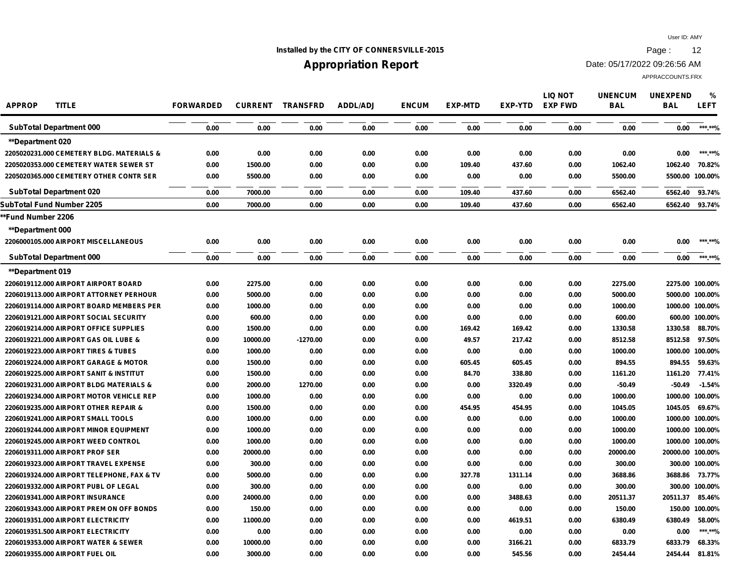Installed by the CITY OF CONNERSVILLE-2015

# Appropriation Report

User ID: AMY
Date: 05/17/2022 09:26:56 AM
APPRACCOUNTS.FRX

| APPROP | TITLE | FORWARDED | CURRENT | TRANSFRD | ADDL/ADJ | ENCUM | EXP-MTD | EXP-YTD | LIQ NOT EXP FWD | UNENCUM BAL | UNEXPEND BAL | % LEFT |
|---|---|---|---|---|---|---|---|---|---|---|---|---|
| **SubTotal Department 000** | | 0.00 | 0.00 | 0.00 | 0.00 | 0.00 | 0.00 | 0.00 | 0.00 | 0.00 | 0.00 | ***.**% |
| **Department 020 | | | | | | | | | | | | |
| 2205020231.000 | CEMETERY BLDG. MATERIALS & | 0.00 | 0.00 | 0.00 | 0.00 | 0.00 | 0.00 | 0.00 | 0.00 | 0.00 | 0.00 | ***.**% |
| 2205020353.000 | CEMETERY WATER SEWER ST | 0.00 | 1500.00 | 0.00 | 0.00 | 0.00 | 109.40 | 437.60 | 0.00 | 1062.40 | 1062.40 | 70.82% |
| 2205020365.000 | CEMETERY OTHER CONTR SER | 0.00 | 5500.00 | 0.00 | 0.00 | 0.00 | 0.00 | 0.00 | 0.00 | 5500.00 | 5500.00 | 100.00% |
| **SubTotal Department 020** | | 0.00 | 7000.00 | 0.00 | 0.00 | 0.00 | 109.40 | 437.60 | 0.00 | 6562.40 | 6562.40 | 93.74% |
| **SubTotal Fund Number 2205** | | 0.00 | 7000.00 | 0.00 | 0.00 | 0.00 | 109.40 | 437.60 | 0.00 | 6562.40 | 6562.40 | 93.74% |
| **Fund Number 2206 | | | | | | | | | | | | |
| **Department 000 | | | | | | | | | | | | |
| 2206000105.000 | AIRPORT MISCELLANEOUS | 0.00 | 0.00 | 0.00 | 0.00 | 0.00 | 0.00 | 0.00 | 0.00 | 0.00 | 0.00 | ***.**% |
| **SubTotal Department 000** | | 0.00 | 0.00 | 0.00 | 0.00 | 0.00 | 0.00 | 0.00 | 0.00 | 0.00 | 0.00 | ***.**% |
| **Department 019 | | | | | | | | | | | | |
| 2206019112.000 | AIRPORT AIRPORT BOARD | 0.00 | 2275.00 | 0.00 | 0.00 | 0.00 | 0.00 | 0.00 | 0.00 | 2275.00 | 2275.00 | 100.00% |
| 2206019113.000 | AIRPORT ATTORNEY PERHOUR | 0.00 | 5000.00 | 0.00 | 0.00 | 0.00 | 0.00 | 0.00 | 0.00 | 5000.00 | 5000.00 | 100.00% |
| 2206019114.000 | AIRPORT BOARD MEMBERS PER | 0.00 | 1000.00 | 0.00 | 0.00 | 0.00 | 0.00 | 0.00 | 0.00 | 1000.00 | 1000.00 | 100.00% |
| 2206019121.000 | AIRPORT SOCIAL SECURITY | 0.00 | 600.00 | 0.00 | 0.00 | 0.00 | 0.00 | 0.00 | 0.00 | 600.00 | 600.00 | 100.00% |
| 2206019214.000 | AIRPORT OFFICE SUPPLIES | 0.00 | 1500.00 | 0.00 | 0.00 | 0.00 | 169.42 | 169.42 | 0.00 | 1330.58 | 1330.58 | 88.70% |
| 2206019221.000 | AIRPORT GAS OIL LUBE & | 0.00 | 10000.00 | -1270.00 | 0.00 | 0.00 | 49.57 | 217.42 | 0.00 | 8512.58 | 8512.58 | 97.50% |
| 2206019223.000 | AIRPORT TIRES & TUBES | 0.00 | 1000.00 | 0.00 | 0.00 | 0.00 | 0.00 | 0.00 | 0.00 | 1000.00 | 1000.00 | 100.00% |
| 2206019224.000 | AIRPORT GARAGE & MOTOR | 0.00 | 1500.00 | 0.00 | 0.00 | 0.00 | 605.45 | 605.45 | 0.00 | 894.55 | 894.55 | 59.63% |
| 2206019225.000 | AIRPORT SANIT & INSTITUT | 0.00 | 1500.00 | 0.00 | 0.00 | 0.00 | 84.70 | 338.80 | 0.00 | 1161.20 | 1161.20 | 77.41% |
| 2206019231.000 | AIRPORT BLDG MATERIALS & | 0.00 | 2000.00 | 1270.00 | 0.00 | 0.00 | 0.00 | 3320.49 | 0.00 | -50.49 | -50.49 | -1.54% |
| 2206019234.000 | AIRPORT MOTOR VEHICLE REP | 0.00 | 1000.00 | 0.00 | 0.00 | 0.00 | 0.00 | 0.00 | 0.00 | 1000.00 | 1000.00 | 100.00% |
| 2206019235.000 | AIRPORT OTHER REPAIR & | 0.00 | 1500.00 | 0.00 | 0.00 | 0.00 | 454.95 | 454.95 | 0.00 | 1045.05 | 1045.05 | 69.67% |
| 2206019241.000 | AIRPORT SMALL TOOLS | 0.00 | 1000.00 | 0.00 | 0.00 | 0.00 | 0.00 | 0.00 | 0.00 | 1000.00 | 1000.00 | 100.00% |
| 2206019244.000 | AIRPORT MINOR EQUIPMENT | 0.00 | 1000.00 | 0.00 | 0.00 | 0.00 | 0.00 | 0.00 | 0.00 | 1000.00 | 1000.00 | 100.00% |
| 2206019245.000 | AIRPORT WEED CONTROL | 0.00 | 1000.00 | 0.00 | 0.00 | 0.00 | 0.00 | 0.00 | 0.00 | 1000.00 | 1000.00 | 100.00% |
| 2206019311.000 | AIRPORT PROF SER | 0.00 | 20000.00 | 0.00 | 0.00 | 0.00 | 0.00 | 0.00 | 0.00 | 20000.00 | 20000.00 | 100.00% |
| 2206019323.000 | AIRPORT TRAVEL EXPENSE | 0.00 | 300.00 | 0.00 | 0.00 | 0.00 | 0.00 | 0.00 | 0.00 | 300.00 | 300.00 | 100.00% |
| 2206019324.000 | AIRPORT TELEPHONE, FAX & TV | 0.00 | 5000.00 | 0.00 | 0.00 | 0.00 | 327.78 | 1311.14 | 0.00 | 3688.86 | 3688.86 | 73.77% |
| 2206019332.000 | AIRPORT PUBL OF LEGAL | 0.00 | 300.00 | 0.00 | 0.00 | 0.00 | 0.00 | 0.00 | 0.00 | 300.00 | 300.00 | 100.00% |
| 2206019341.000 | AIRPORT INSURANCE | 0.00 | 24000.00 | 0.00 | 0.00 | 0.00 | 0.00 | 3488.63 | 0.00 | 20511.37 | 20511.37 | 85.46% |
| 2206019343.000 | AIRPORT PREM ON OFF BONDS | 0.00 | 150.00 | 0.00 | 0.00 | 0.00 | 0.00 | 0.00 | 0.00 | 150.00 | 150.00 | 100.00% |
| 2206019351.000 | AIRPORT ELECTRICITY | 0.00 | 11000.00 | 0.00 | 0.00 | 0.00 | 0.00 | 4619.51 | 0.00 | 6380.49 | 6380.49 | 58.00% |
| 2206019351.500 | AIRPORT ELECTRICITY | 0.00 | 0.00 | 0.00 | 0.00 | 0.00 | 0.00 | 0.00 | 0.00 | 0.00 | 0.00 | ***.**% |
| 2206019353.000 | AIRPORT WATER & SEWER | 0.00 | 10000.00 | 0.00 | 0.00 | 0.00 | 0.00 | 3166.21 | 0.00 | 6833.79 | 6833.79 | 68.33% |
| 2206019355.000 | AIRPORT FUEL OIL | 0.00 | 3000.00 | 0.00 | 0.00 | 0.00 | 0.00 | 545.56 | 0.00 | 2454.44 | 2454.44 | 81.81% |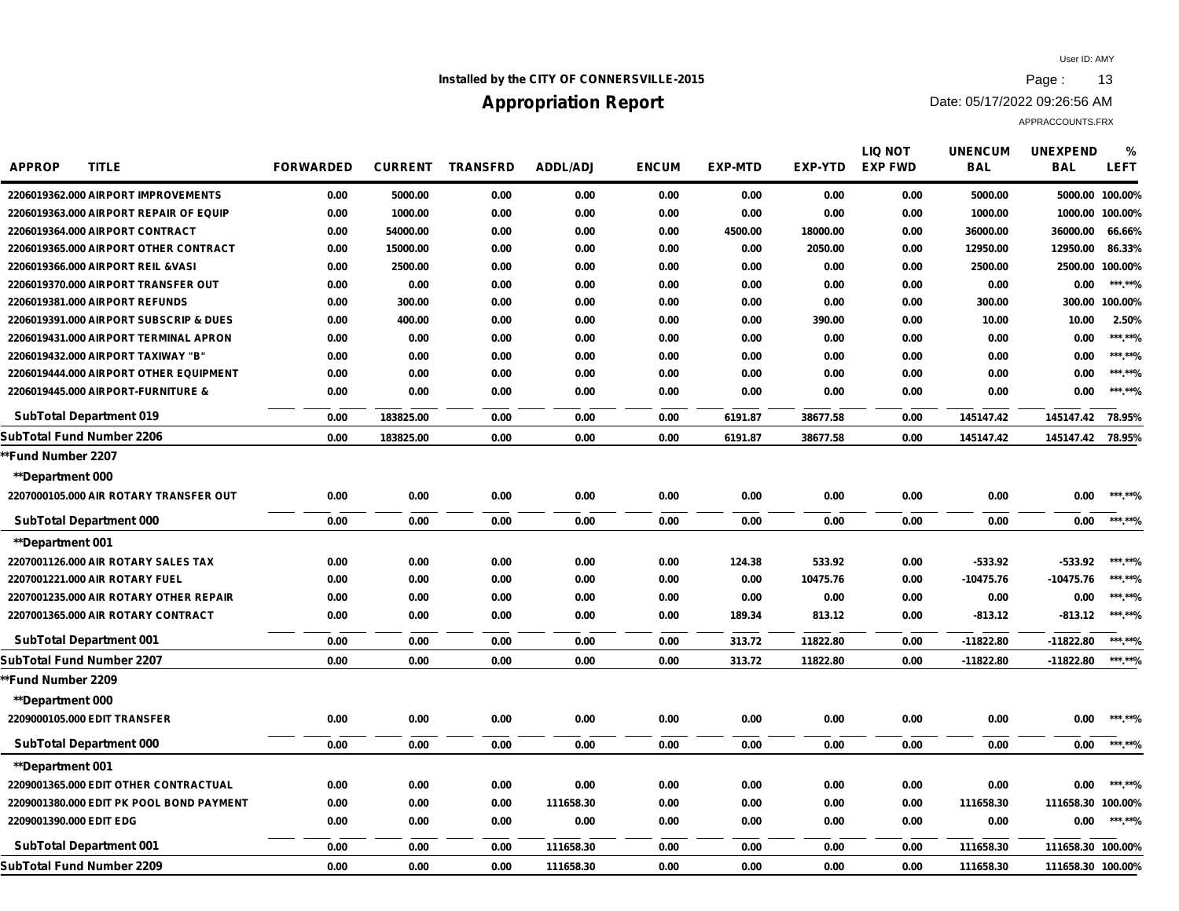Installed by the CITY OF CONNERSVILLE-2015

# Appropriation Report

User ID: AMY

Date: 05/17/2022 09:26:56 AM

APPRACCOUNTS.FRX

| APPROP | TITLE | FORWARDED | CURRENT | TRANSFRD | ADDL/ADJ | ENCUM | EXP-MTD | EXP-YTD | LIQ NOT EXP FWD | UNENCUM BAL | UNEXPEND BAL | % LEFT |
|---|---|---|---|---|---|---|---|---|---|---|---|---|
| 2206019362.000 | AIRPORT IMPROVEMENTS | 0.00 | 5000.00 | 0.00 | 0.00 | 0.00 | 0.00 | 0.00 | 0.00 | 5000.00 | 5000.00 | 100.00% |
| 2206019363.000 | AIRPORT REPAIR OF EQUIP | 0.00 | 1000.00 | 0.00 | 0.00 | 0.00 | 0.00 | 0.00 | 0.00 | 1000.00 | 1000.00 | 100.00% |
| 2206019364.000 | AIRPORT CONTRACT | 0.00 | 54000.00 | 0.00 | 0.00 | 0.00 | 4500.00 | 18000.00 | 0.00 | 36000.00 | 36000.00 | 66.66% |
| 2206019365.000 | AIRPORT OTHER CONTRACT | 0.00 | 15000.00 | 0.00 | 0.00 | 0.00 | 0.00 | 2050.00 | 0.00 | 12950.00 | 12950.00 | 86.33% |
| 2206019366.000 | AIRPORT REIL &VASI | 0.00 | 2500.00 | 0.00 | 0.00 | 0.00 | 0.00 | 0.00 | 0.00 | 2500.00 | 2500.00 | 100.00% |
| 2206019370.000 | AIRPORT TRANSFER OUT | 0.00 | 0.00 | 0.00 | 0.00 | 0.00 | 0.00 | 0.00 | 0.00 | 0.00 | 0.00 | ***.**% |
| 2206019381.000 | AIRPORT REFUNDS | 0.00 | 300.00 | 0.00 | 0.00 | 0.00 | 0.00 | 0.00 | 0.00 | 300.00 | 300.00 | 100.00% |
| 2206019391.000 | AIRPORT SUBSCRIP & DUES | 0.00 | 400.00 | 0.00 | 0.00 | 0.00 | 0.00 | 390.00 | 0.00 | 10.00 | 10.00 | 2.50% |
| 2206019431.000 | AIRPORT TERMINAL APRON | 0.00 | 0.00 | 0.00 | 0.00 | 0.00 | 0.00 | 0.00 | 0.00 | 0.00 | 0.00 | ***.**% |
| 2206019432.000 | AIRPORT TAXIWAY "B" | 0.00 | 0.00 | 0.00 | 0.00 | 0.00 | 0.00 | 0.00 | 0.00 | 0.00 | 0.00 | ***.**% |
| 2206019444.000 | AIRPORT OTHER EQUIPMENT | 0.00 | 0.00 | 0.00 | 0.00 | 0.00 | 0.00 | 0.00 | 0.00 | 0.00 | 0.00 | ***.**% |
| 2206019445.000 | AIRPORT-FURNITURE & | 0.00 | 0.00 | 0.00 | 0.00 | 0.00 | 0.00 | 0.00 | 0.00 | 0.00 | 0.00 | ***.**% |
| SubTotal Department 019 | | 0.00 | 183825.00 | 0.00 | 0.00 | 0.00 | 6191.87 | 38677.58 | 0.00 | 145147.42 | 145147.42 | 78.95% |
| SubTotal Fund Number 2206 | | 0.00 | 183825.00 | 0.00 | 0.00 | 0.00 | 6191.87 | 38677.58 | 0.00 | 145147.42 | 145147.42 | 78.95% |
| **Fund Number 2207 | | | | | | | | | | | | |
| **Department 000 | | | | | | | | | | | | |
| 2207000105.000 | AIR ROTARY TRANSFER OUT | 0.00 | 0.00 | 0.00 | 0.00 | 0.00 | 0.00 | 0.00 | 0.00 | 0.00 | 0.00 | ***.**% |
| SubTotal Department 000 | | 0.00 | 0.00 | 0.00 | 0.00 | 0.00 | 0.00 | 0.00 | 0.00 | 0.00 | 0.00 | ***.**% |
| **Department 001 | | | | | | | | | | | | |
| 2207001126.000 | AIR ROTARY SALES TAX | 0.00 | 0.00 | 0.00 | 0.00 | 0.00 | 124.38 | 533.92 | 0.00 | -533.92 | -533.92 | ***.**% |
| 2207001221.000 | AIR ROTARY FUEL | 0.00 | 0.00 | 0.00 | 0.00 | 0.00 | 0.00 | 10475.76 | 0.00 | -10475.76 | -10475.76 | ***.**% |
| 2207001235.000 | AIR ROTARY OTHER REPAIR | 0.00 | 0.00 | 0.00 | 0.00 | 0.00 | 0.00 | 0.00 | 0.00 | 0.00 | 0.00 | ***.**% |
| 2207001365.000 | AIR ROTARY CONTRACT | 0.00 | 0.00 | 0.00 | 0.00 | 0.00 | 189.34 | 813.12 | 0.00 | -813.12 | -813.12 | ***.**% |
| SubTotal Department 001 | | 0.00 | 0.00 | 0.00 | 0.00 | 0.00 | 313.72 | 11822.80 | 0.00 | -11822.80 | -11822.80 | ***.**% |
| SubTotal Fund Number 2207 | | 0.00 | 0.00 | 0.00 | 0.00 | 0.00 | 313.72 | 11822.80 | 0.00 | -11822.80 | -11822.80 | ***.**% |
| **Fund Number 2209 | | | | | | | | | | | | |
| **Department 000 | | | | | | | | | | | | |
| 2209000105.000 | EDIT TRANSFER | 0.00 | 0.00 | 0.00 | 0.00 | 0.00 | 0.00 | 0.00 | 0.00 | 0.00 | 0.00 | ***.**% |
| SubTotal Department 000 | | 0.00 | 0.00 | 0.00 | 0.00 | 0.00 | 0.00 | 0.00 | 0.00 | 0.00 | 0.00 | ***.**% |
| **Department 001 | | | | | | | | | | | | |
| 2209001365.000 | EDIT OTHER CONTRACTUAL | 0.00 | 0.00 | 0.00 | 0.00 | 0.00 | 0.00 | 0.00 | 0.00 | 0.00 | 0.00 | ***.**% |
| 2209001380.000 | EDIT PK POOL BOND PAYMENT | 0.00 | 0.00 | 0.00 | 111658.30 | 0.00 | 0.00 | 0.00 | 0.00 | 111658.30 | 111658.30 | 100.00% |
| 2209001390.000 | EDIT EDG | 0.00 | 0.00 | 0.00 | 0.00 | 0.00 | 0.00 | 0.00 | 0.00 | 0.00 | 0.00 | ***.**% |
| SubTotal Department 001 | | 0.00 | 0.00 | 0.00 | 111658.30 | 0.00 | 0.00 | 0.00 | 0.00 | 111658.30 | 111658.30 | 100.00% |
| SubTotal Fund Number 2209 | | 0.00 | 0.00 | 0.00 | 111658.30 | 0.00 | 0.00 | 0.00 | 0.00 | 111658.30 | 111658.30 | 100.00% |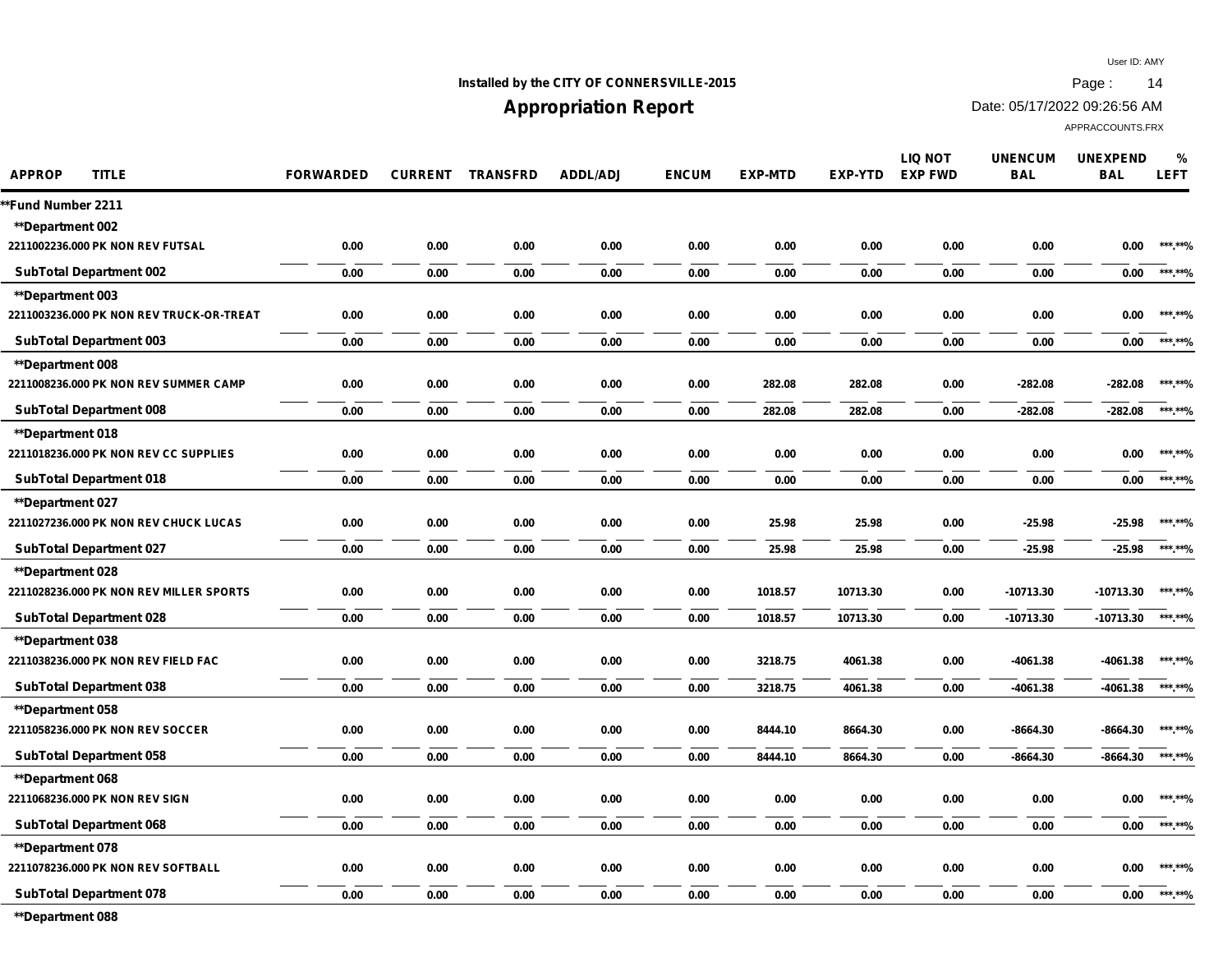Installed by the CITY OF CONNERSVILLE-2015

# Appropriation Report

User ID: AMY
Date: 05/17/2022 09:26:56 AM
APPRACCOUNTS.FRX

| APPROP TITLE | FORWARDED | CURRENT | TRANSFRD | ADDL/ADJ | ENCUM | EXP-MTD | EXP-YTD | LIQ NOT EXP FWD | UNENCUM BAL | UNEXPEND BAL | % LEFT |
|---|---|---|---|---|---|---|---|---|---|---|---|
| **Fund Number 2211 | | | | | | | | | | | |
| **Department 002 | | | | | | | | | | | |
| 2211002236.000 PK NON REV FUTSAL | 0.00 | 0.00 | 0.00 | 0.00 | 0.00 | 0.00 | 0.00 | 0.00 | 0.00 | 0.00 | ***.**% |
| SubTotal Department 002 | 0.00 | 0.00 | 0.00 | 0.00 | 0.00 | 0.00 | 0.00 | 0.00 | 0.00 | 0.00 | ***.**% |
| **Department 003 | | | | | | | | | | | |
| 2211003236.000 PK NON REV TRUCK-OR-TREAT | 0.00 | 0.00 | 0.00 | 0.00 | 0.00 | 0.00 | 0.00 | 0.00 | 0.00 | 0.00 | ***.**% |
| SubTotal Department 003 | 0.00 | 0.00 | 0.00 | 0.00 | 0.00 | 0.00 | 0.00 | 0.00 | 0.00 | 0.00 | ***.**% |
| **Department 008 | | | | | | | | | | | |
| 2211008236.000 PK NON REV SUMMER CAMP | 0.00 | 0.00 | 0.00 | 0.00 | 0.00 | 282.08 | 282.08 | 0.00 | -282.08 | -282.08 | ***.**% |
| SubTotal Department 008 | 0.00 | 0.00 | 0.00 | 0.00 | 0.00 | 282.08 | 282.08 | 0.00 | -282.08 | -282.08 | ***.**% |
| **Department 018 | | | | | | | | | | | |
| 2211018236.000 PK NON REV CC SUPPLIES | 0.00 | 0.00 | 0.00 | 0.00 | 0.00 | 0.00 | 0.00 | 0.00 | 0.00 | 0.00 | ***.**% |
| SubTotal Department 018 | 0.00 | 0.00 | 0.00 | 0.00 | 0.00 | 0.00 | 0.00 | 0.00 | 0.00 | 0.00 | ***.**% |
| **Department 027 | | | | | | | | | | | |
| 2211027236.000 PK NON REV CHUCK LUCAS | 0.00 | 0.00 | 0.00 | 0.00 | 0.00 | 25.98 | 25.98 | 0.00 | -25.98 | -25.98 | ***.**% |
| SubTotal Department 027 | 0.00 | 0.00 | 0.00 | 0.00 | 0.00 | 25.98 | 25.98 | 0.00 | -25.98 | -25.98 | ***.**% |
| **Department 028 | | | | | | | | | | | |
| 2211028236.000 PK NON REV MILLER SPORTS | 0.00 | 0.00 | 0.00 | 0.00 | 0.00 | 1018.57 | 10713.30 | 0.00 | -10713.30 | -10713.30 | ***.**% |
| SubTotal Department 028 | 0.00 | 0.00 | 0.00 | 0.00 | 0.00 | 1018.57 | 10713.30 | 0.00 | -10713.30 | -10713.30 | ***.**% |
| **Department 038 | | | | | | | | | | | |
| 2211038236.000 PK NON REV FIELD FAC | 0.00 | 0.00 | 0.00 | 0.00 | 0.00 | 3218.75 | 4061.38 | 0.00 | -4061.38 | -4061.38 | ***.**% |
| SubTotal Department 038 | 0.00 | 0.00 | 0.00 | 0.00 | 0.00 | 3218.75 | 4061.38 | 0.00 | -4061.38 | -4061.38 | ***.**% |
| **Department 058 | | | | | | | | | | | |
| 2211058236.000 PK NON REV SOCCER | 0.00 | 0.00 | 0.00 | 0.00 | 0.00 | 8444.10 | 8664.30 | 0.00 | -8664.30 | -8664.30 | ***.**% |
| SubTotal Department 058 | 0.00 | 0.00 | 0.00 | 0.00 | 0.00 | 8444.10 | 8664.30 | 0.00 | -8664.30 | -8664.30 | ***.**% |
| **Department 068 | | | | | | | | | | | |
| 2211068236.000 PK NON REV SIGN | 0.00 | 0.00 | 0.00 | 0.00 | 0.00 | 0.00 | 0.00 | 0.00 | 0.00 | 0.00 | ***.**% |
| SubTotal Department 068 | 0.00 | 0.00 | 0.00 | 0.00 | 0.00 | 0.00 | 0.00 | 0.00 | 0.00 | 0.00 | ***.**% |
| **Department 078 | | | | | | | | | | | |
| 2211078236.000 PK NON REV SOFTBALL | 0.00 | 0.00 | 0.00 | 0.00 | 0.00 | 0.00 | 0.00 | 0.00 | 0.00 | 0.00 | ***.**% |
| SubTotal Department 078 | 0.00 | 0.00 | 0.00 | 0.00 | 0.00 | 0.00 | 0.00 | 0.00 | 0.00 | 0.00 | ***.**% |
| **Department 088 | | | | | | | | | | | |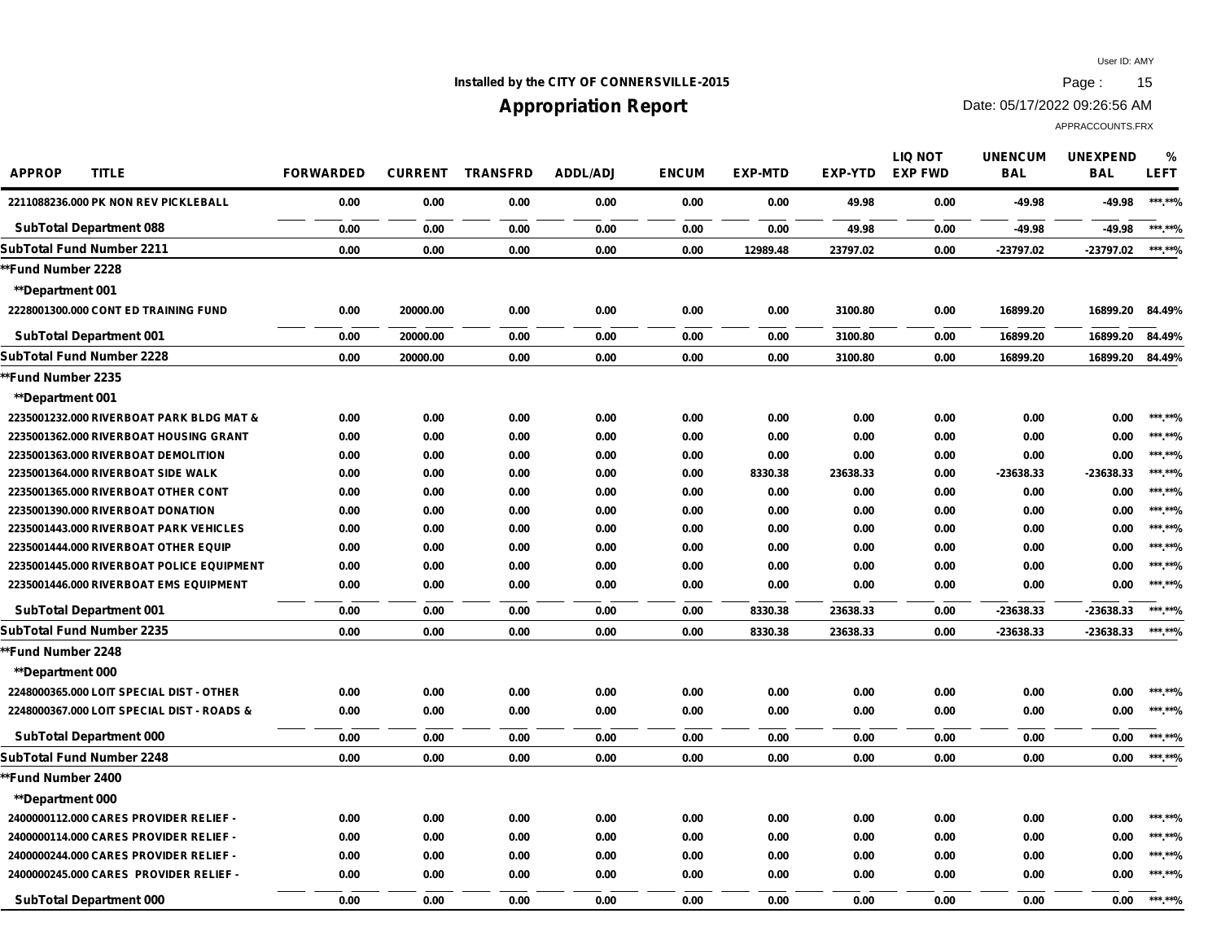Installed by the CITY OF CONNERSVILLE-2015

# Appropriation Report

User ID: AMY
Date: 05/17/2022 09:26:56 AM
APPRACCOUNTS.FRX

| APPROP | TITLE | FORWARDED | CURRENT | TRANSFRD | ADDL/ADJ | ENCUM | EXP-MTD | EXP-YTD | LIQ NOT EXP FWD | UNENCUM BAL | UNEXPEND BAL | % LEFT |
|---|---|---|---|---|---|---|---|---|---|---|---|---|
| 2211088236.000 | PK NON REV PICKLEBALL | 0.00 | 0.00 | 0.00 | 0.00 | 0.00 | 0.00 | 49.98 | 0.00 | -49.98 | -49.98 | \***.**% |
| SubTotal Department 088 | | 0.00 | 0.00 | 0.00 | 0.00 | 0.00 | 0.00 | 49.98 | 0.00 | -49.98 | -49.98 | \***.**% |
| SubTotal Fund Number 2211 | | 0.00 | 0.00 | 0.00 | 0.00 | 0.00 | 12989.48 | 23797.02 | 0.00 | -23797.02 | -23797.02 | \***.**% |
| **Fund Number 2228 | | | | | | | | | | | | |
| **Department 001 | | | | | | | | | | | | |
| 2228001300.000 | CONT ED TRAINING FUND | 0.00 | 20000.00 | 0.00 | 0.00 | 0.00 | 0.00 | 3100.80 | 0.00 | 16899.20 | 16899.20 | 84.49% |
| SubTotal Department 001 | | 0.00 | 20000.00 | 0.00 | 0.00 | 0.00 | 0.00 | 3100.80 | 0.00 | 16899.20 | 16899.20 | 84.49% |
| SubTotal Fund Number 2228 | | 0.00 | 20000.00 | 0.00 | 0.00 | 0.00 | 0.00 | 3100.80 | 0.00 | 16899.20 | 16899.20 | 84.49% |
| **Fund Number 2235 | | | | | | | | | | | | |
| **Department 001 | | | | | | | | | | | | |
| 2235001232.000 | RIVERBOAT PARK BLDG MAT & | 0.00 | 0.00 | 0.00 | 0.00 | 0.00 | 0.00 | 0.00 | 0.00 | 0.00 | 0.00 | \***.**% |
| 2235001362.000 | RIVERBOAT HOUSING GRANT | 0.00 | 0.00 | 0.00 | 0.00 | 0.00 | 0.00 | 0.00 | 0.00 | 0.00 | 0.00 | \***.**% |
| 2235001363.000 | RIVERBOAT DEMOLITION | 0.00 | 0.00 | 0.00 | 0.00 | 0.00 | 0.00 | 0.00 | 0.00 | 0.00 | 0.00 | \***.**% |
| 2235001364.000 | RIVERBOAT SIDE WALK | 0.00 | 0.00 | 0.00 | 0.00 | 0.00 | 8330.38 | 23638.33 | 0.00 | -23638.33 | -23638.33 | \***.**% |
| 2235001365.000 | RIVERBOAT OTHER CONT | 0.00 | 0.00 | 0.00 | 0.00 | 0.00 | 0.00 | 0.00 | 0.00 | 0.00 | 0.00 | \***.**% |
| 2235001390.000 | RIVERBOAT DONATION | 0.00 | 0.00 | 0.00 | 0.00 | 0.00 | 0.00 | 0.00 | 0.00 | 0.00 | 0.00 | \***.**% |
| 2235001443.000 | RIVERBOAT PARK VEHICLES | 0.00 | 0.00 | 0.00 | 0.00 | 0.00 | 0.00 | 0.00 | 0.00 | 0.00 | 0.00 | \***.**% |
| 2235001444.000 | RIVERBOAT OTHER EQUIP | 0.00 | 0.00 | 0.00 | 0.00 | 0.00 | 0.00 | 0.00 | 0.00 | 0.00 | 0.00 | \***.**% |
| 2235001445.000 | RIVERBOAT POLICE EQUIPMENT | 0.00 | 0.00 | 0.00 | 0.00 | 0.00 | 0.00 | 0.00 | 0.00 | 0.00 | 0.00 | \***.**% |
| 2235001446.000 | RIVERBOAT EMS EQUIPMENT | 0.00 | 0.00 | 0.00 | 0.00 | 0.00 | 0.00 | 0.00 | 0.00 | 0.00 | 0.00 | \***.**% |
| SubTotal Department 001 | | 0.00 | 0.00 | 0.00 | 0.00 | 0.00 | 8330.38 | 23638.33 | 0.00 | -23638.33 | -23638.33 | \***.**% |
| SubTotal Fund Number 2235 | | 0.00 | 0.00 | 0.00 | 0.00 | 0.00 | 8330.38 | 23638.33 | 0.00 | -23638.33 | -23638.33 | \***.**% |
| **Fund Number 2248 | | | | | | | | | | | | |
| **Department 000 | | | | | | | | | | | | |
| 2248000365.000 | LOIT SPECIAL DIST - OTHER | 0.00 | 0.00 | 0.00 | 0.00 | 0.00 | 0.00 | 0.00 | 0.00 | 0.00 | 0.00 | \***.**% |
| 2248000367.000 | LOIT SPECIAL DIST - ROADS & | 0.00 | 0.00 | 0.00 | 0.00 | 0.00 | 0.00 | 0.00 | 0.00 | 0.00 | 0.00 | \***.**% |
| SubTotal Department 000 | | 0.00 | 0.00 | 0.00 | 0.00 | 0.00 | 0.00 | 0.00 | 0.00 | 0.00 | 0.00 | \***.**% |
| SubTotal Fund Number 2248 | | 0.00 | 0.00 | 0.00 | 0.00 | 0.00 | 0.00 | 0.00 | 0.00 | 0.00 | 0.00 | \***.**% |
| **Fund Number 2400 | | | | | | | | | | | | |
| **Department 000 | | | | | | | | | | | | |
| 2400000112.000 | CARES PROVIDER RELIEF - | 0.00 | 0.00 | 0.00 | 0.00 | 0.00 | 0.00 | 0.00 | 0.00 | 0.00 | 0.00 | \***.**% |
| 2400000114.000 | CARES PROVIDER RELIEF - | 0.00 | 0.00 | 0.00 | 0.00 | 0.00 | 0.00 | 0.00 | 0.00 | 0.00 | 0.00 | \***.**% |
| 2400000244.000 | CARES PROVIDER RELIEF - | 0.00 | 0.00 | 0.00 | 0.00 | 0.00 | 0.00 | 0.00 | 0.00 | 0.00 | 0.00 | \***.**% |
| 2400000245.000 | CARES PROVIDER RELIEF - | 0.00 | 0.00 | 0.00 | 0.00 | 0.00 | 0.00 | 0.00 | 0.00 | 0.00 | 0.00 | \***.**% |
| SubTotal Department 000 | | 0.00 | 0.00 | 0.00 | 0.00 | 0.00 | 0.00 | 0.00 | 0.00 | 0.00 | 0.00 | \***.**% |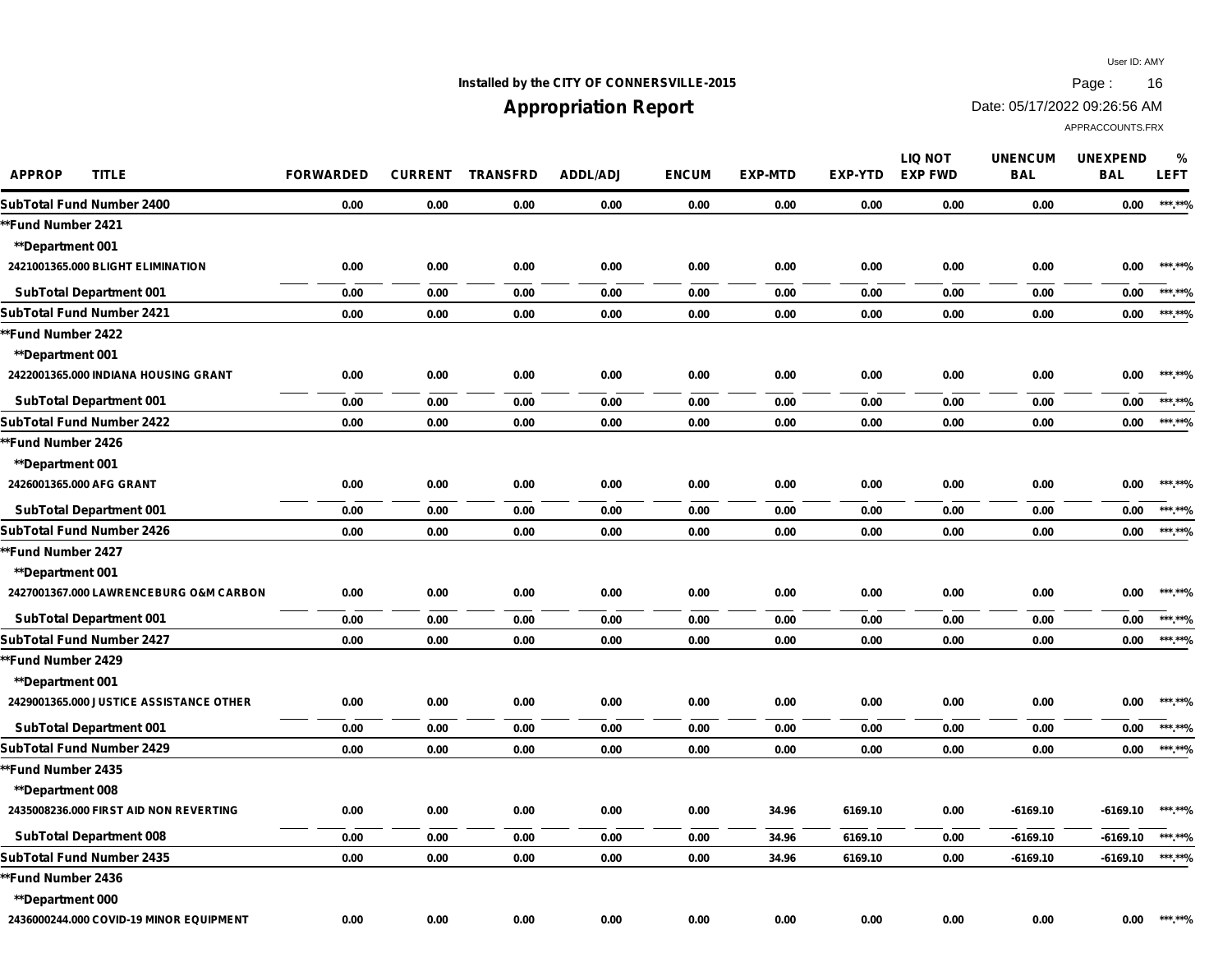Installed by the CITY OF CONNERSVILLE-2015

# Appropriation Report

User ID: AMY
Date: 05/17/2022 09:26:56 AM
APPRACCOUNTS.FRX

| APPROP TITLE | FORWARDED | CURRENT | TRANSFRD | ADDL/ADJ | ENCUM | EXP-MTD | EXP-YTD | LIQ NOT EXP FWD | UNENCUM BAL | UNEXPEND BAL | % LEFT |
|---|---|---|---|---|---|---|---|---|---|---|---|
| SubTotal Fund Number 2400 | 0.00 | 0.00 | 0.00 | 0.00 | 0.00 | 0.00 | 0.00 | 0.00 | 0.00 | 0.00 | ***.**% |
| **Fund Number 2421 | | | | | | | | | | | |
| **Department 001 | | | | | | | | | | | |
| 2421001365.000 BLIGHT ELIMINATION | 0.00 | 0.00 | 0.00 | 0.00 | 0.00 | 0.00 | 0.00 | 0.00 | 0.00 | 0.00 | ***.**% |
| SubTotal Department 001 | 0.00 | 0.00 | 0.00 | 0.00 | 0.00 | 0.00 | 0.00 | 0.00 | 0.00 | 0.00 | ***.**% |
| SubTotal Fund Number 2421 | 0.00 | 0.00 | 0.00 | 0.00 | 0.00 | 0.00 | 0.00 | 0.00 | 0.00 | 0.00 | ***.**% |
| **Fund Number 2422 | | | | | | | | | | | |
| **Department 001 | | | | | | | | | | | |
| 2422001365.000 INDIANA HOUSING GRANT | 0.00 | 0.00 | 0.00 | 0.00 | 0.00 | 0.00 | 0.00 | 0.00 | 0.00 | 0.00 | ***.**% |
| SubTotal Department 001 | 0.00 | 0.00 | 0.00 | 0.00 | 0.00 | 0.00 | 0.00 | 0.00 | 0.00 | 0.00 | ***.**% |
| SubTotal Fund Number 2422 | 0.00 | 0.00 | 0.00 | 0.00 | 0.00 | 0.00 | 0.00 | 0.00 | 0.00 | 0.00 | ***.**% |
| **Fund Number 2426 | | | | | | | | | | | |
| **Department 001 | | | | | | | | | | | |
| 2426001365.000 AFG GRANT | 0.00 | 0.00 | 0.00 | 0.00 | 0.00 | 0.00 | 0.00 | 0.00 | 0.00 | 0.00 | ***.**% |
| SubTotal Department 001 | 0.00 | 0.00 | 0.00 | 0.00 | 0.00 | 0.00 | 0.00 | 0.00 | 0.00 | 0.00 | ***.**% |
| SubTotal Fund Number 2426 | 0.00 | 0.00 | 0.00 | 0.00 | 0.00 | 0.00 | 0.00 | 0.00 | 0.00 | 0.00 | ***.**% |
| **Fund Number 2427 | | | | | | | | | | | |
| **Department 001 | | | | | | | | | | | |
| 2427001367.000 LAWRENCEBURG O&M CARBON | 0.00 | 0.00 | 0.00 | 0.00 | 0.00 | 0.00 | 0.00 | 0.00 | 0.00 | 0.00 | ***.**% |
| SubTotal Department 001 | 0.00 | 0.00 | 0.00 | 0.00 | 0.00 | 0.00 | 0.00 | 0.00 | 0.00 | 0.00 | ***.**% |
| SubTotal Fund Number 2427 | 0.00 | 0.00 | 0.00 | 0.00 | 0.00 | 0.00 | 0.00 | 0.00 | 0.00 | 0.00 | ***.**% |
| **Fund Number 2429 | | | | | | | | | | | |
| **Department 001 | | | | | | | | | | | |
| 2429001365.000 JUSTICE ASSISTANCE OTHER | 0.00 | 0.00 | 0.00 | 0.00 | 0.00 | 0.00 | 0.00 | 0.00 | 0.00 | 0.00 | ***.**% |
| SubTotal Department 001 | 0.00 | 0.00 | 0.00 | 0.00 | 0.00 | 0.00 | 0.00 | 0.00 | 0.00 | 0.00 | ***.**% |
| SubTotal Fund Number 2429 | 0.00 | 0.00 | 0.00 | 0.00 | 0.00 | 0.00 | 0.00 | 0.00 | 0.00 | 0.00 | ***.**% |
| **Fund Number 2435 | | | | | | | | | | | |
| **Department 008 | | | | | | | | | | | |
| 2435008236.000 FIRST AID NON REVERTING | 0.00 | 0.00 | 0.00 | 0.00 | 0.00 | 34.96 | 6169.10 | 0.00 | -6169.10 | -6169.10 | ***.**% |
| SubTotal Department 008 | 0.00 | 0.00 | 0.00 | 0.00 | 0.00 | 34.96 | 6169.10 | 0.00 | -6169.10 | -6169.10 | ***.**% |
| SubTotal Fund Number 2435 | 0.00 | 0.00 | 0.00 | 0.00 | 0.00 | 34.96 | 6169.10 | 0.00 | -6169.10 | -6169.10 | ***.**% |
| **Fund Number 2436 | | | | | | | | | | | |
| **Department 000 | | | | | | | | | | | |
| 2436000244.000 COVID-19 MINOR EQUIPMENT | 0.00 | 0.00 | 0.00 | 0.00 | 0.00 | 0.00 | 0.00 | 0.00 | 0.00 | 0.00 | ***.**% |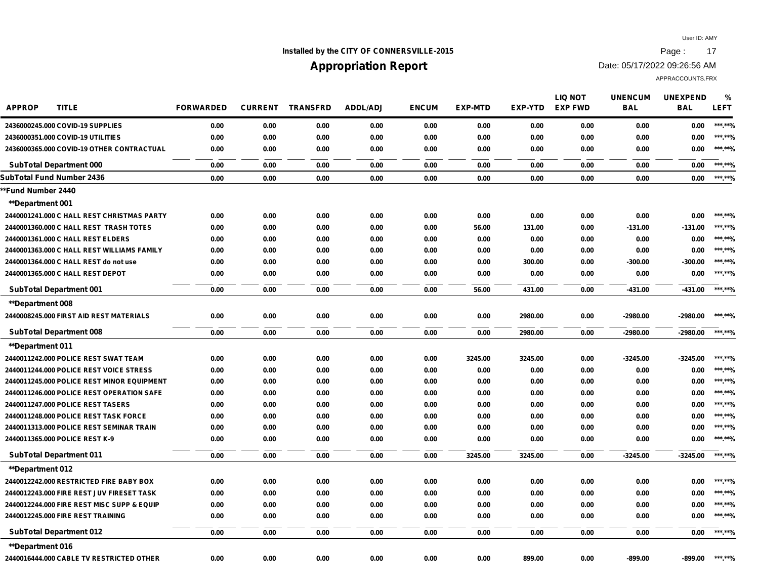Installed by the CITY OF CONNERSVILLE-2015

# Appropriation Report

User ID: AMY
Date: 05/17/2022 09:26:56 AM
APPRACCOUNTS.FRX

| APPROP | TITLE | FORWARDED | CURRENT | TRANSFRD | ADDL/ADJ | ENCUM | EXP-MTD | EXP-YTD | LIQ NOT EXP FWD | UNENCUM BAL | UNEXPEND BAL | % LEFT |
|---|---|---|---|---|---|---|---|---|---|---|---|---|
| 2436000245.000 | COVID-19 SUPPLIES | 0.00 | 0.00 | 0.00 | 0.00 | 0.00 | 0.00 | 0.00 | 0.00 | 0.00 | 0.00 | \*\*\*.\*\*% |
| 2436000351.000 | COVID-19 UTILITIES | 0.00 | 0.00 | 0.00 | 0.00 | 0.00 | 0.00 | 0.00 | 0.00 | 0.00 | 0.00 | \*\*\*.\*\*% |
| 2436000365.000 | COVID-19 OTHER CONTRACTUAL | 0.00 | 0.00 | 0.00 | 0.00 | 0.00 | 0.00 | 0.00 | 0.00 | 0.00 | 0.00 | \*\*\*.\*\*% |
| SubTotal Department 000 | | 0.00 | 0.00 | 0.00 | 0.00 | 0.00 | 0.00 | 0.00 | 0.00 | 0.00 | 0.00 | \*\*\*.\*\*% |
| SubTotal Fund Number 2436 | | 0.00 | 0.00 | 0.00 | 0.00 | 0.00 | 0.00 | 0.00 | 0.00 | 0.00 | 0.00 | \*\*\*.\*\*% |
| \*\*Fund Number 2440 | | | | | | | | | | | | |
| \*\*Department 001 | | | | | | | | | | | | |
| 2440001241.000 | C HALL REST CHRISTMAS PARTY | 0.00 | 0.00 | 0.00 | 0.00 | 0.00 | 0.00 | 0.00 | 0.00 | 0.00 | 0.00 | \*\*\*.\*\*% |
| 2440001360.000 | C HALL REST TRASH TOTES | 0.00 | 0.00 | 0.00 | 0.00 | 0.00 | 56.00 | 131.00 | 0.00 | -131.00 | -131.00 | \*\*\*.\*\*% |
| 2440001361.000 | C HALL REST ELDERS | 0.00 | 0.00 | 0.00 | 0.00 | 0.00 | 0.00 | 0.00 | 0.00 | 0.00 | 0.00 | \*\*\*.\*\*% |
| 2440001363.000 | C HALL REST WILLIAMS FAMILY | 0.00 | 0.00 | 0.00 | 0.00 | 0.00 | 0.00 | 0.00 | 0.00 | 0.00 | 0.00 | \*\*\*.\*\*% |
| 2440001364.000 | C HALL REST do not use | 0.00 | 0.00 | 0.00 | 0.00 | 0.00 | 0.00 | 300.00 | 0.00 | -300.00 | -300.00 | \*\*\*.\*\*% |
| 2440001365.000 | C HALL REST DEPOT | 0.00 | 0.00 | 0.00 | 0.00 | 0.00 | 0.00 | 0.00 | 0.00 | 0.00 | 0.00 | \*\*\*.\*\*% |
| SubTotal Department 001 | | 0.00 | 0.00 | 0.00 | 0.00 | 0.00 | 56.00 | 431.00 | 0.00 | -431.00 | -431.00 | \*\*\*.\*\*% |
| \*\*Department 008 | | | | | | | | | | | | |
| 2440008245.000 | FIRST AID REST MATERIALS | 0.00 | 0.00 | 0.00 | 0.00 | 0.00 | 0.00 | 2980.00 | 0.00 | -2980.00 | -2980.00 | \*\*\*.\*\*% |
| SubTotal Department 008 | | 0.00 | 0.00 | 0.00 | 0.00 | 0.00 | 0.00 | 2980.00 | 0.00 | -2980.00 | -2980.00 | \*\*\*.\*\*% |
| \*\*Department 011 | | | | | | | | | | | | |
| 2440011242.000 | POLICE REST SWAT TEAM | 0.00 | 0.00 | 0.00 | 0.00 | 0.00 | 3245.00 | 3245.00 | 0.00 | -3245.00 | -3245.00 | \*\*\*.\*\*% |
| 2440011244.000 | POLICE REST VOICE STRESS | 0.00 | 0.00 | 0.00 | 0.00 | 0.00 | 0.00 | 0.00 | 0.00 | 0.00 | 0.00 | \*\*\*.\*\*% |
| 2440011245.000 | POLICE REST MINOR EQUIPMENT | 0.00 | 0.00 | 0.00 | 0.00 | 0.00 | 0.00 | 0.00 | 0.00 | 0.00 | 0.00 | \*\*\*.\*\*% |
| 2440011246.000 | POLICE REST OPERATION SAFE | 0.00 | 0.00 | 0.00 | 0.00 | 0.00 | 0.00 | 0.00 | 0.00 | 0.00 | 0.00 | \*\*\*.\*\*% |
| 2440011247.000 | POLICE REST TASERS | 0.00 | 0.00 | 0.00 | 0.00 | 0.00 | 0.00 | 0.00 | 0.00 | 0.00 | 0.00 | \*\*\*.\*\*% |
| 2440011248.000 | POLICE REST TASK FORCE | 0.00 | 0.00 | 0.00 | 0.00 | 0.00 | 0.00 | 0.00 | 0.00 | 0.00 | 0.00 | \*\*\*.\*\*% |
| 2440011313.000 | POLICE REST SEMINAR TRAIN | 0.00 | 0.00 | 0.00 | 0.00 | 0.00 | 0.00 | 0.00 | 0.00 | 0.00 | 0.00 | \*\*\*.\*\*% |
| 2440011365.000 | POLICE REST K-9 | 0.00 | 0.00 | 0.00 | 0.00 | 0.00 | 0.00 | 0.00 | 0.00 | 0.00 | 0.00 | \*\*\*.\*\*% |
| SubTotal Department 011 | | 0.00 | 0.00 | 0.00 | 0.00 | 0.00 | 3245.00 | 3245.00 | 0.00 | -3245.00 | -3245.00 | \*\*\*.\*\*% |
| \*\*Department 012 | | | | | | | | | | | | |
| 2440012242.000 | RESTRICTED FIRE BABY BOX | 0.00 | 0.00 | 0.00 | 0.00 | 0.00 | 0.00 | 0.00 | 0.00 | 0.00 | 0.00 | \*\*\*.\*\*% |
| 2440012243.000 | FIRE REST JUV FIRESET TASK | 0.00 | 0.00 | 0.00 | 0.00 | 0.00 | 0.00 | 0.00 | 0.00 | 0.00 | 0.00 | \*\*\*.\*\*% |
| 2440012244.000 | FIRE REST MISC SUPP & EQUIP | 0.00 | 0.00 | 0.00 | 0.00 | 0.00 | 0.00 | 0.00 | 0.00 | 0.00 | 0.00 | \*\*\*.\*\*% |
| 2440012245.000 | FIRE REST TRAINING | 0.00 | 0.00 | 0.00 | 0.00 | 0.00 | 0.00 | 0.00 | 0.00 | 0.00 | 0.00 | \*\*\*.\*\*% |
| SubTotal Department 012 | | 0.00 | 0.00 | 0.00 | 0.00 | 0.00 | 0.00 | 0.00 | 0.00 | 0.00 | 0.00 | \*\*\*.\*\*% |
| \*\*Department 016 | | | | | | | | | | | | |
| 2440016444.000 | CABLE TV RESTRICTED OTHER | 0.00 | 0.00 | 0.00 | 0.00 | 0.00 | 0.00 | 899.00 | 0.00 | -899.00 | -899.00 | \*\*\*.\*\*% |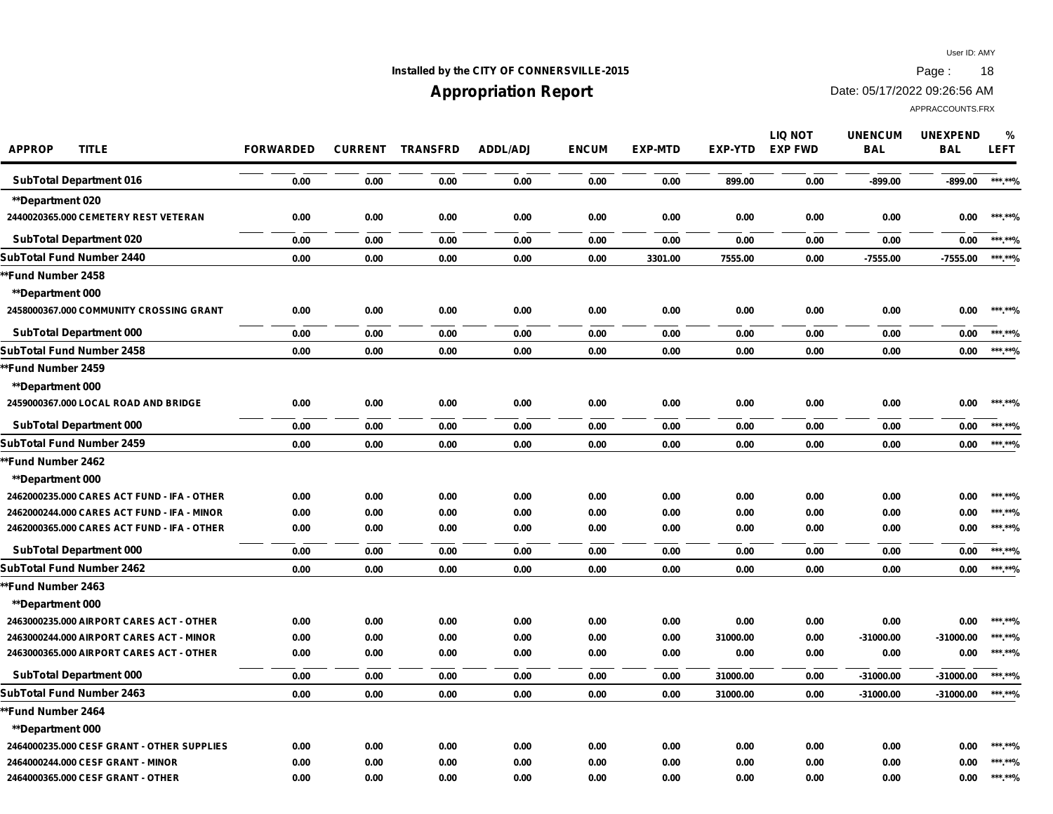Installed by the CITY OF CONNERSVILLE-2015

# Appropriation Report

User ID: AMY
Date: 05/17/2022 09:26:56 AM
APPRACCOUNTS.FRX

| APPROP | TITLE | FORWARDED | CURRENT | TRANSFRD | ADDL/ADJ | ENCUM | EXP-MTD | EXP-YTD | LIQ NOT EXP FWD | UNENCUM BAL | UNEXPEND BAL | % LEFT |
|---|---|---|---|---|---|---|---|---|---|---|---|---|
| SubTotal Department 016 | | 0.00 | 0.00 | 0.00 | 0.00 | 0.00 | 0.00 | 899.00 | 0.00 | -899.00 | -899.00 | ***.**% |
| **Department 020 | | | | | | | | | | | | |
| 2440020365.000 | CEMETERY REST VETERAN | 0.00 | 0.00 | 0.00 | 0.00 | 0.00 | 0.00 | 0.00 | 0.00 | 0.00 | 0.00 | ***.**% |
| SubTotal Department 020 | | 0.00 | 0.00 | 0.00 | 0.00 | 0.00 | 0.00 | 0.00 | 0.00 | 0.00 | 0.00 | ***.**% |
| SubTotal Fund Number 2440 | | 0.00 | 0.00 | 0.00 | 0.00 | 0.00 | 3301.00 | 7555.00 | 0.00 | -7555.00 | -7555.00 | ***.**% |
| **Fund Number 2458 | | | | | | | | | | | | |
| **Department 000 | | | | | | | | | | | | |
| 2458000367.000 | COMMUNITY CROSSING GRANT | 0.00 | 0.00 | 0.00 | 0.00 | 0.00 | 0.00 | 0.00 | 0.00 | 0.00 | 0.00 | ***.**% |
| SubTotal Department 000 | | 0.00 | 0.00 | 0.00 | 0.00 | 0.00 | 0.00 | 0.00 | 0.00 | 0.00 | 0.00 | ***.**% |
| SubTotal Fund Number 2458 | | 0.00 | 0.00 | 0.00 | 0.00 | 0.00 | 0.00 | 0.00 | 0.00 | 0.00 | 0.00 | ***.**% |
| **Fund Number 2459 | | | | | | | | | | | | |
| **Department 000 | | | | | | | | | | | | |
| 2459000367.000 | LOCAL ROAD AND BRIDGE | 0.00 | 0.00 | 0.00 | 0.00 | 0.00 | 0.00 | 0.00 | 0.00 | 0.00 | 0.00 | ***.**% |
| SubTotal Department 000 | | 0.00 | 0.00 | 0.00 | 0.00 | 0.00 | 0.00 | 0.00 | 0.00 | 0.00 | 0.00 | ***.**% |
| SubTotal Fund Number 2459 | | 0.00 | 0.00 | 0.00 | 0.00 | 0.00 | 0.00 | 0.00 | 0.00 | 0.00 | 0.00 | ***.**% |
| **Fund Number 2462 | | | | | | | | | | | | |
| **Department 000 | | | | | | | | | | | | |
| 2462000235.000 | CARES ACT FUND - IFA - OTHER | 0.00 | 0.00 | 0.00 | 0.00 | 0.00 | 0.00 | 0.00 | 0.00 | 0.00 | 0.00 | ***.**% |
| 2462000244.000 | CARES ACT FUND - IFA - MINOR | 0.00 | 0.00 | 0.00 | 0.00 | 0.00 | 0.00 | 0.00 | 0.00 | 0.00 | 0.00 | ***.**% |
| 2462000365.000 | CARES ACT FUND - IFA - OTHER | 0.00 | 0.00 | 0.00 | 0.00 | 0.00 | 0.00 | 0.00 | 0.00 | 0.00 | 0.00 | ***.**% |
| SubTotal Department 000 | | 0.00 | 0.00 | 0.00 | 0.00 | 0.00 | 0.00 | 0.00 | 0.00 | 0.00 | 0.00 | ***.**% |
| SubTotal Fund Number 2462 | | 0.00 | 0.00 | 0.00 | 0.00 | 0.00 | 0.00 | 0.00 | 0.00 | 0.00 | 0.00 | ***.**% |
| **Fund Number 2463 | | | | | | | | | | | | |
| **Department 000 | | | | | | | | | | | | |
| 2463000235.000 | AIRPORT CARES ACT - OTHER | 0.00 | 0.00 | 0.00 | 0.00 | 0.00 | 0.00 | 0.00 | 0.00 | 0.00 | 0.00 | ***.**% |
| 2463000244.000 | AIRPORT CARES ACT - MINOR | 0.00 | 0.00 | 0.00 | 0.00 | 0.00 | 0.00 | 31000.00 | 0.00 | -31000.00 | -31000.00 | ***.**% |
| 2463000365.000 | AIRPORT CARES ACT - OTHER | 0.00 | 0.00 | 0.00 | 0.00 | 0.00 | 0.00 | 0.00 | 0.00 | 0.00 | 0.00 | ***.**% |
| SubTotal Department 000 | | 0.00 | 0.00 | 0.00 | 0.00 | 0.00 | 0.00 | 31000.00 | 0.00 | -31000.00 | -31000.00 | ***.**% |
| SubTotal Fund Number 2463 | | 0.00 | 0.00 | 0.00 | 0.00 | 0.00 | 0.00 | 31000.00 | 0.00 | -31000.00 | -31000.00 | ***.**% |
| **Fund Number 2464 | | | | | | | | | | | | |
| **Department 000 | | | | | | | | | | | | |
| 2464000235.000 | CESF GRANT - OTHER SUPPLIES | 0.00 | 0.00 | 0.00 | 0.00 | 0.00 | 0.00 | 0.00 | 0.00 | 0.00 | 0.00 | ***.**% |
| 2464000244.000 | CESF GRANT - MINOR | 0.00 | 0.00 | 0.00 | 0.00 | 0.00 | 0.00 | 0.00 | 0.00 | 0.00 | 0.00 | ***.**% |
| 2464000365.000 | CESF GRANT - OTHER | 0.00 | 0.00 | 0.00 | 0.00 | 0.00 | 0.00 | 0.00 | 0.00 | 0.00 | 0.00 | ***.**% |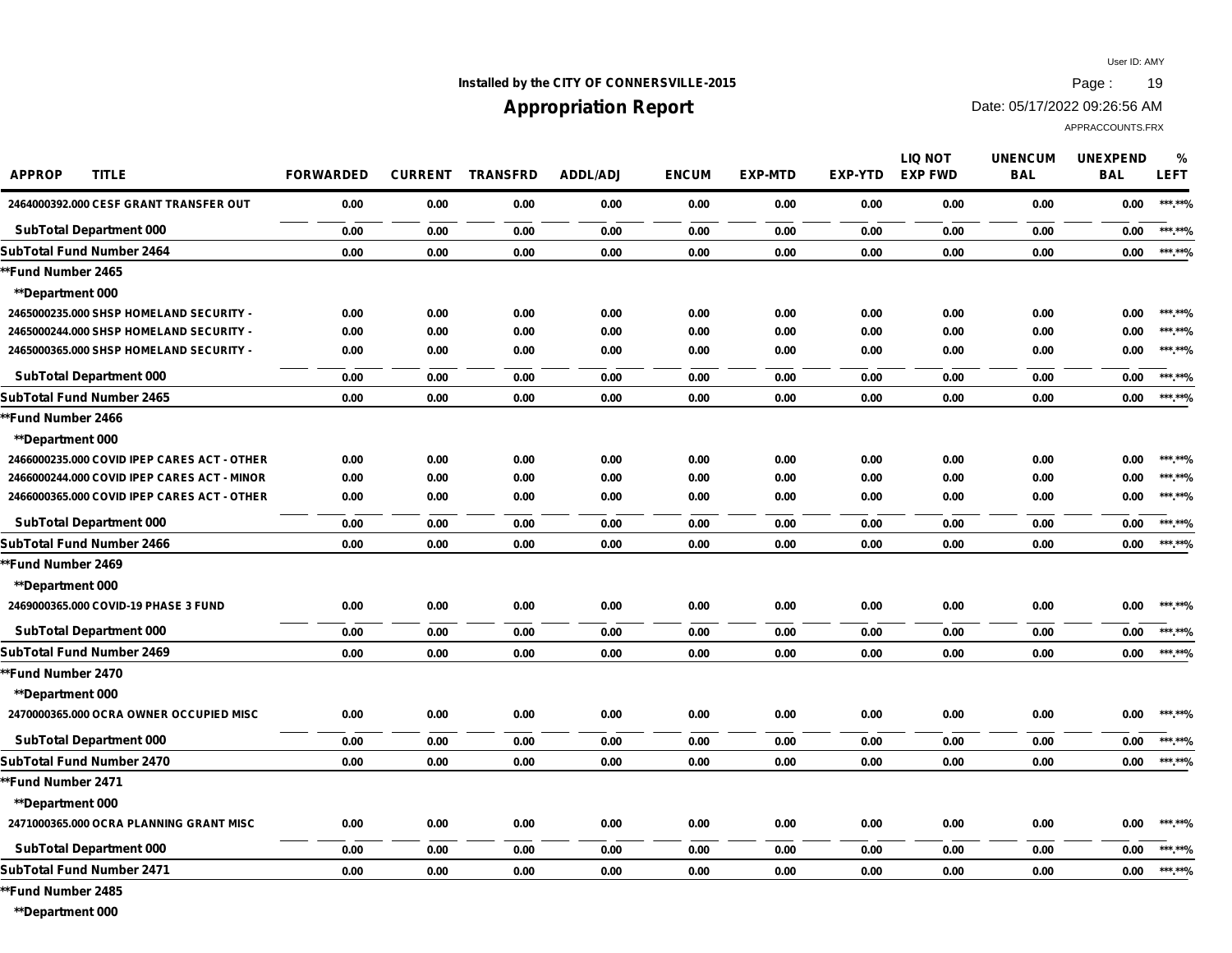Installed by the CITY OF CONNERSVILLE-2015

# Appropriation Report

User ID: AMY
Date: 05/17/2022 09:26:56 AM
APPRACCOUNTS.FRX

| APPROP | TITLE | FORWARDED | CURRENT | TRANSFRD | ADDL/ADJ | ENCUM | EXP-MTD | EXP-YTD | LIQ NOT EXP FWD | UNENCUM BAL | UNEXPEND BAL | % LEFT |
|---|---|---|---|---|---|---|---|---|---|---|---|---|
| 2464000392.000 | CESF GRANT TRANSFER OUT | 0.00 | 0.00 | 0.00 | 0.00 | 0.00 | 0.00 | 0.00 | 0.00 | 0.00 | 0.00 | ***.**% |
| SubTotal Department 000 | | 0.00 | 0.00 | 0.00 | 0.00 | 0.00 | 0.00 | 0.00 | 0.00 | 0.00 | 0.00 | ***.**% |
| SubTotal Fund Number 2464 | | 0.00 | 0.00 | 0.00 | 0.00 | 0.00 | 0.00 | 0.00 | 0.00 | 0.00 | 0.00 | ***.**% |
| **Fund Number 2465 | | | | | | | | | | | | |
| **Department 000 | | | | | | | | | | | | |
| 2465000235.000 | SHSP HOMELAND SECURITY - | 0.00 | 0.00 | 0.00 | 0.00 | 0.00 | 0.00 | 0.00 | 0.00 | 0.00 | 0.00 | ***.**% |
| 2465000244.000 | SHSP HOMELAND SECURITY - | 0.00 | 0.00 | 0.00 | 0.00 | 0.00 | 0.00 | 0.00 | 0.00 | 0.00 | 0.00 | ***.**% |
| 2465000365.000 | SHSP HOMELAND SECURITY - | 0.00 | 0.00 | 0.00 | 0.00 | 0.00 | 0.00 | 0.00 | 0.00 | 0.00 | 0.00 | ***.**% |
| SubTotal Department 000 | | 0.00 | 0.00 | 0.00 | 0.00 | 0.00 | 0.00 | 0.00 | 0.00 | 0.00 | 0.00 | ***.**% |
| SubTotal Fund Number 2465 | | 0.00 | 0.00 | 0.00 | 0.00 | 0.00 | 0.00 | 0.00 | 0.00 | 0.00 | 0.00 | ***.**% |
| **Fund Number 2466 | | | | | | | | | | | | |
| **Department 000 | | | | | | | | | | | | |
| 2466000235.000 | COVID IPEP CARES ACT - OTHER | 0.00 | 0.00 | 0.00 | 0.00 | 0.00 | 0.00 | 0.00 | 0.00 | 0.00 | 0.00 | ***.**% |
| 2466000244.000 | COVID IPEP CARES ACT - MINOR | 0.00 | 0.00 | 0.00 | 0.00 | 0.00 | 0.00 | 0.00 | 0.00 | 0.00 | 0.00 | ***.**% |
| 2466000365.000 | COVID IPEP CARES ACT - OTHER | 0.00 | 0.00 | 0.00 | 0.00 | 0.00 | 0.00 | 0.00 | 0.00 | 0.00 | 0.00 | ***.**% |
| SubTotal Department 000 | | 0.00 | 0.00 | 0.00 | 0.00 | 0.00 | 0.00 | 0.00 | 0.00 | 0.00 | 0.00 | ***.**% |
| SubTotal Fund Number 2466 | | 0.00 | 0.00 | 0.00 | 0.00 | 0.00 | 0.00 | 0.00 | 0.00 | 0.00 | 0.00 | ***.**% |
| **Fund Number 2469 | | | | | | | | | | | | |
| **Department 000 | | | | | | | | | | | | |
| 2469000365.000 | COVID-19 PHASE 3 FUND | 0.00 | 0.00 | 0.00 | 0.00 | 0.00 | 0.00 | 0.00 | 0.00 | 0.00 | 0.00 | ***.**% |
| SubTotal Department 000 | | 0.00 | 0.00 | 0.00 | 0.00 | 0.00 | 0.00 | 0.00 | 0.00 | 0.00 | 0.00 | ***.**% |
| SubTotal Fund Number 2469 | | 0.00 | 0.00 | 0.00 | 0.00 | 0.00 | 0.00 | 0.00 | 0.00 | 0.00 | 0.00 | ***.**% |
| **Fund Number 2470 | | | | | | | | | | | | |
| **Department 000 | | | | | | | | | | | | |
| 2470000365.000 | OCRA OWNER OCCUPIED MISC | 0.00 | 0.00 | 0.00 | 0.00 | 0.00 | 0.00 | 0.00 | 0.00 | 0.00 | 0.00 | ***.**% |
| SubTotal Department 000 | | 0.00 | 0.00 | 0.00 | 0.00 | 0.00 | 0.00 | 0.00 | 0.00 | 0.00 | 0.00 | ***.**% |
| SubTotal Fund Number 2470 | | 0.00 | 0.00 | 0.00 | 0.00 | 0.00 | 0.00 | 0.00 | 0.00 | 0.00 | 0.00 | ***.**% |
| **Fund Number 2471 | | | | | | | | | | | | |
| **Department 000 | | | | | | | | | | | | |
| 2471000365.000 | OCRA PLANNING GRANT MISC | 0.00 | 0.00 | 0.00 | 0.00 | 0.00 | 0.00 | 0.00 | 0.00 | 0.00 | 0.00 | ***.**% |
| SubTotal Department 000 | | 0.00 | 0.00 | 0.00 | 0.00 | 0.00 | 0.00 | 0.00 | 0.00 | 0.00 | 0.00 | ***.**% |
| SubTotal Fund Number 2471 | | 0.00 | 0.00 | 0.00 | 0.00 | 0.00 | 0.00 | 0.00 | 0.00 | 0.00 | 0.00 | ***.**% |
| **Fund Number 2485 | | | | | | | | | | | | |
| **Department 000 | | | | | | | | | | | | |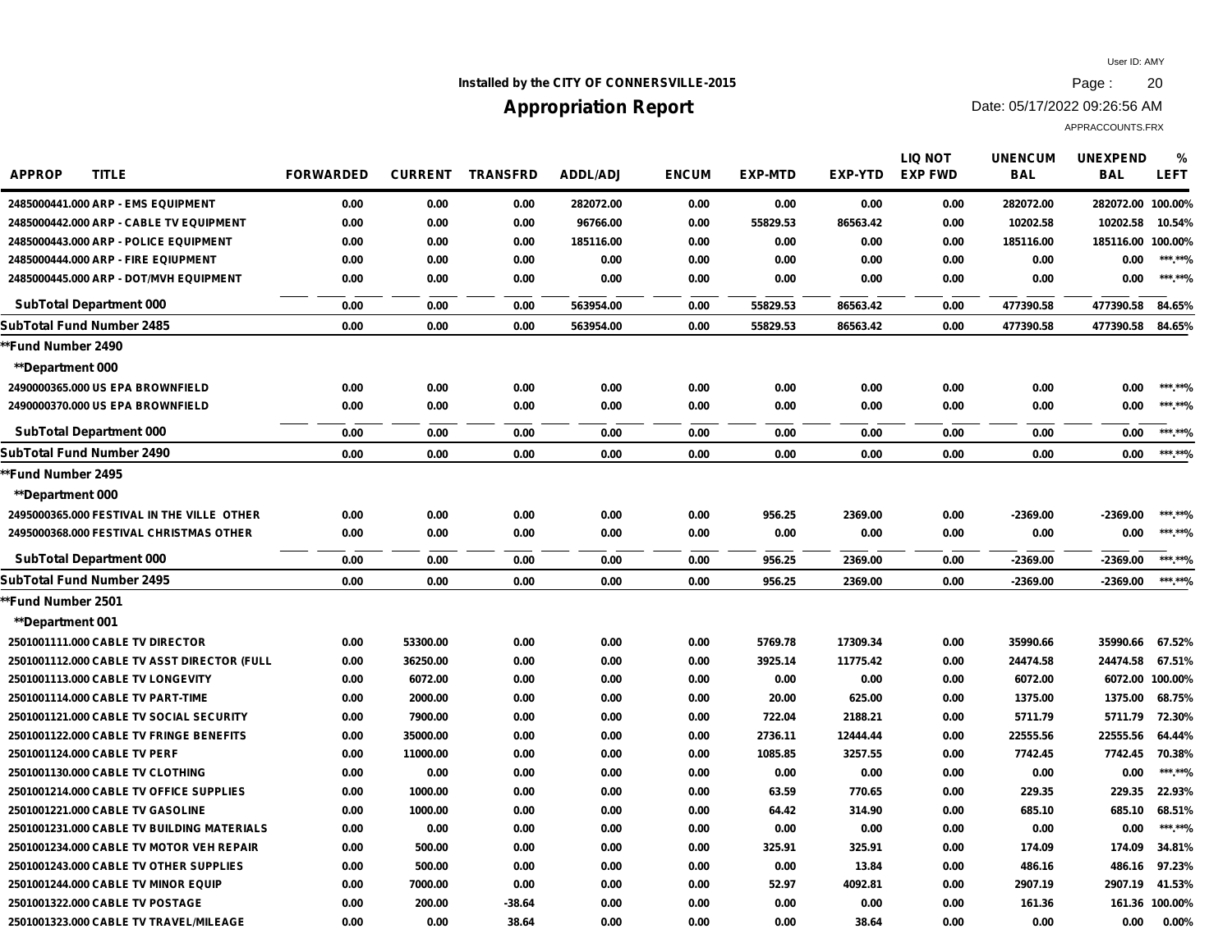Installed by the CITY OF CONNERSVILLE-2015

# Appropriation Report

User ID: AMY
Date: 05/17/2022 09:26:56 AM
APPRACCOUNTS.FRX

| APPROP | TITLE | FORWARDED | CURRENT | TRANSFRD | ADDL/ADJ | ENCUM | EXP-MTD | EXP-YTD | LIQ NOT EXP FWD | UNENCUM BAL | UNEXPEND BAL | % LEFT |
|---|---|---|---|---|---|---|---|---|---|---|---|---|
| 2485000441.000 | ARP - EMS EQUIPMENT | 0.00 | 0.00 | 0.00 | 282072.00 | 0.00 | 0.00 | 0.00 | 0.00 | 282072.00 | 282072.00 | 100.00% |
| 2485000442.000 | ARP - CABLE TV EQUIPMENT | 0.00 | 0.00 | 0.00 | 96766.00 | 0.00 | 55829.53 | 86563.42 | 0.00 | 10202.58 | 10202.58 | 10.54% |
| 2485000443.000 | ARP - POLICE EQUIPMENT | 0.00 | 0.00 | 0.00 | 185116.00 | 0.00 | 0.00 | 0.00 | 0.00 | 185116.00 | 185116.00 | 100.00% |
| 2485000444.000 | ARP - FIRE EQIUPMENT | 0.00 | 0.00 | 0.00 | 0.00 | 0.00 | 0.00 | 0.00 | 0.00 | 0.00 | 0.00 | \*\*\*.\*\*% |
| 2485000445.000 | ARP - DOT/MVH EQUIPMENT | 0.00 | 0.00 | 0.00 | 0.00 | 0.00 | 0.00 | 0.00 | 0.00 | 0.00 | 0.00 | \*\*\*.\*\*% |
| SubTotal Department 000 | | 0.00 | 0.00 | 0.00 | 563954.00 | 0.00 | 55829.53 | 86563.42 | 0.00 | 477390.58 | 477390.58 | 84.65% |
| SubTotal Fund Number 2485 | | 0.00 | 0.00 | 0.00 | 563954.00 | 0.00 | 55829.53 | 86563.42 | 0.00 | 477390.58 | 477390.58 | 84.65% |
| **Fund Number 2490 | | | | | | | | | | | | |
| **Department 000 | | | | | | | | | | | | |
| 2490000365.000 | US EPA BROWNFIELD | 0.00 | 0.00 | 0.00 | 0.00 | 0.00 | 0.00 | 0.00 | 0.00 | 0.00 | 0.00 | \*\*\*.\*\*% |
| 2490000370.000 | US EPA BROWNFIELD | 0.00 | 0.00 | 0.00 | 0.00 | 0.00 | 0.00 | 0.00 | 0.00 | 0.00 | 0.00 | \*\*\*.\*\*% |
| SubTotal Department 000 | | 0.00 | 0.00 | 0.00 | 0.00 | 0.00 | 0.00 | 0.00 | 0.00 | 0.00 | 0.00 | \*\*\*.\*\*% |
| SubTotal Fund Number 2490 | | 0.00 | 0.00 | 0.00 | 0.00 | 0.00 | 0.00 | 0.00 | 0.00 | 0.00 | 0.00 | \*\*\*.\*\*% |
| **Fund Number 2495 | | | | | | | | | | | | |
| **Department 000 | | | | | | | | | | | | |
| 2495000365.000 | FESTIVAL IN THE VILLE OTHER | 0.00 | 0.00 | 0.00 | 0.00 | 0.00 | 956.25 | 2369.00 | 0.00 | -2369.00 | -2369.00 | \*\*\*.\*\*% |
| 2495000368.000 | FESTIVAL CHRISTMAS OTHER | 0.00 | 0.00 | 0.00 | 0.00 | 0.00 | 0.00 | 0.00 | 0.00 | 0.00 | 0.00 | \*\*\*.\*\*% |
| SubTotal Department 000 | | 0.00 | 0.00 | 0.00 | 0.00 | 0.00 | 956.25 | 2369.00 | 0.00 | -2369.00 | -2369.00 | \*\*\*.\*\*% |
| SubTotal Fund Number 2495 | | 0.00 | 0.00 | 0.00 | 0.00 | 0.00 | 956.25 | 2369.00 | 0.00 | -2369.00 | -2369.00 | \*\*\*.\*\*% |
| **Fund Number 2501 | | | | | | | | | | | | |
| **Department 001 | | | | | | | | | | | | |
| 2501001111.000 | CABLE TV DIRECTOR | 0.00 | 53300.00 | 0.00 | 0.00 | 0.00 | 5769.78 | 17309.34 | 0.00 | 35990.66 | 35990.66 | 67.52% |
| 2501001112.000 | CABLE TV ASST DIRECTOR (FULL | 0.00 | 36250.00 | 0.00 | 0.00 | 0.00 | 3925.14 | 11775.42 | 0.00 | 24474.58 | 24474.58 | 67.51% |
| 2501001113.000 | CABLE TV LONGEVITY | 0.00 | 6072.00 | 0.00 | 0.00 | 0.00 | 0.00 | 0.00 | 0.00 | 6072.00 | 6072.00 | 100.00% |
| 2501001114.000 | CABLE TV PART-TIME | 0.00 | 2000.00 | 0.00 | 0.00 | 0.00 | 20.00 | 625.00 | 0.00 | 1375.00 | 1375.00 | 68.75% |
| 2501001121.000 | CABLE TV SOCIAL SECURITY | 0.00 | 7900.00 | 0.00 | 0.00 | 0.00 | 722.04 | 2188.21 | 0.00 | 5711.79 | 5711.79 | 72.30% |
| 2501001122.000 | CABLE TV FRINGE BENEFITS | 0.00 | 35000.00 | 0.00 | 0.00 | 0.00 | 2736.11 | 12444.44 | 0.00 | 22555.56 | 22555.56 | 64.44% |
| 2501001124.000 | CABLE TV PERF | 0.00 | 11000.00 | 0.00 | 0.00 | 0.00 | 1085.85 | 3257.55 | 0.00 | 7742.45 | 7742.45 | 70.38% |
| 2501001130.000 | CABLE TV CLOTHING | 0.00 | 0.00 | 0.00 | 0.00 | 0.00 | 0.00 | 0.00 | 0.00 | 0.00 | 0.00 | \*\*\*.\*\*% |
| 2501001214.000 | CABLE TV OFFICE SUPPLIES | 0.00 | 1000.00 | 0.00 | 0.00 | 0.00 | 63.59 | 770.65 | 0.00 | 229.35 | 229.35 | 22.93% |
| 2501001221.000 | CABLE TV GASOLINE | 0.00 | 1000.00 | 0.00 | 0.00 | 0.00 | 64.42 | 314.90 | 0.00 | 685.10 | 685.10 | 68.51% |
| 2501001231.000 | CABLE TV BUILDING MATERIALS | 0.00 | 0.00 | 0.00 | 0.00 | 0.00 | 0.00 | 0.00 | 0.00 | 0.00 | 0.00 | \*\*\*.\*\*% |
| 2501001234.000 | CABLE TV MOTOR VEH REPAIR | 0.00 | 500.00 | 0.00 | 0.00 | 0.00 | 325.91 | 325.91 | 0.00 | 174.09 | 174.09 | 34.81% |
| 2501001243.000 | CABLE TV OTHER SUPPLIES | 0.00 | 500.00 | 0.00 | 0.00 | 0.00 | 0.00 | 13.84 | 0.00 | 486.16 | 486.16 | 97.23% |
| 2501001244.000 | CABLE TV MINOR EQUIP | 0.00 | 7000.00 | 0.00 | 0.00 | 0.00 | 52.97 | 4092.81 | 0.00 | 2907.19 | 2907.19 | 41.53% |
| 2501001322.000 | CABLE TV POSTAGE | 0.00 | 200.00 | -38.64 | 0.00 | 0.00 | 0.00 | 0.00 | 0.00 | 161.36 | 161.36 | 100.00% |
| 2501001323.000 | CABLE TV TRAVEL/MILEAGE | 0.00 | 0.00 | 38.64 | 0.00 | 0.00 | 0.00 | 38.64 | 0.00 | 0.00 | 0.00 | 0.00% |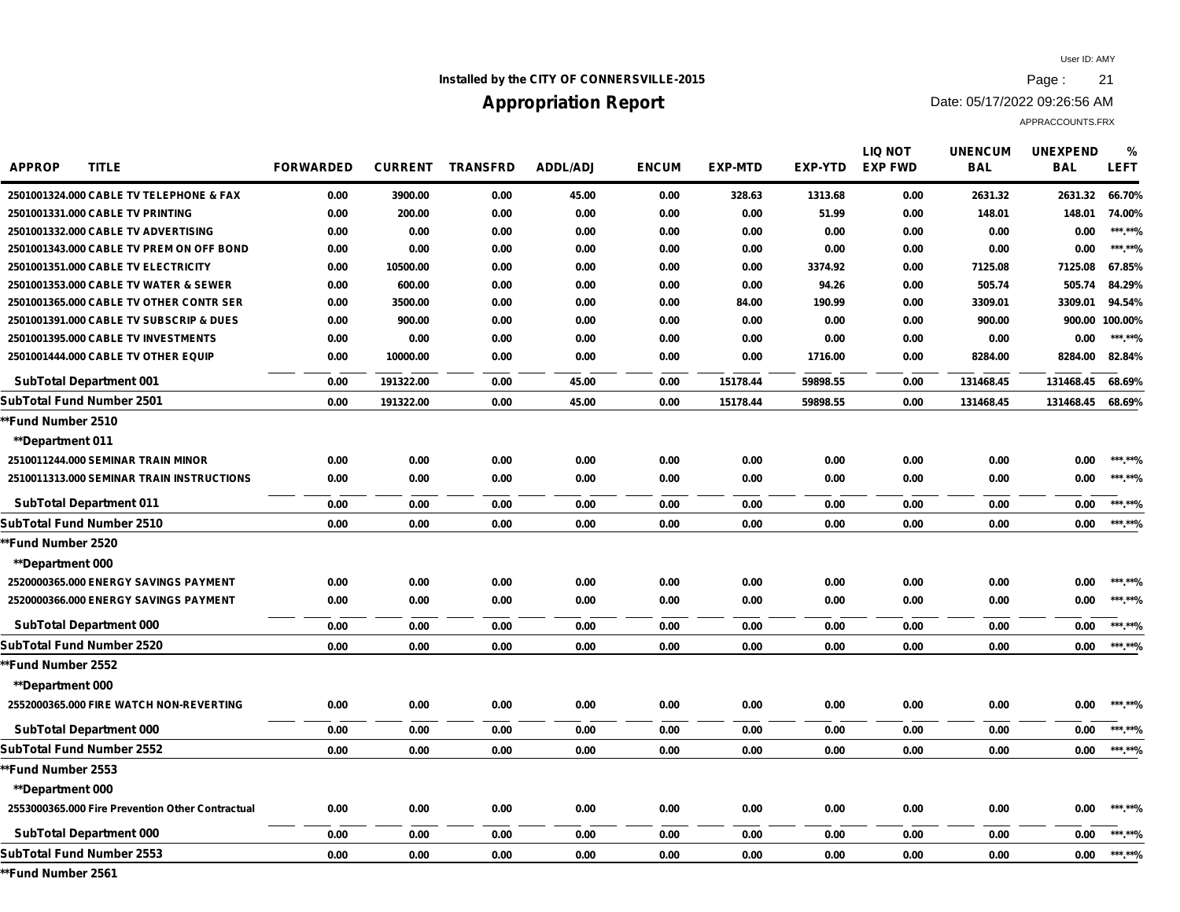Installed by the CITY OF CONNERSVILLE-2015

# Appropriation Report

User ID: AMY
Date: 05/17/2022 09:26:56 AM
APPRACCOUNTS.FRX

| APPROP | TITLE | FORWARDED | CURRENT | TRANSFRD | ADDL/ADJ | ENCUM | EXP-MTD | EXP-YTD | LIQ NOT EXP FWD | UNENCUM BAL | UNEXPEND BAL | % LEFT |
|---|---|---|---|---|---|---|---|---|---|---|---|---|
| 2501001324.000 | CABLE TV TELEPHONE & FAX | 0.00 | 3900.00 | 0.00 | 45.00 | 0.00 | 328.63 | 1313.68 | 0.00 | 2631.32 | 2631.32 | 66.70% |
| 2501001331.000 | CABLE TV PRINTING | 0.00 | 200.00 | 0.00 | 0.00 | 0.00 | 0.00 | 51.99 | 0.00 | 148.01 | 148.01 | 74.00% |
| 2501001332.000 | CABLE TV ADVERTISING | 0.00 | 0.00 | 0.00 | 0.00 | 0.00 | 0.00 | 0.00 | 0.00 | 0.00 | 0.00 | ***.**% |
| 2501001343.000 | CABLE TV PREM ON OFF BOND | 0.00 | 0.00 | 0.00 | 0.00 | 0.00 | 0.00 | 0.00 | 0.00 | 0.00 | 0.00 | ***.**% |
| 2501001351.000 | CABLE TV ELECTRICITY | 0.00 | 10500.00 | 0.00 | 0.00 | 0.00 | 0.00 | 3374.92 | 0.00 | 7125.08 | 7125.08 | 67.85% |
| 2501001353.000 | CABLE TV WATER & SEWER | 0.00 | 600.00 | 0.00 | 0.00 | 0.00 | 0.00 | 94.26 | 0.00 | 505.74 | 505.74 | 84.29% |
| 2501001365.000 | CABLE TV OTHER CONTR SER | 0.00 | 3500.00 | 0.00 | 0.00 | 0.00 | 84.00 | 190.99 | 0.00 | 3309.01 | 3309.01 | 94.54% |
| 2501001391.000 | CABLE TV SUBSCRIP & DUES | 0.00 | 900.00 | 0.00 | 0.00 | 0.00 | 0.00 | 0.00 | 0.00 | 900.00 | 900.00 | 100.00% |
| 2501001395.000 | CABLE TV INVESTMENTS | 0.00 | 0.00 | 0.00 | 0.00 | 0.00 | 0.00 | 0.00 | 0.00 | 0.00 | 0.00 | ***.**% |
| 2501001444.000 | CABLE TV OTHER EQUIP | 0.00 | 10000.00 | 0.00 | 0.00 | 0.00 | 0.00 | 1716.00 | 0.00 | 8284.00 | 8284.00 | 82.84% |
| SubTotal Department 001 | | 0.00 | 191322.00 | 0.00 | 45.00 | 0.00 | 15178.44 | 59898.55 | 0.00 | 131468.45 | 131468.45 | 68.69% |
| SubTotal Fund Number 2501 | | 0.00 | 191322.00 | 0.00 | 45.00 | 0.00 | 15178.44 | 59898.55 | 0.00 | 131468.45 | 131468.45 | 68.69% |
| **Fund Number 2510 | | | | | | | | | | | | |
| **Department 011 | | | | | | | | | | | | |
| 2510011244.000 | SEMINAR TRAIN MINOR | 0.00 | 0.00 | 0.00 | 0.00 | 0.00 | 0.00 | 0.00 | 0.00 | 0.00 | 0.00 | ***.**% |
| 2510011313.000 | SEMINAR TRAIN INSTRUCTIONS | 0.00 | 0.00 | 0.00 | 0.00 | 0.00 | 0.00 | 0.00 | 0.00 | 0.00 | 0.00 | ***.**% |
| SubTotal Department 011 | | 0.00 | 0.00 | 0.00 | 0.00 | 0.00 | 0.00 | 0.00 | 0.00 | 0.00 | 0.00 | ***.**% |
| SubTotal Fund Number 2510 | | 0.00 | 0.00 | 0.00 | 0.00 | 0.00 | 0.00 | 0.00 | 0.00 | 0.00 | 0.00 | ***.**% |
| **Fund Number 2520 | | | | | | | | | | | | |
| **Department 000 | | | | | | | | | | | | |
| 2520000365.000 | ENERGY SAVINGS PAYMENT | 0.00 | 0.00 | 0.00 | 0.00 | 0.00 | 0.00 | 0.00 | 0.00 | 0.00 | 0.00 | ***.**% |
| 2520000366.000 | ENERGY SAVINGS PAYMENT | 0.00 | 0.00 | 0.00 | 0.00 | 0.00 | 0.00 | 0.00 | 0.00 | 0.00 | 0.00 | ***.**% |
| SubTotal Department 000 | | 0.00 | 0.00 | 0.00 | 0.00 | 0.00 | 0.00 | 0.00 | 0.00 | 0.00 | 0.00 | ***.**% |
| SubTotal Fund Number 2520 | | 0.00 | 0.00 | 0.00 | 0.00 | 0.00 | 0.00 | 0.00 | 0.00 | 0.00 | 0.00 | ***.**% |
| **Fund Number 2552 | | | | | | | | | | | | |
| **Department 000 | | | | | | | | | | | | |
| 2552000365.000 | FIRE WATCH NON-REVERTING | 0.00 | 0.00 | 0.00 | 0.00 | 0.00 | 0.00 | 0.00 | 0.00 | 0.00 | 0.00 | ***.**% |
| SubTotal Department 000 | | 0.00 | 0.00 | 0.00 | 0.00 | 0.00 | 0.00 | 0.00 | 0.00 | 0.00 | 0.00 | ***.**% |
| SubTotal Fund Number 2552 | | 0.00 | 0.00 | 0.00 | 0.00 | 0.00 | 0.00 | 0.00 | 0.00 | 0.00 | 0.00 | ***.**% |
| **Fund Number 2553 | | | | | | | | | | | | |
| **Department 000 | | | | | | | | | | | | |
| 2553000365.000 | Fire Prevention Other Contractual | 0.00 | 0.00 | 0.00 | 0.00 | 0.00 | 0.00 | 0.00 | 0.00 | 0.00 | 0.00 | ***.**% |
| SubTotal Department 000 | | 0.00 | 0.00 | 0.00 | 0.00 | 0.00 | 0.00 | 0.00 | 0.00 | 0.00 | 0.00 | ***.**% |
| SubTotal Fund Number 2553 | | 0.00 | 0.00 | 0.00 | 0.00 | 0.00 | 0.00 | 0.00 | 0.00 | 0.00 | 0.00 | ***.**% |
| **Fund Number 2561 | | | | | | | | | | | | |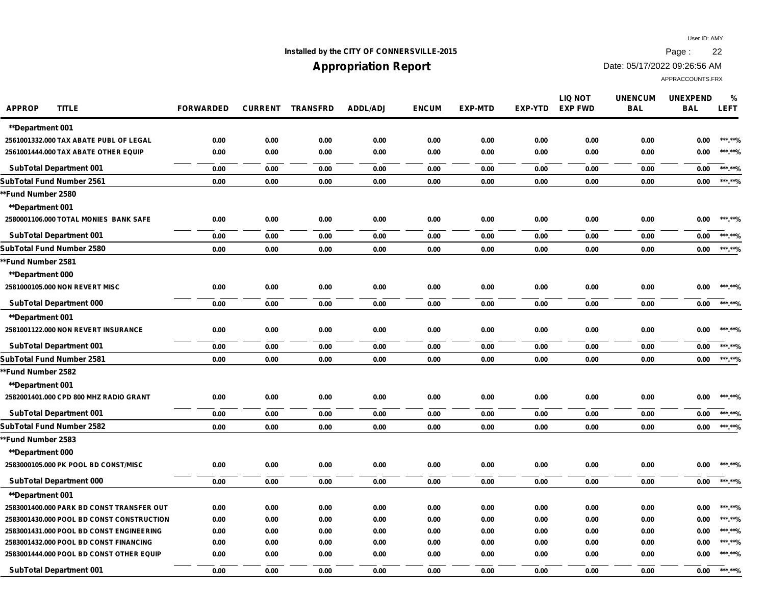Installed by the CITY OF CONNERSVILLE-2015

# Appropriation Report

User ID: AMY
Date: 05/17/2022 09:26:56 AM
APPRACCOUNTS.FRX

| APPROP | TITLE | FORWARDED | CURRENT | TRANSFRD | ADDL/ADJ | ENCUM | EXP-MTD | EXP-YTD | LIQ NOT EXP FWD | UNENCUM BAL | UNEXPEND BAL | % LEFT |
|---|---|---|---|---|---|---|---|---|---|---|---|---|
| **Department 001 | | | | | | | | | | | | |
| 2561001332.000 | TAX ABATE PUBL OF LEGAL | 0.00 | 0.00 | 0.00 | 0.00 | 0.00 | 0.00 | 0.00 | 0.00 | 0.00 | 0.00 | ***.**% |
| 2561001444.000 | TAX ABATE OTHER EQUIP | 0.00 | 0.00 | 0.00 | 0.00 | 0.00 | 0.00 | 0.00 | 0.00 | 0.00 | 0.00 | ***.**% |
| SubTotal Department 001 | | 0.00 | 0.00 | 0.00 | 0.00 | 0.00 | 0.00 | 0.00 | 0.00 | 0.00 | 0.00 | ***.**% |
| SubTotal Fund Number 2561 | | 0.00 | 0.00 | 0.00 | 0.00 | 0.00 | 0.00 | 0.00 | 0.00 | 0.00 | 0.00 | ***.**% |
| **Fund Number 2580 | | | | | | | | | | | | |
| **Department 001 | | | | | | | | | | | | |
| 2580001106.000 | TOTAL MONIES BANK SAFE | 0.00 | 0.00 | 0.00 | 0.00 | 0.00 | 0.00 | 0.00 | 0.00 | 0.00 | 0.00 | ***.**% |
| SubTotal Department 001 | | 0.00 | 0.00 | 0.00 | 0.00 | 0.00 | 0.00 | 0.00 | 0.00 | 0.00 | 0.00 | ***.**% |
| SubTotal Fund Number 2580 | | 0.00 | 0.00 | 0.00 | 0.00 | 0.00 | 0.00 | 0.00 | 0.00 | 0.00 | 0.00 | ***.**% |
| **Fund Number 2581 | | | | | | | | | | | | |
| **Department 000 | | | | | | | | | | | | |
| 2581000105.000 | NON REVERT MISC | 0.00 | 0.00 | 0.00 | 0.00 | 0.00 | 0.00 | 0.00 | 0.00 | 0.00 | 0.00 | ***.**% |
| SubTotal Department 000 | | 0.00 | 0.00 | 0.00 | 0.00 | 0.00 | 0.00 | 0.00 | 0.00 | 0.00 | 0.00 | ***.**% |
| **Department 001 | | | | | | | | | | | | |
| 2581001122.000 | NON REVERT INSURANCE | 0.00 | 0.00 | 0.00 | 0.00 | 0.00 | 0.00 | 0.00 | 0.00 | 0.00 | 0.00 | ***.**% |
| SubTotal Department 001 | | 0.00 | 0.00 | 0.00 | 0.00 | 0.00 | 0.00 | 0.00 | 0.00 | 0.00 | 0.00 | ***.**% |
| SubTotal Fund Number 2581 | | 0.00 | 0.00 | 0.00 | 0.00 | 0.00 | 0.00 | 0.00 | 0.00 | 0.00 | 0.00 | ***.**% |
| **Fund Number 2582 | | | | | | | | | | | | |
| **Department 001 | | | | | | | | | | | | |
| 2582001401.000 | CPD 800 MHZ RADIO GRANT | 0.00 | 0.00 | 0.00 | 0.00 | 0.00 | 0.00 | 0.00 | 0.00 | 0.00 | 0.00 | ***.**% |
| SubTotal Department 001 | | 0.00 | 0.00 | 0.00 | 0.00 | 0.00 | 0.00 | 0.00 | 0.00 | 0.00 | 0.00 | ***.**% |
| SubTotal Fund Number 2582 | | 0.00 | 0.00 | 0.00 | 0.00 | 0.00 | 0.00 | 0.00 | 0.00 | 0.00 | 0.00 | ***.**% |
| **Fund Number 2583 | | | | | | | | | | | | |
| **Department 000 | | | | | | | | | | | | |
| 2583000105.000 | PK POOL BD CONST/MISC | 0.00 | 0.00 | 0.00 | 0.00 | 0.00 | 0.00 | 0.00 | 0.00 | 0.00 | 0.00 | ***.**% |
| SubTotal Department 000 | | 0.00 | 0.00 | 0.00 | 0.00 | 0.00 | 0.00 | 0.00 | 0.00 | 0.00 | 0.00 | ***.**% |
| **Department 001 | | | | | | | | | | | | |
| 2583001400.000 | PARK BD CONST TRANSFER OUT | 0.00 | 0.00 | 0.00 | 0.00 | 0.00 | 0.00 | 0.00 | 0.00 | 0.00 | 0.00 | ***.**% |
| 2583001430.000 | POOL BD CONST CONSTRUCTION | 0.00 | 0.00 | 0.00 | 0.00 | 0.00 | 0.00 | 0.00 | 0.00 | 0.00 | 0.00 | ***.**% |
| 2583001431.000 | POOL BD CONST ENGINEERING | 0.00 | 0.00 | 0.00 | 0.00 | 0.00 | 0.00 | 0.00 | 0.00 | 0.00 | 0.00 | ***.**% |
| 2583001432.000 | POOL BD CONST FINANCING | 0.00 | 0.00 | 0.00 | 0.00 | 0.00 | 0.00 | 0.00 | 0.00 | 0.00 | 0.00 | ***.**% |
| 2583001444.000 | POOL BD CONST OTHER EQUIP | 0.00 | 0.00 | 0.00 | 0.00 | 0.00 | 0.00 | 0.00 | 0.00 | 0.00 | 0.00 | ***.**% |
| SubTotal Department 001 | | 0.00 | 0.00 | 0.00 | 0.00 | 0.00 | 0.00 | 0.00 | 0.00 | 0.00 | 0.00 | ***.**% |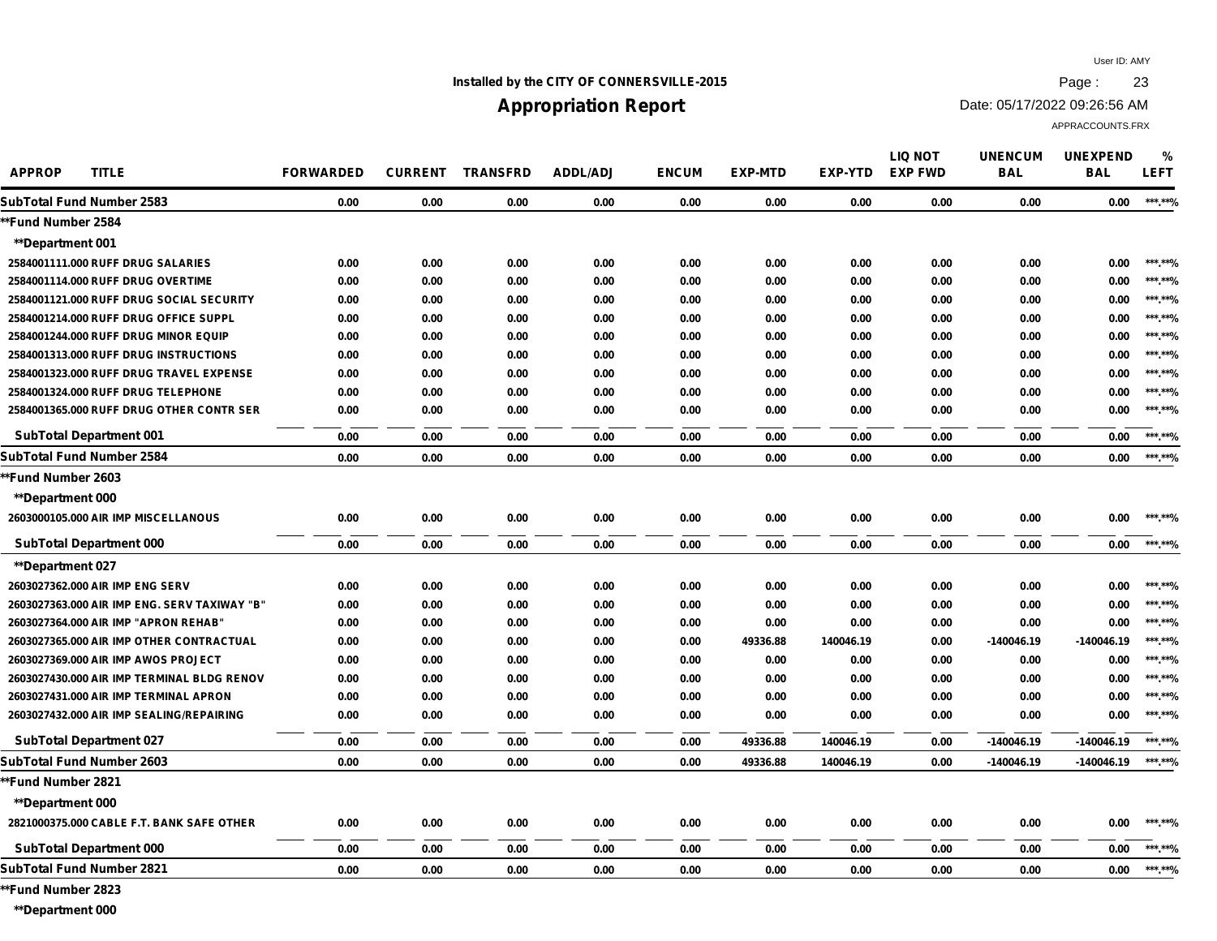Installed by the CITY OF CONNERSVILLE-2015

# Appropriation Report

User ID: AMY
Date: 05/17/2022 09:26:56 AM
APPRACCOUNTS.FRX

| APPROP | TITLE | FORWARDED | CURRENT | TRANSFRD | ADDL/ADJ | ENCUM | EXP-MTD | EXP-YTD | LIQ NOT EXP FWD | UNENCUM BAL | UNEXPEND BAL | % LEFT |
|---|---|---|---|---|---|---|---|---|---|---|---|---|
| SubTotal Fund Number 2583 | | 0.00 | 0.00 | 0.00 | 0.00 | 0.00 | 0.00 | 0.00 | 0.00 | 0.00 | 0.00 | ***.**% |
| **Fund Number 2584 | | | | | | | | | | | | |
| **Department 001 | | | | | | | | | | | | |
| 2584001111.000 | RUFF DRUG SALARIES | 0.00 | 0.00 | 0.00 | 0.00 | 0.00 | 0.00 | 0.00 | 0.00 | 0.00 | 0.00 | ***.**% |
| 2584001114.000 | RUFF DRUG OVERTIME | 0.00 | 0.00 | 0.00 | 0.00 | 0.00 | 0.00 | 0.00 | 0.00 | 0.00 | 0.00 | ***.**% |
| 2584001121.000 | RUFF DRUG SOCIAL SECURITY | 0.00 | 0.00 | 0.00 | 0.00 | 0.00 | 0.00 | 0.00 | 0.00 | 0.00 | 0.00 | ***.**% |
| 2584001214.000 | RUFF DRUG OFFICE SUPPL | 0.00 | 0.00 | 0.00 | 0.00 | 0.00 | 0.00 | 0.00 | 0.00 | 0.00 | 0.00 | ***.**% |
| 2584001244.000 | RUFF DRUG MINOR EQUIP | 0.00 | 0.00 | 0.00 | 0.00 | 0.00 | 0.00 | 0.00 | 0.00 | 0.00 | 0.00 | ***.**% |
| 2584001313.000 | RUFF DRUG INSTRUCTIONS | 0.00 | 0.00 | 0.00 | 0.00 | 0.00 | 0.00 | 0.00 | 0.00 | 0.00 | 0.00 | ***.**% |
| 2584001323.000 | RUFF DRUG TRAVEL EXPENSE | 0.00 | 0.00 | 0.00 | 0.00 | 0.00 | 0.00 | 0.00 | 0.00 | 0.00 | 0.00 | ***.**% |
| 2584001324.000 | RUFF DRUG TELEPHONE | 0.00 | 0.00 | 0.00 | 0.00 | 0.00 | 0.00 | 0.00 | 0.00 | 0.00 | 0.00 | ***.**% |
| 2584001365.000 | RUFF DRUG OTHER CONTR SER | 0.00 | 0.00 | 0.00 | 0.00 | 0.00 | 0.00 | 0.00 | 0.00 | 0.00 | 0.00 | ***.**% |
| SubTotal Department 001 | | 0.00 | 0.00 | 0.00 | 0.00 | 0.00 | 0.00 | 0.00 | 0.00 | 0.00 | 0.00 | ***.**% |
| SubTotal Fund Number 2584 | | 0.00 | 0.00 | 0.00 | 0.00 | 0.00 | 0.00 | 0.00 | 0.00 | 0.00 | 0.00 | ***.**% |
| **Fund Number 2603 | | | | | | | | | | | | |
| **Department 000 | | | | | | | | | | | | |
| 2603000105.000 | AIR IMP MISCELLANOUS | 0.00 | 0.00 | 0.00 | 0.00 | 0.00 | 0.00 | 0.00 | 0.00 | 0.00 | 0.00 | ***.**% |
| SubTotal Department 000 | | 0.00 | 0.00 | 0.00 | 0.00 | 0.00 | 0.00 | 0.00 | 0.00 | 0.00 | 0.00 | ***.**% |
| **Department 027 | | | | | | | | | | | | |
| 2603027362.000 | AIR IMP ENG SERV | 0.00 | 0.00 | 0.00 | 0.00 | 0.00 | 0.00 | 0.00 | 0.00 | 0.00 | 0.00 | ***.**% |
| 2603027363.000 | AIR IMP ENG. SERV TAXIWAY "B" | 0.00 | 0.00 | 0.00 | 0.00 | 0.00 | 0.00 | 0.00 | 0.00 | 0.00 | 0.00 | ***.**% |
| 2603027364.000 | AIR IMP "APRON REHAB" | 0.00 | 0.00 | 0.00 | 0.00 | 0.00 | 0.00 | 0.00 | 0.00 | 0.00 | 0.00 | ***.**% |
| 2603027365.000 | AIR IMP OTHER CONTRACTUAL | 0.00 | 0.00 | 0.00 | 0.00 | 0.00 | 49336.88 | 140046.19 | 0.00 | -140046.19 | -140046.19 | ***.**% |
| 2603027369.000 | AIR IMP AWOS PROJECT | 0.00 | 0.00 | 0.00 | 0.00 | 0.00 | 0.00 | 0.00 | 0.00 | 0.00 | 0.00 | ***.**% |
| 2603027430.000 | AIR IMP TERMINAL BLDG RENOV | 0.00 | 0.00 | 0.00 | 0.00 | 0.00 | 0.00 | 0.00 | 0.00 | 0.00 | 0.00 | ***.**% |
| 2603027431.000 | AIR IMP TERMINAL APRON | 0.00 | 0.00 | 0.00 | 0.00 | 0.00 | 0.00 | 0.00 | 0.00 | 0.00 | 0.00 | ***.**% |
| 2603027432.000 | AIR IMP SEALING/REPAIRING | 0.00 | 0.00 | 0.00 | 0.00 | 0.00 | 0.00 | 0.00 | 0.00 | 0.00 | 0.00 | ***.**% |
| SubTotal Department 027 | | 0.00 | 0.00 | 0.00 | 0.00 | 0.00 | 49336.88 | 140046.19 | 0.00 | -140046.19 | -140046.19 | ***.**% |
| SubTotal Fund Number 2603 | | 0.00 | 0.00 | 0.00 | 0.00 | 0.00 | 49336.88 | 140046.19 | 0.00 | -140046.19 | -140046.19 | ***.**% |
| **Fund Number 2821 | | | | | | | | | | | | |
| **Department 000 | | | | | | | | | | | | |
| 2821000375.000 | CABLE F.T. BANK SAFE OTHER | 0.00 | 0.00 | 0.00 | 0.00 | 0.00 | 0.00 | 0.00 | 0.00 | 0.00 | 0.00 | ***.**% |
| SubTotal Department 000 | | 0.00 | 0.00 | 0.00 | 0.00 | 0.00 | 0.00 | 0.00 | 0.00 | 0.00 | 0.00 | ***.**% |
| SubTotal Fund Number 2821 | | 0.00 | 0.00 | 0.00 | 0.00 | 0.00 | 0.00 | 0.00 | 0.00 | 0.00 | 0.00 | ***.**% |
| **Fund Number 2823 | | | | | | | | | | | | |
| **Department 000 | | | | | | | | | | | | |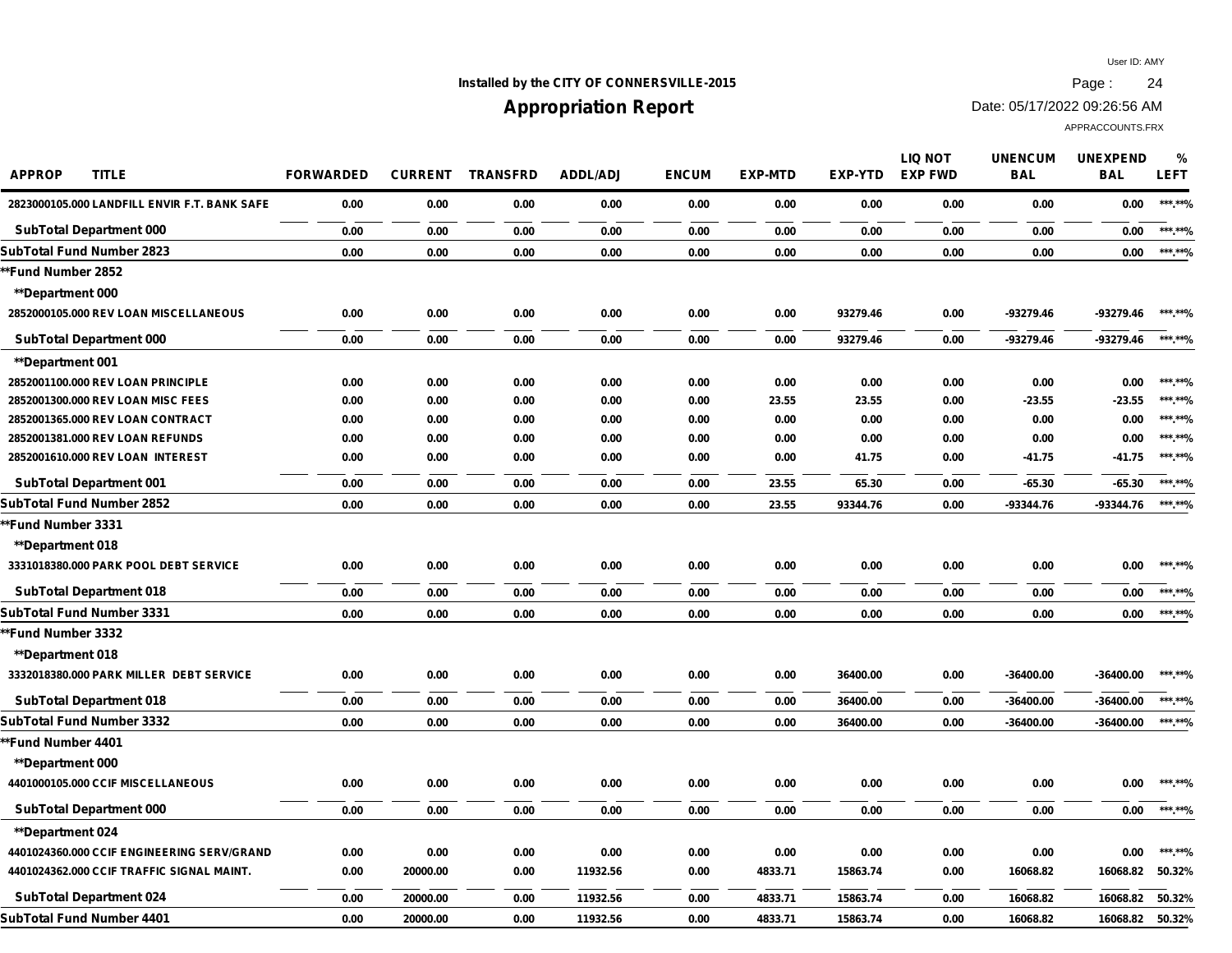Installed by the CITY OF CONNERSVILLE-2015

# Appropriation Report

User ID: AMY

Date: 05/17/2022 09:26:56 AM

APPRACCOUNTS.FRX

| APPROP | TITLE | FORWARDED | CURRENT | TRANSFRD | ADDL/ADJ | ENCUM | EXP-MTD | EXP-YTD | LIQ NOT EXP FWD | UNENCUM BAL | UNEXPEND BAL | % LEFT |
|---|---|---|---|---|---|---|---|---|---|---|---|---|
| 2823000105.000 | LANDFILL ENVIR F.T. BANK SAFE | 0.00 | 0.00 | 0.00 | 0.00 | 0.00 | 0.00 | 0.00 | 0.00 | 0.00 | 0.00 | ***.**% |
| SubTotal Department 000 | | 0.00 | 0.00 | 0.00 | 0.00 | 0.00 | 0.00 | 0.00 | 0.00 | 0.00 | 0.00 | ***.**% |
| SubTotal Fund Number 2823 | | 0.00 | 0.00 | 0.00 | 0.00 | 0.00 | 0.00 | 0.00 | 0.00 | 0.00 | 0.00 | ***.**% |
| **Fund Number 2852 | | | | | | | | | | | | |
| **Department 000 | | | | | | | | | | | | |
| 2852000105.000 | REV LOAN MISCELLANEOUS | 0.00 | 0.00 | 0.00 | 0.00 | 0.00 | 0.00 | 93279.46 | 0.00 | -93279.46 | -93279.46 | ***.**% |
| SubTotal Department 000 | | 0.00 | 0.00 | 0.00 | 0.00 | 0.00 | 0.00 | 93279.46 | 0.00 | -93279.46 | -93279.46 | ***.**% |
| **Department 001 | | | | | | | | | | | | |
| 2852001100.000 | REV LOAN PRINCIPLE | 0.00 | 0.00 | 0.00 | 0.00 | 0.00 | 0.00 | 0.00 | 0.00 | 0.00 | 0.00 | ***.**% |
| 2852001300.000 | REV LOAN MISC FEES | 0.00 | 0.00 | 0.00 | 0.00 | 0.00 | 23.55 | 23.55 | 0.00 | -23.55 | -23.55 | ***.**% |
| 2852001365.000 | REV LOAN CONTRACT | 0.00 | 0.00 | 0.00 | 0.00 | 0.00 | 0.00 | 0.00 | 0.00 | 0.00 | 0.00 | ***.**% |
| 2852001381.000 | REV LOAN REFUNDS | 0.00 | 0.00 | 0.00 | 0.00 | 0.00 | 0.00 | 0.00 | 0.00 | 0.00 | 0.00 | ***.**% |
| 2852001610.000 | REV LOAN INTEREST | 0.00 | 0.00 | 0.00 | 0.00 | 0.00 | 0.00 | 41.75 | 0.00 | -41.75 | -41.75 | ***.**% |
| SubTotal Department 001 | | 0.00 | 0.00 | 0.00 | 0.00 | 0.00 | 23.55 | 65.30 | 0.00 | -65.30 | -65.30 | ***.**% |
| SubTotal Fund Number 2852 | | 0.00 | 0.00 | 0.00 | 0.00 | 0.00 | 23.55 | 93344.76 | 0.00 | -93344.76 | -93344.76 | ***.**% |
| **Fund Number 3331 | | | | | | | | | | | | |
| **Department 018 | | | | | | | | | | | | |
| 3331018380.000 | PARK POOL DEBT SERVICE | 0.00 | 0.00 | 0.00 | 0.00 | 0.00 | 0.00 | 0.00 | 0.00 | 0.00 | 0.00 | ***.**% |
| SubTotal Department 018 | | 0.00 | 0.00 | 0.00 | 0.00 | 0.00 | 0.00 | 0.00 | 0.00 | 0.00 | 0.00 | ***.**% |
| SubTotal Fund Number 3331 | | 0.00 | 0.00 | 0.00 | 0.00 | 0.00 | 0.00 | 0.00 | 0.00 | 0.00 | 0.00 | ***.**% |
| **Fund Number 3332 | | | | | | | | | | | | |
| **Department 018 | | | | | | | | | | | | |
| 3332018380.000 | PARK MILLER DEBT SERVICE | 0.00 | 0.00 | 0.00 | 0.00 | 0.00 | 0.00 | 36400.00 | 0.00 | -36400.00 | -36400.00 | ***.**% |
| SubTotal Department 018 | | 0.00 | 0.00 | 0.00 | 0.00 | 0.00 | 0.00 | 36400.00 | 0.00 | -36400.00 | -36400.00 | ***.**% |
| SubTotal Fund Number 3332 | | 0.00 | 0.00 | 0.00 | 0.00 | 0.00 | 0.00 | 36400.00 | 0.00 | -36400.00 | -36400.00 | ***.**% |
| **Fund Number 4401 | | | | | | | | | | | | |
| **Department 000 | | | | | | | | | | | | |
| 4401000105.000 | CCIF MISCELLANEOUS | 0.00 | 0.00 | 0.00 | 0.00 | 0.00 | 0.00 | 0.00 | 0.00 | 0.00 | 0.00 | ***.**% |
| SubTotal Department 000 | | 0.00 | 0.00 | 0.00 | 0.00 | 0.00 | 0.00 | 0.00 | 0.00 | 0.00 | 0.00 | ***.**% |
| **Department 024 | | | | | | | | | | | | |
| 4401024360.000 | CCIF ENGINEERING SERV/GRAND | 0.00 | 0.00 | 0.00 | 0.00 | 0.00 | 0.00 | 0.00 | 0.00 | 0.00 | 0.00 | ***.**% |
| 4401024362.000 | CCIF TRAFFIC SIGNAL MAINT. | 0.00 | 20000.00 | 0.00 | 11932.56 | 0.00 | 4833.71 | 15863.74 | 0.00 | 16068.82 | 16068.82 | 50.32% |
| SubTotal Department 024 | | 0.00 | 20000.00 | 0.00 | 11932.56 | 0.00 | 4833.71 | 15863.74 | 0.00 | 16068.82 | 16068.82 | 50.32% |
| SubTotal Fund Number 4401 | | 0.00 | 20000.00 | 0.00 | 11932.56 | 0.00 | 4833.71 | 15863.74 | 0.00 | 16068.82 | 16068.82 | 50.32% |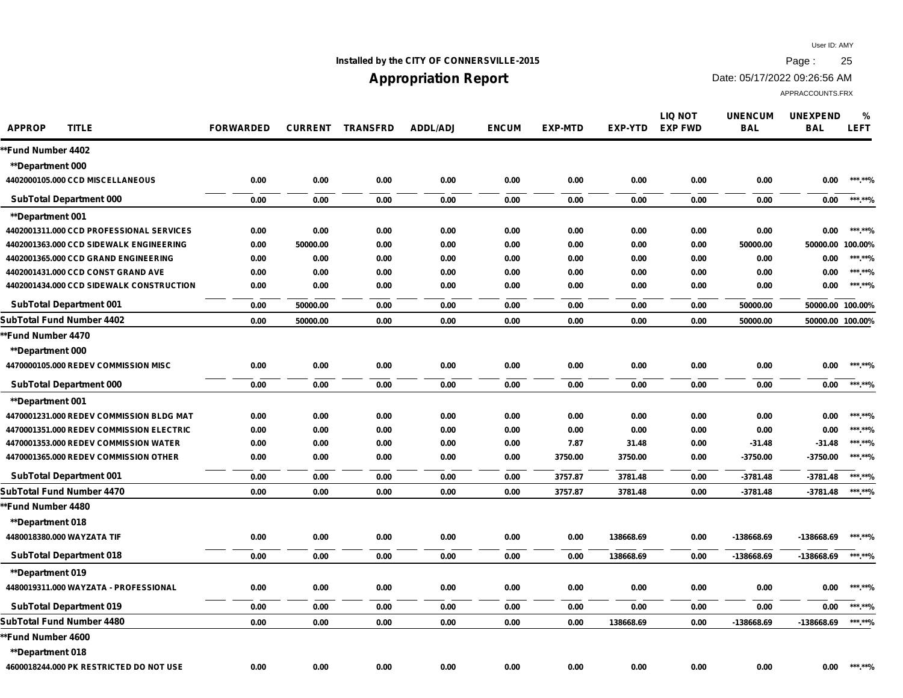Installed by the CITY OF CONNERSVILLE-2015

# Appropriation Report

User ID: AMY

Date: 05/17/2022 09:26:56 AM

APPRACCOUNTS.FRX

| APPROP | TITLE | FORWARDED | CURRENT | TRANSFRD | ADDL/ADJ | ENCUM | EXP-MTD | EXP-YTD | LIQ NOT EXP FWD | UNENCUM BAL | UNEXPEND BAL | % LEFT |
|---|---|---|---|---|---|---|---|---|---|---|---|---|
| **Fund Number 4402 | | | | | | | | | | | | |
| **Department 000 | | | | | | | | | | | | |
| 4402000105.000 | CCD MISCELLANEOUS | 0.00 | 0.00 | 0.00 | 0.00 | 0.00 | 0.00 | 0.00 | 0.00 | 0.00 | 0.00 | ***.**% |
| SubTotal Department 000 | | 0.00 | 0.00 | 0.00 | 0.00 | 0.00 | 0.00 | 0.00 | 0.00 | 0.00 | 0.00 | ***.**% |
| **Department 001 | | | | | | | | | | | | |
| 4402001311.000 | CCD PROFESSIONAL SERVICES | 0.00 | 0.00 | 0.00 | 0.00 | 0.00 | 0.00 | 0.00 | 0.00 | 0.00 | 0.00 | ***.**% |
| 4402001363.000 | CCD SIDEWALK ENGINEERING | 0.00 | 50000.00 | 0.00 | 0.00 | 0.00 | 0.00 | 0.00 | 0.00 | 50000.00 | 50000.00 | 100.00% |
| 4402001365.000 | CCD GRAND ENGINEERING | 0.00 | 0.00 | 0.00 | 0.00 | 0.00 | 0.00 | 0.00 | 0.00 | 0.00 | 0.00 | ***.**% |
| 4402001431.000 | CCD CONST GRAND AVE | 0.00 | 0.00 | 0.00 | 0.00 | 0.00 | 0.00 | 0.00 | 0.00 | 0.00 | 0.00 | ***.**% |
| 4402001434.000 | CCD SIDEWALK CONSTRUCTION | 0.00 | 0.00 | 0.00 | 0.00 | 0.00 | 0.00 | 0.00 | 0.00 | 0.00 | 0.00 | ***.**% |
| SubTotal Department 001 | | 0.00 | 50000.00 | 0.00 | 0.00 | 0.00 | 0.00 | 0.00 | 0.00 | 50000.00 | 50000.00 | 100.00% |
| SubTotal Fund Number 4402 | | 0.00 | 50000.00 | 0.00 | 0.00 | 0.00 | 0.00 | 0.00 | 0.00 | 50000.00 | 50000.00 | 100.00% |
| **Fund Number 4470 | | | | | | | | | | | | |
| **Department 000 | | | | | | | | | | | | |
| 4470000105.000 | REDEV COMMISSION MISC | 0.00 | 0.00 | 0.00 | 0.00 | 0.00 | 0.00 | 0.00 | 0.00 | 0.00 | 0.00 | ***.**% |
| SubTotal Department 000 | | 0.00 | 0.00 | 0.00 | 0.00 | 0.00 | 0.00 | 0.00 | 0.00 | 0.00 | 0.00 | ***.**% |
| **Department 001 | | | | | | | | | | | | |
| 4470001231.000 | REDEV COMMISSION BLDG MAT | 0.00 | 0.00 | 0.00 | 0.00 | 0.00 | 0.00 | 0.00 | 0.00 | 0.00 | 0.00 | ***.**% |
| 4470001351.000 | REDEV COMMISSION ELECTRIC | 0.00 | 0.00 | 0.00 | 0.00 | 0.00 | 0.00 | 0.00 | 0.00 | 0.00 | 0.00 | ***.**% |
| 4470001353.000 | REDEV COMMISSION WATER | 0.00 | 0.00 | 0.00 | 0.00 | 0.00 | 7.87 | 31.48 | 0.00 | -31.48 | -31.48 | ***.**% |
| 4470001365.000 | REDEV COMMISSION OTHER | 0.00 | 0.00 | 0.00 | 0.00 | 0.00 | 3750.00 | 3750.00 | 0.00 | -3750.00 | -3750.00 | ***.**% |
| SubTotal Department 001 | | 0.00 | 0.00 | 0.00 | 0.00 | 0.00 | 3757.87 | 3781.48 | 0.00 | -3781.48 | -3781.48 | ***.**% |
| SubTotal Fund Number 4470 | | 0.00 | 0.00 | 0.00 | 0.00 | 0.00 | 3757.87 | 3781.48 | 0.00 | -3781.48 | -3781.48 | ***.**% |
| **Fund Number 4480 | | | | | | | | | | | | |
| **Department 018 | | | | | | | | | | | | |
| 4480018380.000 | WAYZATA TIF | 0.00 | 0.00 | 0.00 | 0.00 | 0.00 | 0.00 | 138668.69 | 0.00 | -138668.69 | -138668.69 | ***.**% |
| SubTotal Department 018 | | 0.00 | 0.00 | 0.00 | 0.00 | 0.00 | 0.00 | 138668.69 | 0.00 | -138668.69 | -138668.69 | ***.**% |
| **Department 019 | | | | | | | | | | | | |
| 4480019311.000 | WAYZATA - PROFESSIONAL | 0.00 | 0.00 | 0.00 | 0.00 | 0.00 | 0.00 | 0.00 | 0.00 | 0.00 | 0.00 | ***.**% |
| SubTotal Department 019 | | 0.00 | 0.00 | 0.00 | 0.00 | 0.00 | 0.00 | 0.00 | 0.00 | 0.00 | 0.00 | ***.**% |
| SubTotal Fund Number 4480 | | 0.00 | 0.00 | 0.00 | 0.00 | 0.00 | 0.00 | 138668.69 | 0.00 | -138668.69 | -138668.69 | ***.**% |
| **Fund Number 4600 | | | | | | | | | | | | |
| **Department 018 | | | | | | | | | | | | |
| 4600018244.000 | PK RESTRICTED DO NOT USE | 0.00 | 0.00 | 0.00 | 0.00 | 0.00 | 0.00 | 0.00 | 0.00 | 0.00 | 0.00 | ***.**% |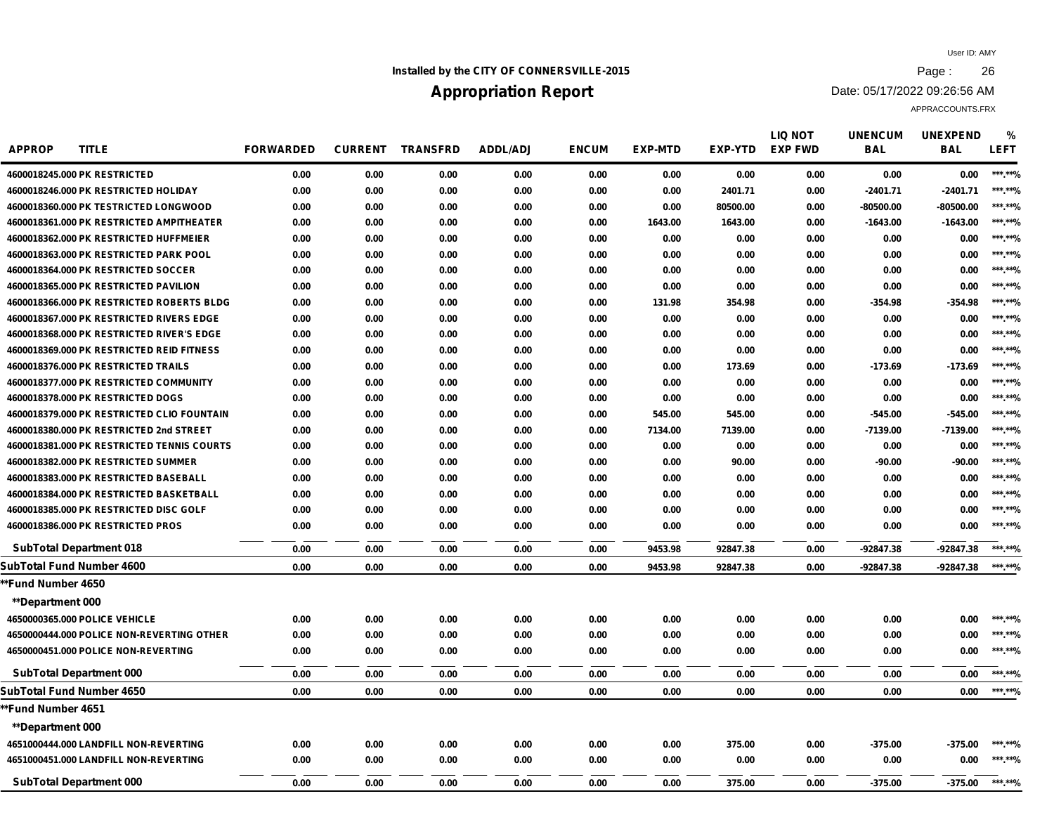Installed by the CITY OF CONNERSVILLE-2015

# Appropriation Report

User ID: AMY

Date: 05/17/2022 09:26:56 AM

APPRACCOUNTS.FRX

| APPROP | TITLE | FORWARDED | CURRENT | TRANSFRD | ADDL/ADJ | ENCUM | EXP-MTD | EXP-YTD | LIQ NOT EXP FWD | UNENCUM BAL | UNEXPEND BAL | % LEFT |
|---|---|---|---|---|---|---|---|---|---|---|---|---|
| 4600018245.000 | PK RESTRICTED | 0.00 | 0.00 | 0.00 | 0.00 | 0.00 | 0.00 | 0.00 | 0.00 | 0.00 | 0.00 | ***.**% |
| 4600018246.000 | PK RESTRICTED HOLIDAY | 0.00 | 0.00 | 0.00 | 0.00 | 0.00 | 0.00 | 2401.71 | 0.00 | -2401.71 | -2401.71 | ***.**% |
| 4600018360.000 | PK TESTRICTED LONGWOOD | 0.00 | 0.00 | 0.00 | 0.00 | 0.00 | 0.00 | 80500.00 | 0.00 | -80500.00 | -80500.00 | ***.**% |
| 4600018361.000 | PK RESTRICTED AMPITHEATER | 0.00 | 0.00 | 0.00 | 0.00 | 0.00 | 1643.00 | 1643.00 | 0.00 | -1643.00 | -1643.00 | ***.**% |
| 4600018362.000 | PK RESTRICTED HUFFMEIER | 0.00 | 0.00 | 0.00 | 0.00 | 0.00 | 0.00 | 0.00 | 0.00 | 0.00 | 0.00 | ***.**% |
| 4600018363.000 | PK RESTRICTED PARK POOL | 0.00 | 0.00 | 0.00 | 0.00 | 0.00 | 0.00 | 0.00 | 0.00 | 0.00 | 0.00 | ***.**% |
| 4600018364.000 | PK RESTRICTED SOCCER | 0.00 | 0.00 | 0.00 | 0.00 | 0.00 | 0.00 | 0.00 | 0.00 | 0.00 | 0.00 | ***.**% |
| 4600018365.000 | PK RESTRICTED PAVILION | 0.00 | 0.00 | 0.00 | 0.00 | 0.00 | 0.00 | 0.00 | 0.00 | 0.00 | 0.00 | ***.**% |
| 4600018366.000 | PK RESTRICTED ROBERTS BLDG | 0.00 | 0.00 | 0.00 | 0.00 | 0.00 | 131.98 | 354.98 | 0.00 | -354.98 | -354.98 | ***.**% |
| 4600018367.000 | PK RESTRICTED RIVERS EDGE | 0.00 | 0.00 | 0.00 | 0.00 | 0.00 | 0.00 | 0.00 | 0.00 | 0.00 | 0.00 | ***.**% |
| 4600018368.000 | PK RESTRICTED RIVER'S EDGE | 0.00 | 0.00 | 0.00 | 0.00 | 0.00 | 0.00 | 0.00 | 0.00 | 0.00 | 0.00 | ***.**% |
| 4600018369.000 | PK RESTRICTED REID FITNESS | 0.00 | 0.00 | 0.00 | 0.00 | 0.00 | 0.00 | 0.00 | 0.00 | 0.00 | 0.00 | ***.**% |
| 4600018376.000 | PK RESTRICTED TRAILS | 0.00 | 0.00 | 0.00 | 0.00 | 0.00 | 0.00 | 173.69 | 0.00 | -173.69 | -173.69 | ***.**% |
| 4600018377.000 | PK RESTRICTED COMMUNITY | 0.00 | 0.00 | 0.00 | 0.00 | 0.00 | 0.00 | 0.00 | 0.00 | 0.00 | 0.00 | ***.**% |
| 4600018378.000 | PK RESTRICTED DOGS | 0.00 | 0.00 | 0.00 | 0.00 | 0.00 | 0.00 | 0.00 | 0.00 | 0.00 | 0.00 | ***.**% |
| 4600018379.000 | PK RESTRICTED CLIO FOUNTAIN | 0.00 | 0.00 | 0.00 | 0.00 | 0.00 | 545.00 | 545.00 | 0.00 | -545.00 | -545.00 | ***.**% |
| 4600018380.000 | PK RESTRICTED 2nd STREET | 0.00 | 0.00 | 0.00 | 0.00 | 0.00 | 7134.00 | 7139.00 | 0.00 | -7139.00 | -7139.00 | ***.**% |
| 4600018381.000 | PK RESTRICTED TENNIS COURTS | 0.00 | 0.00 | 0.00 | 0.00 | 0.00 | 0.00 | 0.00 | 0.00 | 0.00 | 0.00 | ***.**% |
| 4600018382.000 | PK RESTRICTED SUMMER | 0.00 | 0.00 | 0.00 | 0.00 | 0.00 | 0.00 | 90.00 | 0.00 | -90.00 | -90.00 | ***.**% |
| 4600018383.000 | PK RESTRICTED BASEBALL | 0.00 | 0.00 | 0.00 | 0.00 | 0.00 | 0.00 | 0.00 | 0.00 | 0.00 | 0.00 | ***.**% |
| 4600018384.000 | PK RESTRICTED BASKETBALL | 0.00 | 0.00 | 0.00 | 0.00 | 0.00 | 0.00 | 0.00 | 0.00 | 0.00 | 0.00 | ***.**% |
| 4600018385.000 | PK RESTRICTED DISC GOLF | 0.00 | 0.00 | 0.00 | 0.00 | 0.00 | 0.00 | 0.00 | 0.00 | 0.00 | 0.00 | ***.**% |
| 4600018386.000 | PK RESTRICTED PROS | 0.00 | 0.00 | 0.00 | 0.00 | 0.00 | 0.00 | 0.00 | 0.00 | 0.00 | 0.00 | ***.**% |
| SubTotal Department 018 | | 0.00 | 0.00 | 0.00 | 0.00 | 0.00 | 9453.98 | 92847.38 | 0.00 | -92847.38 | -92847.38 | ***.**% |
| SubTotal Fund Number 4600 | | 0.00 | 0.00 | 0.00 | 0.00 | 0.00 | 9453.98 | 92847.38 | 0.00 | -92847.38 | -92847.38 | ***.**% |
| **Fund Number 4650 | | | | | | | | | | | | |
| **Department 000 | | | | | | | | | | | | |
| 4650000365.000 | POLICE VEHICLE | 0.00 | 0.00 | 0.00 | 0.00 | 0.00 | 0.00 | 0.00 | 0.00 | 0.00 | 0.00 | ***.**% |
| 4650000444.000 | POLICE NON-REVERTING OTHER | 0.00 | 0.00 | 0.00 | 0.00 | 0.00 | 0.00 | 0.00 | 0.00 | 0.00 | 0.00 | ***.**% |
| 4650000451.000 | POLICE NON-REVERTING | 0.00 | 0.00 | 0.00 | 0.00 | 0.00 | 0.00 | 0.00 | 0.00 | 0.00 | 0.00 | ***.**% |
| SubTotal Department 000 | | 0.00 | 0.00 | 0.00 | 0.00 | 0.00 | 0.00 | 0.00 | 0.00 | 0.00 | 0.00 | ***.**% |
| SubTotal Fund Number 4650 | | 0.00 | 0.00 | 0.00 | 0.00 | 0.00 | 0.00 | 0.00 | 0.00 | 0.00 | 0.00 | ***.**% |
| **Fund Number 4651 | | | | | | | | | | | | |
| **Department 000 | | | | | | | | | | | | |
| 4651000444.000 | LANDFILL NON-REVERTING | 0.00 | 0.00 | 0.00 | 0.00 | 0.00 | 0.00 | 375.00 | 0.00 | -375.00 | -375.00 | ***.**% |
| 4651000451.000 | LANDFILL NON-REVERTING | 0.00 | 0.00 | 0.00 | 0.00 | 0.00 | 0.00 | 0.00 | 0.00 | 0.00 | 0.00 | ***.**% |
| SubTotal Department 000 | | 0.00 | 0.00 | 0.00 | 0.00 | 0.00 | 0.00 | 375.00 | 0.00 | -375.00 | -375.00 | ***.**% |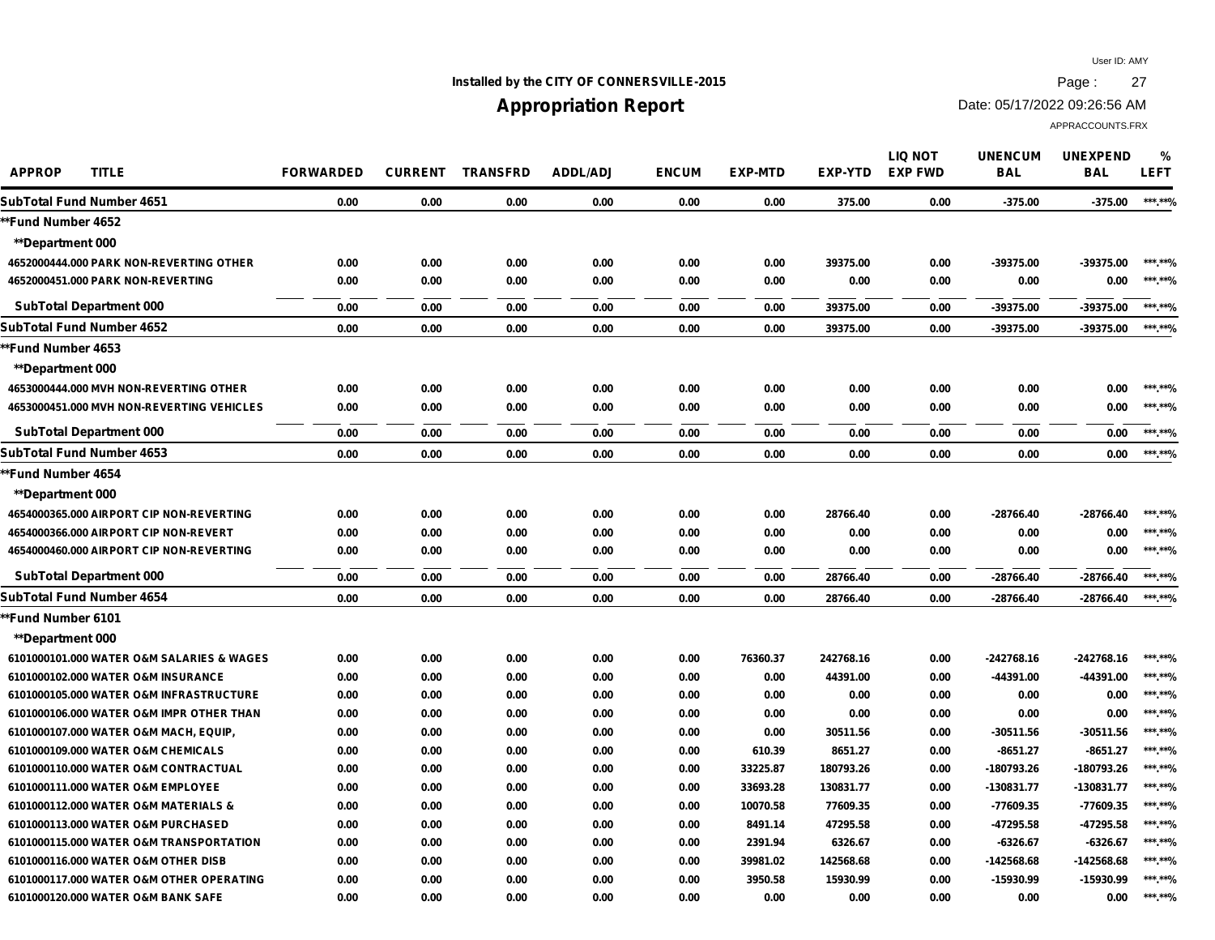Installed by the CITY OF CONNERSVILLE-2015

# Appropriation Report

User ID: AMY

Date: 05/17/2022 09:26:56 AM

APPRACCOUNTS.FRX

| APPROP | TITLE | FORWARDED | CURRENT | TRANSFRD | ADDL/ADJ | ENCUM | EXP-MTD | EXP-YTD | LIQ NOT EXP FWD | UNENCUM BAL | UNEXPEND BAL | % LEFT |
|---|---|---|---|---|---|---|---|---|---|---|---|---|
| SubTotal Fund Number 4651 | | 0.00 | 0.00 | 0.00 | 0.00 | 0.00 | 0.00 | 375.00 | 0.00 | -375.00 | -375.00 | ***.**% |
| **Fund Number 4652 | | | | | | | | | | | | |
| **Department 000 | | | | | | | | | | | | |
| 4652000444.000 | PARK NON-REVERTING OTHER | 0.00 | 0.00 | 0.00 | 0.00 | 0.00 | 0.00 | 39375.00 | 0.00 | -39375.00 | -39375.00 | ***.**% |
| 4652000451.000 | PARK NON-REVERTING | 0.00 | 0.00 | 0.00 | 0.00 | 0.00 | 0.00 | 0.00 | 0.00 | 0.00 | 0.00 | ***.**% |
| SubTotal Department 000 | | 0.00 | 0.00 | 0.00 | 0.00 | 0.00 | 0.00 | 39375.00 | 0.00 | -39375.00 | -39375.00 | ***.**% |
| SubTotal Fund Number 4652 | | 0.00 | 0.00 | 0.00 | 0.00 | 0.00 | 0.00 | 39375.00 | 0.00 | -39375.00 | -39375.00 | ***.**% |
| **Fund Number 4653 | | | | | | | | | | | | |
| **Department 000 | | | | | | | | | | | | |
| 4653000444.000 | MVH NON-REVERTING OTHER | 0.00 | 0.00 | 0.00 | 0.00 | 0.00 | 0.00 | 0.00 | 0.00 | 0.00 | 0.00 | ***.**% |
| 4653000451.000 | MVH NON-REVERTING VEHICLES | 0.00 | 0.00 | 0.00 | 0.00 | 0.00 | 0.00 | 0.00 | 0.00 | 0.00 | 0.00 | ***.**% |
| SubTotal Department 000 | | 0.00 | 0.00 | 0.00 | 0.00 | 0.00 | 0.00 | 0.00 | 0.00 | 0.00 | 0.00 | ***.**% |
| SubTotal Fund Number 4653 | | 0.00 | 0.00 | 0.00 | 0.00 | 0.00 | 0.00 | 0.00 | 0.00 | 0.00 | 0.00 | ***.**% |
| **Fund Number 4654 | | | | | | | | | | | | |
| **Department 000 | | | | | | | | | | | | |
| 4654000365.000 | AIRPORT CIP NON-REVERTING | 0.00 | 0.00 | 0.00 | 0.00 | 0.00 | 0.00 | 28766.40 | 0.00 | -28766.40 | -28766.40 | ***.**% |
| 4654000366.000 | AIRPORT CIP NON-REVERT | 0.00 | 0.00 | 0.00 | 0.00 | 0.00 | 0.00 | 0.00 | 0.00 | 0.00 | 0.00 | ***.**% |
| 4654000460.000 | AIRPORT CIP NON-REVERTING | 0.00 | 0.00 | 0.00 | 0.00 | 0.00 | 0.00 | 0.00 | 0.00 | 0.00 | 0.00 | ***.**% |
| SubTotal Department 000 | | 0.00 | 0.00 | 0.00 | 0.00 | 0.00 | 0.00 | 28766.40 | 0.00 | -28766.40 | -28766.40 | ***.**% |
| SubTotal Fund Number 4654 | | 0.00 | 0.00 | 0.00 | 0.00 | 0.00 | 0.00 | 28766.40 | 0.00 | -28766.40 | -28766.40 | ***.**% |
| **Fund Number 6101 | | | | | | | | | | | | |
| **Department 000 | | | | | | | | | | | | |
| 6101000101.000 | WATER O&M SALARIES & WAGES | 0.00 | 0.00 | 0.00 | 0.00 | 0.00 | 76360.37 | 242768.16 | 0.00 | -242768.16 | -242768.16 | ***.**% |
| 6101000102.000 | WATER O&M INSURANCE | 0.00 | 0.00 | 0.00 | 0.00 | 0.00 | 0.00 | 44391.00 | 0.00 | -44391.00 | -44391.00 | ***.**% |
| 6101000105.000 | WATER O&M INFRASTRUCTURE | 0.00 | 0.00 | 0.00 | 0.00 | 0.00 | 0.00 | 0.00 | 0.00 | 0.00 | 0.00 | ***.**% |
| 6101000106.000 | WATER O&M IMPR OTHER THAN | 0.00 | 0.00 | 0.00 | 0.00 | 0.00 | 0.00 | 0.00 | 0.00 | 0.00 | 0.00 | ***.**% |
| 6101000107.000 | WATER O&M MACH, EQUIP, | 0.00 | 0.00 | 0.00 | 0.00 | 0.00 | 0.00 | 30511.56 | 0.00 | -30511.56 | -30511.56 | ***.**% |
| 6101000109.000 | WATER O&M CHEMICALS | 0.00 | 0.00 | 0.00 | 0.00 | 0.00 | 610.39 | 8651.27 | 0.00 | -8651.27 | -8651.27 | ***.**% |
| 6101000110.000 | WATER O&M CONTRACTUAL | 0.00 | 0.00 | 0.00 | 0.00 | 0.00 | 33225.87 | 180793.26 | 0.00 | -180793.26 | -180793.26 | ***.**% |
| 6101000111.000 | WATER O&M EMPLOYEE | 0.00 | 0.00 | 0.00 | 0.00 | 0.00 | 33693.28 | 130831.77 | 0.00 | -130831.77 | -130831.77 | ***.**% |
| 6101000112.000 | WATER O&M MATERIALS & | 0.00 | 0.00 | 0.00 | 0.00 | 0.00 | 10070.58 | 77609.35 | 0.00 | -77609.35 | -77609.35 | ***.**% |
| 6101000113.000 | WATER O&M PURCHASED | 0.00 | 0.00 | 0.00 | 0.00 | 0.00 | 8491.14 | 47295.58 | 0.00 | -47295.58 | -47295.58 | ***.**% |
| 6101000115.000 | WATER O&M TRANSPORTATION | 0.00 | 0.00 | 0.00 | 0.00 | 0.00 | 2391.94 | 6326.67 | 0.00 | -6326.67 | -6326.67 | ***.**% |
| 6101000116.000 | WATER O&M OTHER DISB | 0.00 | 0.00 | 0.00 | 0.00 | 0.00 | 39981.02 | 142568.68 | 0.00 | -142568.68 | -142568.68 | ***.**% |
| 6101000117.000 | WATER O&M OTHER OPERATING | 0.00 | 0.00 | 0.00 | 0.00 | 0.00 | 3950.58 | 15930.99 | 0.00 | -15930.99 | -15930.99 | ***.**% |
| 6101000120.000 | WATER O&M BANK SAFE | 0.00 | 0.00 | 0.00 | 0.00 | 0.00 | 0.00 | 0.00 | 0.00 | 0.00 | 0.00 | ***.**% |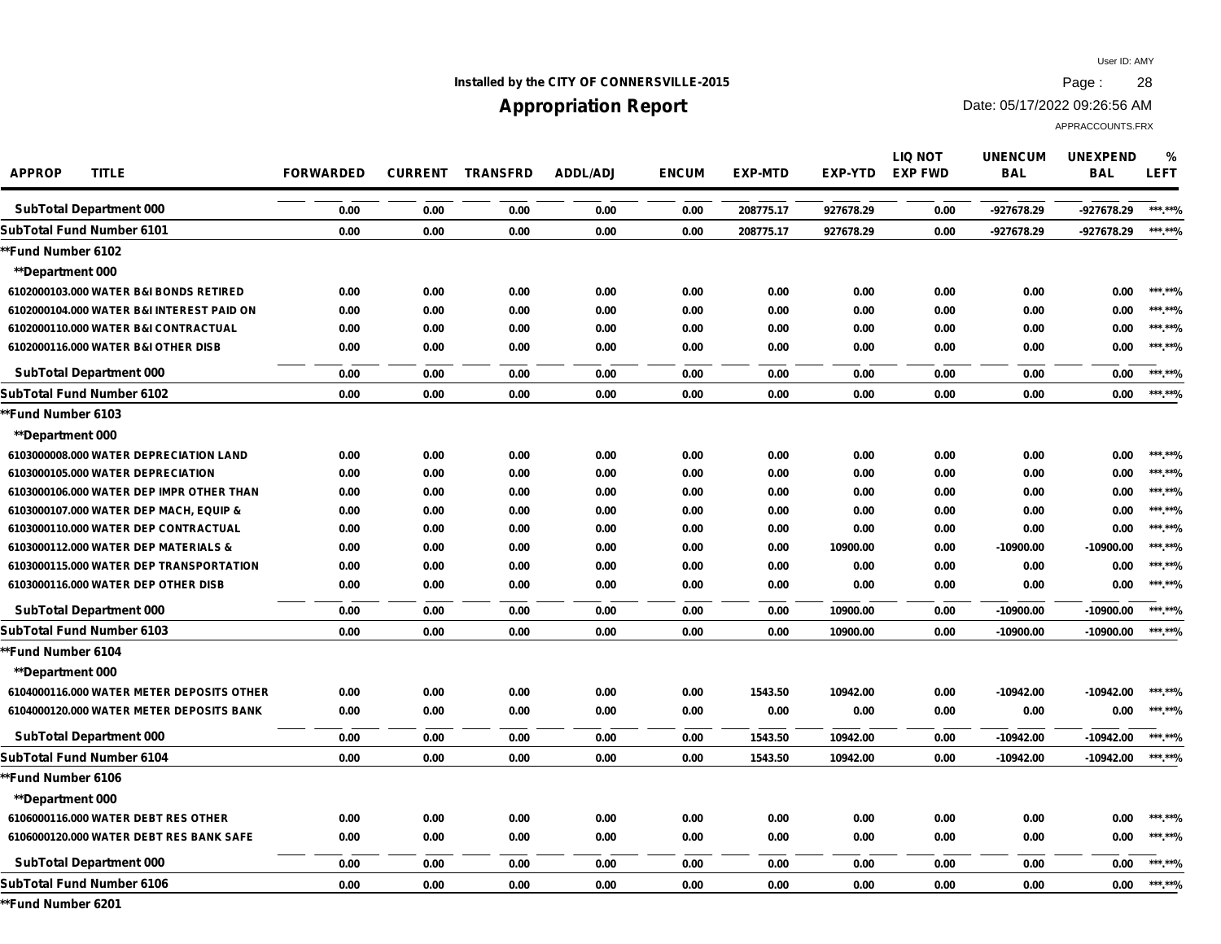Installed by the CITY OF CONNERSVILLE-2015

# Appropriation Report

User ID: AMY
Date: 05/17/2022 09:26:56 AM
APPRACCOUNTS.FRX

| APPROP | TITLE | FORWARDED | CURRENT | TRANSFRD | ADDL/ADJ | ENCUM | EXP-MTD | EXP-YTD | LIQ NOT EXP FWD | UNENCUM BAL | UNEXPEND BAL | % LEFT |
|---|---|---|---|---|---|---|---|---|---|---|---|---|
| SubTotal Department 000 | | 0.00 | 0.00 | 0.00 | 0.00 | 0.00 | 208775.17 | 927678.29 | 0.00 | -927678.29 | -927678.29 | ***.**% |
| SubTotal Fund Number 6101 | | 0.00 | 0.00 | 0.00 | 0.00 | 0.00 | 208775.17 | 927678.29 | 0.00 | -927678.29 | -927678.29 | ***.**% |
| **Fund Number 6102 | | | | | | | | | | | | |
| **Department 000 | | | | | | | | | | | | |
| 6102000103.000 | WATER B&I BONDS RETIRED | 0.00 | 0.00 | 0.00 | 0.00 | 0.00 | 0.00 | 0.00 | 0.00 | 0.00 | 0.00 | ***.**% |
| 6102000104.000 | WATER B&I INTEREST PAID ON | 0.00 | 0.00 | 0.00 | 0.00 | 0.00 | 0.00 | 0.00 | 0.00 | 0.00 | 0.00 | ***.**% |
| 6102000110.000 | WATER B&I CONTRACTUAL | 0.00 | 0.00 | 0.00 | 0.00 | 0.00 | 0.00 | 0.00 | 0.00 | 0.00 | 0.00 | ***.**% |
| 6102000116.000 | WATER B&I OTHER DISB | 0.00 | 0.00 | 0.00 | 0.00 | 0.00 | 0.00 | 0.00 | 0.00 | 0.00 | 0.00 | ***.**% |
| SubTotal Department 000 | | 0.00 | 0.00 | 0.00 | 0.00 | 0.00 | 0.00 | 0.00 | 0.00 | 0.00 | 0.00 | ***.**% |
| SubTotal Fund Number 6102 | | 0.00 | 0.00 | 0.00 | 0.00 | 0.00 | 0.00 | 0.00 | 0.00 | 0.00 | 0.00 | ***.**% |
| **Fund Number 6103 | | | | | | | | | | | | |
| **Department 000 | | | | | | | | | | | | |
| 6103000008.000 | WATER DEPRECIATION LAND | 0.00 | 0.00 | 0.00 | 0.00 | 0.00 | 0.00 | 0.00 | 0.00 | 0.00 | 0.00 | ***.**% |
| 6103000105.000 | WATER DEPRECIATION | 0.00 | 0.00 | 0.00 | 0.00 | 0.00 | 0.00 | 0.00 | 0.00 | 0.00 | 0.00 | ***.**% |
| 6103000106.000 | WATER DEP IMPR OTHER THAN | 0.00 | 0.00 | 0.00 | 0.00 | 0.00 | 0.00 | 0.00 | 0.00 | 0.00 | 0.00 | ***.**% |
| 6103000107.000 | WATER DEP MACH, EQUIP & | 0.00 | 0.00 | 0.00 | 0.00 | 0.00 | 0.00 | 0.00 | 0.00 | 0.00 | 0.00 | ***.**% |
| 6103000110.000 | WATER DEP CONTRACTUAL | 0.00 | 0.00 | 0.00 | 0.00 | 0.00 | 0.00 | 0.00 | 0.00 | 0.00 | 0.00 | ***.**% |
| 6103000112.000 | WATER DEP MATERIALS & | 0.00 | 0.00 | 0.00 | 0.00 | 0.00 | 0.00 | 10900.00 | 0.00 | -10900.00 | -10900.00 | ***.**% |
| 6103000115.000 | WATER DEP TRANSPORTATION | 0.00 | 0.00 | 0.00 | 0.00 | 0.00 | 0.00 | 0.00 | 0.00 | 0.00 | 0.00 | ***.**% |
| 6103000116.000 | WATER DEP OTHER DISB | 0.00 | 0.00 | 0.00 | 0.00 | 0.00 | 0.00 | 0.00 | 0.00 | 0.00 | 0.00 | ***.**% |
| SubTotal Department 000 | | 0.00 | 0.00 | 0.00 | 0.00 | 0.00 | 0.00 | 10900.00 | 0.00 | -10900.00 | -10900.00 | ***.**% |
| SubTotal Fund Number 6103 | | 0.00 | 0.00 | 0.00 | 0.00 | 0.00 | 0.00 | 10900.00 | 0.00 | -10900.00 | -10900.00 | ***.**% |
| **Fund Number 6104 | | | | | | | | | | | | |
| **Department 000 | | | | | | | | | | | | |
| 6104000116.000 | WATER METER DEPOSITS OTHER | 0.00 | 0.00 | 0.00 | 0.00 | 0.00 | 1543.50 | 10942.00 | 0.00 | -10942.00 | -10942.00 | ***.**% |
| 6104000120.000 | WATER METER DEPOSITS BANK | 0.00 | 0.00 | 0.00 | 0.00 | 0.00 | 0.00 | 0.00 | 0.00 | 0.00 | 0.00 | ***.**% |
| SubTotal Department 000 | | 0.00 | 0.00 | 0.00 | 0.00 | 0.00 | 1543.50 | 10942.00 | 0.00 | -10942.00 | -10942.00 | ***.**% |
| SubTotal Fund Number 6104 | | 0.00 | 0.00 | 0.00 | 0.00 | 0.00 | 1543.50 | 10942.00 | 0.00 | -10942.00 | -10942.00 | ***.**% |
| **Fund Number 6106 | | | | | | | | | | | | |
| **Department 000 | | | | | | | | | | | | |
| 6106000116.000 | WATER DEBT RES OTHER | 0.00 | 0.00 | 0.00 | 0.00 | 0.00 | 0.00 | 0.00 | 0.00 | 0.00 | 0.00 | ***.**% |
| 6106000120.000 | WATER DEBT RES BANK SAFE | 0.00 | 0.00 | 0.00 | 0.00 | 0.00 | 0.00 | 0.00 | 0.00 | 0.00 | 0.00 | ***.**% |
| SubTotal Department 000 | | 0.00 | 0.00 | 0.00 | 0.00 | 0.00 | 0.00 | 0.00 | 0.00 | 0.00 | 0.00 | ***.**% |
| SubTotal Fund Number 6106 | | 0.00 | 0.00 | 0.00 | 0.00 | 0.00 | 0.00 | 0.00 | 0.00 | 0.00 | 0.00 | ***.**% |
| **Fund Number 6201 | | | | | | | | | | | | |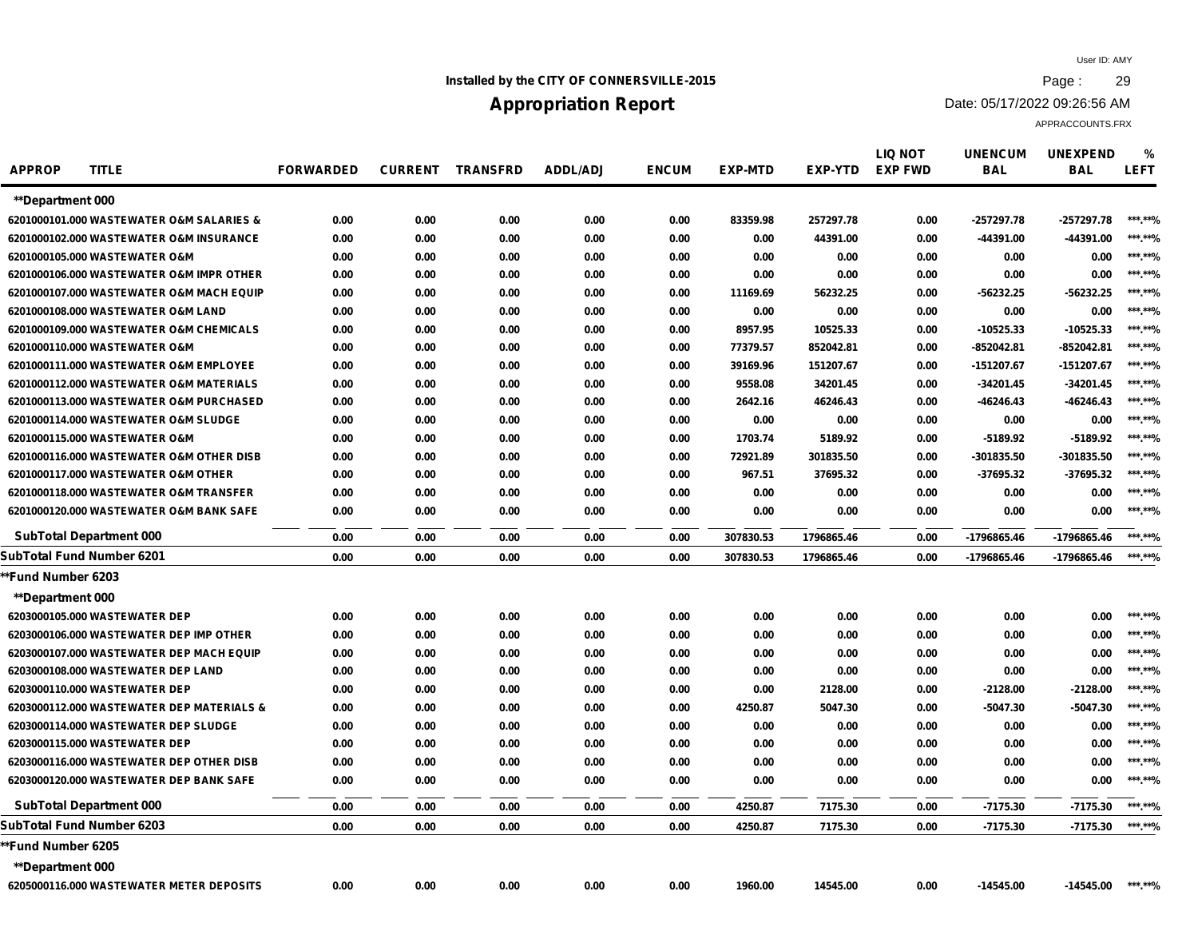Installed by the CITY OF CONNERSVILLE-2015

# Appropriation Report

User ID: AMY
Date: 05/17/2022 09:26:56 AM
APPRACCOUNTS.FRX

| APPROP TITLE | FORWARDED | CURRENT | TRANSFRD | ADDL/ADJ | ENCUM | EXP-MTD | EXP-YTD | LIQ NOT EXP FWD | UNENCUM BAL | UNEXPEND BAL | % LEFT |
|---|---|---|---|---|---|---|---|---|---|---|---|
| **Department 000 | | | | | | | | | | | |
| 6201000101.000 WASTEWATER O&M SALARIES & | 0.00 | 0.00 | 0.00 | 0.00 | 0.00 | 83359.98 | 257297.78 | 0.00 | -257297.78 | -257297.78 | ***.**% |
| 6201000102.000 WASTEWATER O&M INSURANCE | 0.00 | 0.00 | 0.00 | 0.00 | 0.00 | 0.00 | 44391.00 | 0.00 | -44391.00 | -44391.00 | ***.**% |
| 6201000105.000 WASTEWATER O&M | 0.00 | 0.00 | 0.00 | 0.00 | 0.00 | 0.00 | 0.00 | 0.00 | 0.00 | 0.00 | ***.**% |
| 6201000106.000 WASTEWATER O&M IMPR OTHER | 0.00 | 0.00 | 0.00 | 0.00 | 0.00 | 0.00 | 0.00 | 0.00 | 0.00 | 0.00 | ***.**% |
| 6201000107.000 WASTEWATER O&M MACH EQUIP | 0.00 | 0.00 | 0.00 | 0.00 | 0.00 | 11169.69 | 56232.25 | 0.00 | -56232.25 | -56232.25 | ***.**% |
| 6201000108.000 WASTEWATER O&M LAND | 0.00 | 0.00 | 0.00 | 0.00 | 0.00 | 0.00 | 0.00 | 0.00 | 0.00 | 0.00 | ***.**% |
| 6201000109.000 WASTEWATER O&M CHEMICALS | 0.00 | 0.00 | 0.00 | 0.00 | 0.00 | 8957.95 | 10525.33 | 0.00 | -10525.33 | -10525.33 | ***.**% |
| 6201000110.000 WASTEWATER O&M | 0.00 | 0.00 | 0.00 | 0.00 | 0.00 | 77379.57 | 852042.81 | 0.00 | -852042.81 | -852042.81 | ***.**% |
| 6201000111.000 WASTEWATER O&M EMPLOYEE | 0.00 | 0.00 | 0.00 | 0.00 | 0.00 | 39169.96 | 151207.67 | 0.00 | -151207.67 | -151207.67 | ***.**% |
| 6201000112.000 WASTEWATER O&M MATERIALS | 0.00 | 0.00 | 0.00 | 0.00 | 0.00 | 9558.08 | 34201.45 | 0.00 | -34201.45 | -34201.45 | ***.**% |
| 6201000113.000 WASTEWATER O&M PURCHASED | 0.00 | 0.00 | 0.00 | 0.00 | 0.00 | 2642.16 | 46246.43 | 0.00 | -46246.43 | -46246.43 | ***.**% |
| 6201000114.000 WASTEWATER O&M SLUDGE | 0.00 | 0.00 | 0.00 | 0.00 | 0.00 | 0.00 | 0.00 | 0.00 | 0.00 | 0.00 | ***.**% |
| 6201000115.000 WASTEWATER O&M | 0.00 | 0.00 | 0.00 | 0.00 | 0.00 | 1703.74 | 5189.92 | 0.00 | -5189.92 | -5189.92 | ***.**% |
| 6201000116.000 WASTEWATER O&M OTHER DISB | 0.00 | 0.00 | 0.00 | 0.00 | 0.00 | 72921.89 | 301835.50 | 0.00 | -301835.50 | -301835.50 | ***.**% |
| 6201000117.000 WASTEWATER O&M OTHER | 0.00 | 0.00 | 0.00 | 0.00 | 0.00 | 967.51 | 37695.32 | 0.00 | -37695.32 | -37695.32 | ***.**% |
| 6201000118.000 WASTEWATER O&M TRANSFER | 0.00 | 0.00 | 0.00 | 0.00 | 0.00 | 0.00 | 0.00 | 0.00 | 0.00 | 0.00 | ***.**% |
| 6201000120.000 WASTEWATER O&M BANK SAFE | 0.00 | 0.00 | 0.00 | 0.00 | 0.00 | 0.00 | 0.00 | 0.00 | 0.00 | 0.00 | ***.**% |
| SubTotal Department 000 | 0.00 | 0.00 | 0.00 | 0.00 | 0.00 | 307830.53 | 1796865.46 | 0.00 | -1796865.46 | -1796865.46 | ***.**% |
| SubTotal Fund Number 6201 | 0.00 | 0.00 | 0.00 | 0.00 | 0.00 | 307830.53 | 1796865.46 | 0.00 | -1796865.46 | -1796865.46 | ***.**% |
| **Fund Number 6203 | | | | | | | | | | | |
| **Department 000 | | | | | | | | | | | |
| 6203000105.000 WASTEWATER DEP | 0.00 | 0.00 | 0.00 | 0.00 | 0.00 | 0.00 | 0.00 | 0.00 | 0.00 | 0.00 | ***.**% |
| 6203000106.000 WASTEWATER DEP IMP OTHER | 0.00 | 0.00 | 0.00 | 0.00 | 0.00 | 0.00 | 0.00 | 0.00 | 0.00 | 0.00 | ***.**% |
| 6203000107.000 WASTEWATER DEP MACH EQUIP | 0.00 | 0.00 | 0.00 | 0.00 | 0.00 | 0.00 | 0.00 | 0.00 | 0.00 | 0.00 | ***.**% |
| 6203000108.000 WASTEWATER DEP LAND | 0.00 | 0.00 | 0.00 | 0.00 | 0.00 | 0.00 | 0.00 | 0.00 | 0.00 | 0.00 | ***.**% |
| 6203000110.000 WASTEWATER DEP | 0.00 | 0.00 | 0.00 | 0.00 | 0.00 | 0.00 | 2128.00 | 0.00 | -2128.00 | -2128.00 | ***.**% |
| 6203000112.000 WASTEWATER DEP MATERIALS & | 0.00 | 0.00 | 0.00 | 0.00 | 0.00 | 4250.87 | 5047.30 | 0.00 | -5047.30 | -5047.30 | ***.**% |
| 6203000114.000 WASTEWATER DEP SLUDGE | 0.00 | 0.00 | 0.00 | 0.00 | 0.00 | 0.00 | 0.00 | 0.00 | 0.00 | 0.00 | ***.**% |
| 6203000115.000 WASTEWATER DEP | 0.00 | 0.00 | 0.00 | 0.00 | 0.00 | 0.00 | 0.00 | 0.00 | 0.00 | 0.00 | ***.**% |
| 6203000116.000 WASTEWATER DEP OTHER DISB | 0.00 | 0.00 | 0.00 | 0.00 | 0.00 | 0.00 | 0.00 | 0.00 | 0.00 | 0.00 | ***.**% |
| 6203000120.000 WASTEWATER DEP BANK SAFE | 0.00 | 0.00 | 0.00 | 0.00 | 0.00 | 0.00 | 0.00 | 0.00 | 0.00 | 0.00 | ***.**% |
| SubTotal Department 000 | 0.00 | 0.00 | 0.00 | 0.00 | 0.00 | 4250.87 | 7175.30 | 0.00 | -7175.30 | -7175.30 | ***.**% |
| SubTotal Fund Number 6203 | 0.00 | 0.00 | 0.00 | 0.00 | 0.00 | 4250.87 | 7175.30 | 0.00 | -7175.30 | -7175.30 | ***.**% |
| **Fund Number 6205 | | | | | | | | | | | |
| **Department 000 | | | | | | | | | | | |
| 6205000116.000 WASTEWATER METER DEPOSITS | 0.00 | 0.00 | 0.00 | 0.00 | 0.00 | 1960.00 | 14545.00 | 0.00 | -14545.00 | -14545.00 | ***.**% |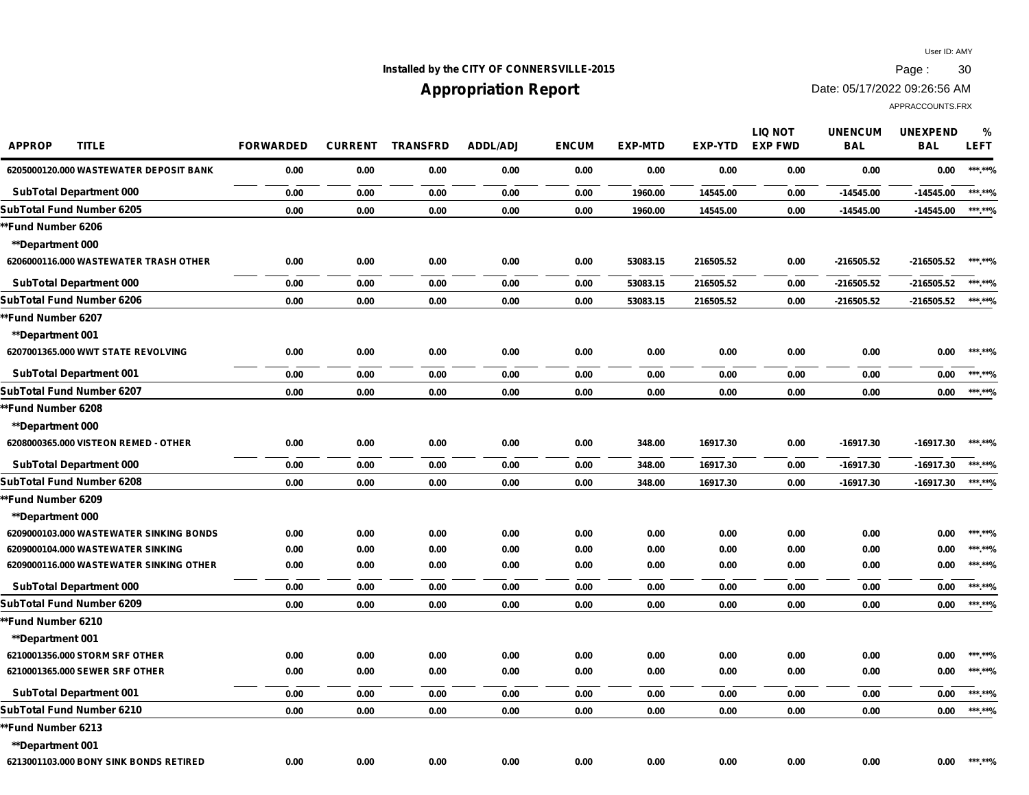Installed by the CITY OF CONNERSVILLE-2015

# Appropriation Report

User ID: AMY
Date: 05/17/2022 09:26:56 AM
APPRACCOUNTS.FRX

| APPROP | TITLE | FORWARDED | CURRENT | TRANSFRD | ADDL/ADJ | ENCUM | EXP-MTD | EXP-YTD | LIQ NOT EXP FWD | UNENCUM BAL | UNEXPEND BAL | % LEFT |
|---|---|---|---|---|---|---|---|---|---|---|---|---|
| 6205000120.000 | WASTEWATER DEPOSIT BANK | 0.00 | 0.00 | 0.00 | 0.00 | 0.00 | 0.00 | 0.00 | 0.00 | 0.00 | 0.00 | ***.**% |
| SubTotal Department 000 | | 0.00 | 0.00 | 0.00 | 0.00 | 0.00 | 1960.00 | 14545.00 | 0.00 | -14545.00 | -14545.00 | ***.**% |
| SubTotal Fund Number 6205 | | 0.00 | 0.00 | 0.00 | 0.00 | 0.00 | 1960.00 | 14545.00 | 0.00 | -14545.00 | -14545.00 | ***.**% |
| **Fund Number 6206 | | | | | | | | | | | | |
| **Department 000 | | | | | | | | | | | | |
| 6206000116.000 | WASTEWATER TRASH OTHER | 0.00 | 0.00 | 0.00 | 0.00 | 0.00 | 53083.15 | 216505.52 | 0.00 | -216505.52 | -216505.52 | ***.**% |
| SubTotal Department 000 | | 0.00 | 0.00 | 0.00 | 0.00 | 0.00 | 53083.15 | 216505.52 | 0.00 | -216505.52 | -216505.52 | ***.**% |
| SubTotal Fund Number 6206 | | 0.00 | 0.00 | 0.00 | 0.00 | 0.00 | 53083.15 | 216505.52 | 0.00 | -216505.52 | -216505.52 | ***.**% |
| **Fund Number 6207 | | | | | | | | | | | | |
| **Department 001 | | | | | | | | | | | | |
| 6207001365.000 | WWT STATE REVOLVING | 0.00 | 0.00 | 0.00 | 0.00 | 0.00 | 0.00 | 0.00 | 0.00 | 0.00 | 0.00 | ***.**% |
| SubTotal Department 001 | | 0.00 | 0.00 | 0.00 | 0.00 | 0.00 | 0.00 | 0.00 | 0.00 | 0.00 | 0.00 | ***.**% |
| SubTotal Fund Number 6207 | | 0.00 | 0.00 | 0.00 | 0.00 | 0.00 | 0.00 | 0.00 | 0.00 | 0.00 | 0.00 | ***.**% |
| **Fund Number 6208 | | | | | | | | | | | | |
| **Department 000 | | | | | | | | | | | | |
| 6208000365.000 | VISTEON REMED - OTHER | 0.00 | 0.00 | 0.00 | 0.00 | 0.00 | 348.00 | 16917.30 | 0.00 | -16917.30 | -16917.30 | ***.**% |
| SubTotal Department 000 | | 0.00 | 0.00 | 0.00 | 0.00 | 0.00 | 348.00 | 16917.30 | 0.00 | -16917.30 | -16917.30 | ***.**% |
| SubTotal Fund Number 6208 | | 0.00 | 0.00 | 0.00 | 0.00 | 0.00 | 348.00 | 16917.30 | 0.00 | -16917.30 | -16917.30 | ***.**% |
| **Fund Number 6209 | | | | | | | | | | | | |
| **Department 000 | | | | | | | | | | | | |
| 6209000103.000 | WASTEWATER SINKING BONDS | 0.00 | 0.00 | 0.00 | 0.00 | 0.00 | 0.00 | 0.00 | 0.00 | 0.00 | 0.00 | ***.**% |
| 6209000104.000 | WASTEWATER SINKING | 0.00 | 0.00 | 0.00 | 0.00 | 0.00 | 0.00 | 0.00 | 0.00 | 0.00 | 0.00 | ***.**% |
| 6209000116.000 | WASTEWATER SINKING OTHER | 0.00 | 0.00 | 0.00 | 0.00 | 0.00 | 0.00 | 0.00 | 0.00 | 0.00 | 0.00 | ***.**% |
| SubTotal Department 000 | | 0.00 | 0.00 | 0.00 | 0.00 | 0.00 | 0.00 | 0.00 | 0.00 | 0.00 | 0.00 | ***.**% |
| SubTotal Fund Number 6209 | | 0.00 | 0.00 | 0.00 | 0.00 | 0.00 | 0.00 | 0.00 | 0.00 | 0.00 | 0.00 | ***.**% |
| **Fund Number 6210 | | | | | | | | | | | | |
| **Department 001 | | | | | | | | | | | | |
| 6210001356.000 | STORM SRF OTHER | 0.00 | 0.00 | 0.00 | 0.00 | 0.00 | 0.00 | 0.00 | 0.00 | 0.00 | 0.00 | ***.**% |
| 6210001365.000 | SEWER SRF OTHER | 0.00 | 0.00 | 0.00 | 0.00 | 0.00 | 0.00 | 0.00 | 0.00 | 0.00 | 0.00 | ***.**% |
| SubTotal Department 001 | | 0.00 | 0.00 | 0.00 | 0.00 | 0.00 | 0.00 | 0.00 | 0.00 | 0.00 | 0.00 | ***.**% |
| SubTotal Fund Number 6210 | | 0.00 | 0.00 | 0.00 | 0.00 | 0.00 | 0.00 | 0.00 | 0.00 | 0.00 | 0.00 | ***.**% |
| **Fund Number 6213 | | | | | | | | | | | | |
| **Department 001 | | | | | | | | | | | | |
| 6213001103.000 | BONY SINK BONDS RETIRED | 0.00 | 0.00 | 0.00 | 0.00 | 0.00 | 0.00 | 0.00 | 0.00 | 0.00 | 0.00 | ***.**% |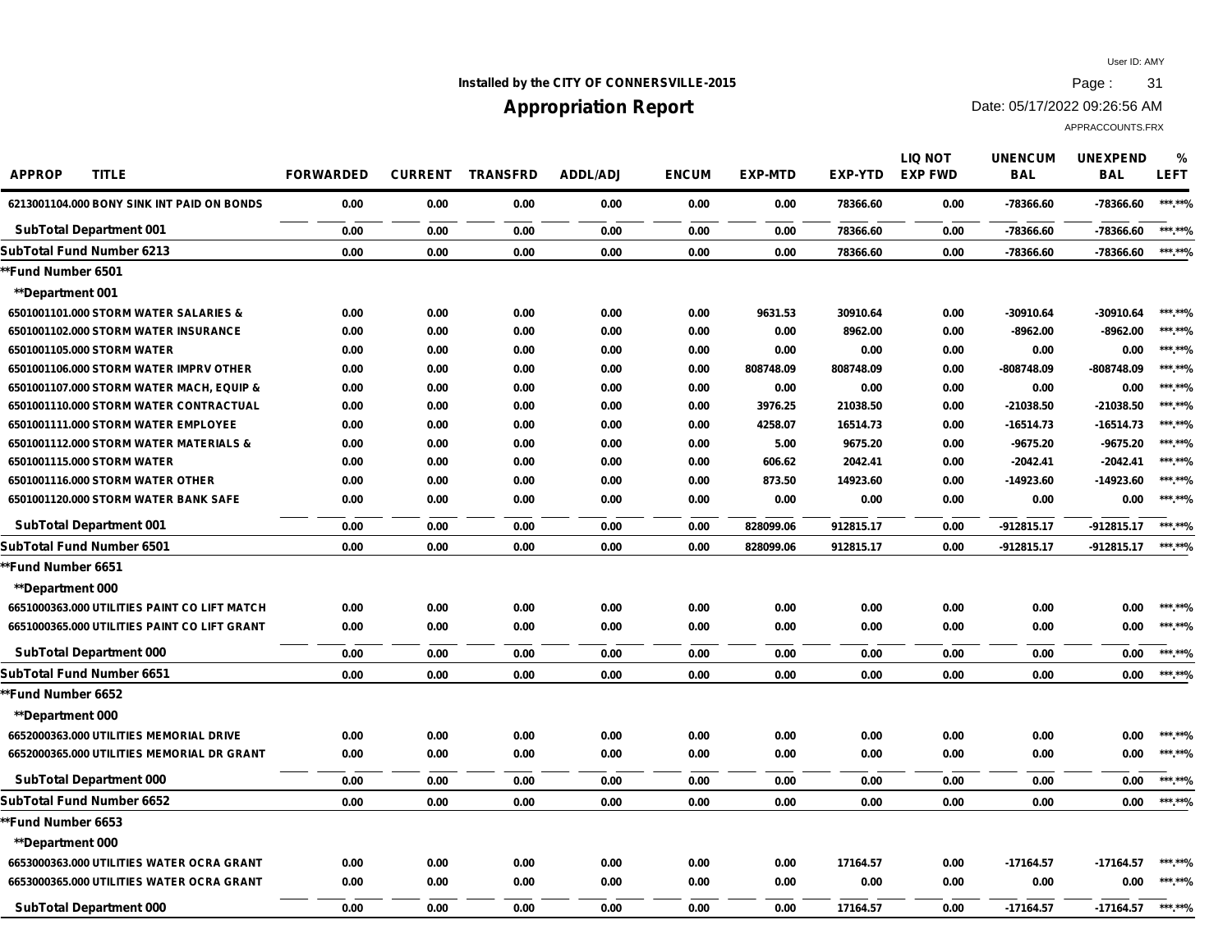Installed by the CITY OF CONNERSVILLE-2015

## Appropriation Report

| APPROP | TITLE | FORWARDED | CURRENT | TRANSFRD | ADDL/ADJ | ENCUM | EXP-MTD | EXP-YTD | LIQ NOT EXP FWD | UNENCUM BAL | UNEXPEND BAL | % LEFT |
|---|---|---|---|---|---|---|---|---|---|---|---|---|
| 6213001104.000 | BONY SINK INT PAID ON BONDS | 0.00 | 0.00 | 0.00 | 0.00 | 0.00 | 0.00 | 78366.60 | 0.00 | -78366.60 | -78366.60 | ***.**% |
| SubTotal Department 001 | | 0.00 | 0.00 | 0.00 | 0.00 | 0.00 | 0.00 | 78366.60 | 0.00 | -78366.60 | -78366.60 | ***.**% |
| SubTotal Fund Number 6213 | | 0.00 | 0.00 | 0.00 | 0.00 | 0.00 | 0.00 | 78366.60 | 0.00 | -78366.60 | -78366.60 | ***.**% |
| **Fund Number 6501 | | | | | | | | | | | | |
| **Department 001 | | | | | | | | | | | | |
| 6501001101.000 | STORM WATER SALARIES & | 0.00 | 0.00 | 0.00 | 0.00 | 0.00 | 9631.53 | 30910.64 | 0.00 | -30910.64 | -30910.64 | ***.**% |
| 6501001102.000 | STORM WATER INSURANCE | 0.00 | 0.00 | 0.00 | 0.00 | 0.00 | 0.00 | 8962.00 | 0.00 | -8962.00 | -8962.00 | ***.**% |
| 6501001105.000 | STORM WATER | 0.00 | 0.00 | 0.00 | 0.00 | 0.00 | 0.00 | 0.00 | 0.00 | 0.00 | 0.00 | ***.**% |
| 6501001106.000 | STORM WATER IMPRV OTHER | 0.00 | 0.00 | 0.00 | 0.00 | 0.00 | 808748.09 | 808748.09 | 0.00 | -808748.09 | -808748.09 | ***.**% |
| 6501001107.000 | STORM WATER MACH, EQUIP & | 0.00 | 0.00 | 0.00 | 0.00 | 0.00 | 0.00 | 0.00 | 0.00 | 0.00 | 0.00 | ***.**% |
| 6501001110.000 | STORM WATER CONTRACTUAL | 0.00 | 0.00 | 0.00 | 0.00 | 0.00 | 3976.25 | 21038.50 | 0.00 | -21038.50 | -21038.50 | ***.**% |
| 6501001111.000 | STORM WATER EMPLOYEE | 0.00 | 0.00 | 0.00 | 0.00 | 0.00 | 4258.07 | 16514.73 | 0.00 | -16514.73 | -16514.73 | ***.**% |
| 6501001112.000 | STORM WATER MATERIALS & | 0.00 | 0.00 | 0.00 | 0.00 | 0.00 | 5.00 | 9675.20 | 0.00 | -9675.20 | -9675.20 | ***.**% |
| 6501001115.000 | STORM WATER | 0.00 | 0.00 | 0.00 | 0.00 | 0.00 | 606.62 | 2042.41 | 0.00 | -2042.41 | -2042.41 | ***.**% |
| 6501001116.000 | STORM WATER OTHER | 0.00 | 0.00 | 0.00 | 0.00 | 0.00 | 873.50 | 14923.60 | 0.00 | -14923.60 | -14923.60 | ***.**% |
| 6501001120.000 | STORM WATER BANK SAFE | 0.00 | 0.00 | 0.00 | 0.00 | 0.00 | 0.00 | 0.00 | 0.00 | 0.00 | 0.00 | ***.**% |
| SubTotal Department 001 | | 0.00 | 0.00 | 0.00 | 0.00 | 0.00 | 828099.06 | 912815.17 | 0.00 | -912815.17 | -912815.17 | ***.**% |
| SubTotal Fund Number 6501 | | 0.00 | 0.00 | 0.00 | 0.00 | 0.00 | 828099.06 | 912815.17 | 0.00 | -912815.17 | -912815.17 | ***.**% |
| **Fund Number 6651 | | | | | | | | | | | | |
| **Department 000 | | | | | | | | | | | | |
| 6651000363.000 | UTILITIES PAINT CO LIFT MATCH | 0.00 | 0.00 | 0.00 | 0.00 | 0.00 | 0.00 | 0.00 | 0.00 | 0.00 | 0.00 | ***.**% |
| 6651000365.000 | UTILITIES PAINT CO LIFT GRANT | 0.00 | 0.00 | 0.00 | 0.00 | 0.00 | 0.00 | 0.00 | 0.00 | 0.00 | 0.00 | ***.**% |
| SubTotal Department 000 | | 0.00 | 0.00 | 0.00 | 0.00 | 0.00 | 0.00 | 0.00 | 0.00 | 0.00 | 0.00 | ***.**% |
| SubTotal Fund Number 6651 | | 0.00 | 0.00 | 0.00 | 0.00 | 0.00 | 0.00 | 0.00 | 0.00 | 0.00 | 0.00 | ***.**% |
| **Fund Number 6652 | | | | | | | | | | | | |
| **Department 000 | | | | | | | | | | | | |
| 6652000363.000 | UTILITIES MEMORIAL DRIVE | 0.00 | 0.00 | 0.00 | 0.00 | 0.00 | 0.00 | 0.00 | 0.00 | 0.00 | 0.00 | ***.**% |
| 6652000365.000 | UTILITIES MEMORIAL DR GRANT | 0.00 | 0.00 | 0.00 | 0.00 | 0.00 | 0.00 | 0.00 | 0.00 | 0.00 | 0.00 | ***.**% |
| SubTotal Department 000 | | 0.00 | 0.00 | 0.00 | 0.00 | 0.00 | 0.00 | 0.00 | 0.00 | 0.00 | 0.00 | ***.**% |
| SubTotal Fund Number 6652 | | 0.00 | 0.00 | 0.00 | 0.00 | 0.00 | 0.00 | 0.00 | 0.00 | 0.00 | 0.00 | ***.**% |
| **Fund Number 6653 | | | | | | | | | | | | |
| **Department 000 | | | | | | | | | | | | |
| 6653000363.000 | UTILITIES WATER OCRA GRANT | 0.00 | 0.00 | 0.00 | 0.00 | 0.00 | 0.00 | 17164.57 | 0.00 | -17164.57 | -17164.57 | ***.**% |
| 6653000365.000 | UTILITIES WATER OCRA GRANT | 0.00 | 0.00 | 0.00 | 0.00 | 0.00 | 0.00 | 0.00 | 0.00 | 0.00 | 0.00 | ***.**% |
| SubTotal Department 000 | | 0.00 | 0.00 | 0.00 | 0.00 | 0.00 | 0.00 | 17164.57 | 0.00 | -17164.57 | -17164.57 | ***.**% |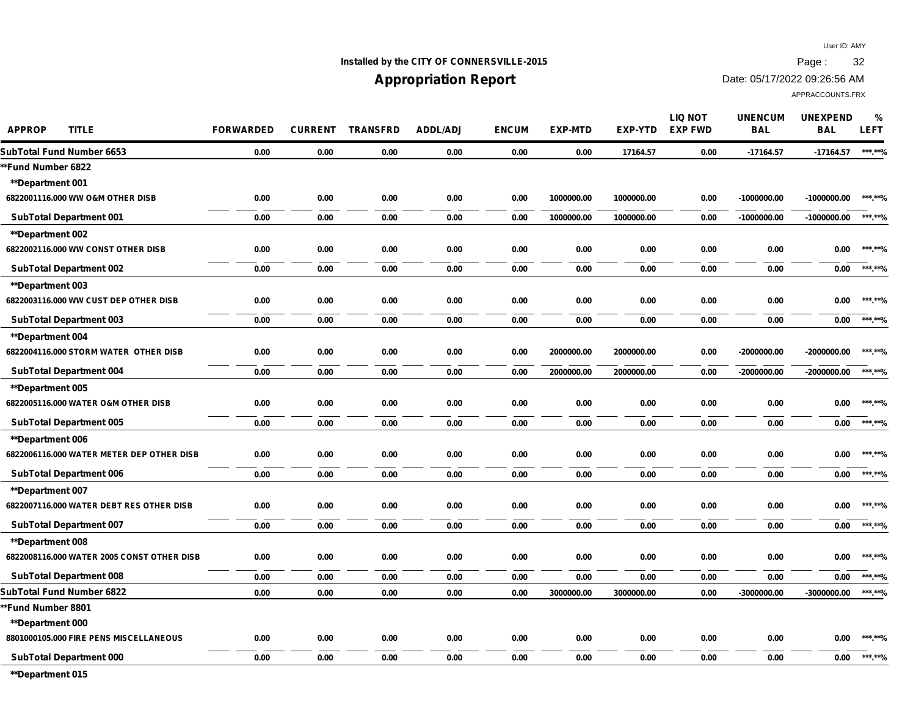Installed by the CITY OF CONNERSVILLE-2015

# Appropriation Report

User ID: AMY

Date: 05/17/2022 09:26:56 AM

APPRACCOUNTS.FRX

| APPROP TITLE | FORWARDED | CURRENT | TRANSFRD | ADDL/ADJ | ENCUM | EXP-MTD | EXP-YTD | LIQ NOT EXP FWD | UNENCUM BAL | UNEXPEND BAL | % LEFT |
|---|---|---|---|---|---|---|---|---|---|---|---|
| SubTotal Fund Number 6653 | 0.00 | 0.00 | 0.00 | 0.00 | 0.00 | 0.00 | 17164.57 | 0.00 | -17164.57 | -17164.57 | ***.**% |
| **Fund Number 6822 | | | | | | | | | | | |
| **Department 001 | | | | | | | | | | | |
| 6822001116.000 WW O&M OTHER DISB | 0.00 | 0.00 | 0.00 | 0.00 | 0.00 | 1000000.00 | 1000000.00 | 0.00 | -1000000.00 | -1000000.00 | ***.**% |
| SubTotal Department 001 | 0.00 | 0.00 | 0.00 | 0.00 | 0.00 | 1000000.00 | 1000000.00 | 0.00 | -1000000.00 | -1000000.00 | ***.**% |
| **Department 002 | | | | | | | | | | | |
| 6822002116.000 WW CONST OTHER DISB | 0.00 | 0.00 | 0.00 | 0.00 | 0.00 | 0.00 | 0.00 | 0.00 | 0.00 | 0.00 | ***.**% |
| SubTotal Department 002 | 0.00 | 0.00 | 0.00 | 0.00 | 0.00 | 0.00 | 0.00 | 0.00 | 0.00 | 0.00 | ***.**% |
| **Department 003 | | | | | | | | | | | |
| 6822003116.000 WW CUST DEP OTHER DISB | 0.00 | 0.00 | 0.00 | 0.00 | 0.00 | 0.00 | 0.00 | 0.00 | 0.00 | 0.00 | ***.**% |
| SubTotal Department 003 | 0.00 | 0.00 | 0.00 | 0.00 | 0.00 | 0.00 | 0.00 | 0.00 | 0.00 | 0.00 | ***.**% |
| **Department 004 | | | | | | | | | | | |
| 6822004116.000 STORM WATER OTHER DISB | 0.00 | 0.00 | 0.00 | 0.00 | 0.00 | 2000000.00 | 2000000.00 | 0.00 | -2000000.00 | -2000000.00 | ***.**% |
| SubTotal Department 004 | 0.00 | 0.00 | 0.00 | 0.00 | 0.00 | 2000000.00 | 2000000.00 | 0.00 | -2000000.00 | -2000000.00 | ***.**% |
| **Department 005 | | | | | | | | | | | |
| 6822005116.000 WATER O&M OTHER DISB | 0.00 | 0.00 | 0.00 | 0.00 | 0.00 | 0.00 | 0.00 | 0.00 | 0.00 | 0.00 | ***.**% |
| SubTotal Department 005 | 0.00 | 0.00 | 0.00 | 0.00 | 0.00 | 0.00 | 0.00 | 0.00 | 0.00 | 0.00 | ***.**% |
| **Department 006 | | | | | | | | | | | |
| 6822006116.000 WATER METER DEP OTHER DISB | 0.00 | 0.00 | 0.00 | 0.00 | 0.00 | 0.00 | 0.00 | 0.00 | 0.00 | 0.00 | ***.**% |
| SubTotal Department 006 | 0.00 | 0.00 | 0.00 | 0.00 | 0.00 | 0.00 | 0.00 | 0.00 | 0.00 | 0.00 | ***.**% |
| **Department 007 | | | | | | | | | | | |
| 6822007116.000 WATER DEBT RES OTHER DISB | 0.00 | 0.00 | 0.00 | 0.00 | 0.00 | 0.00 | 0.00 | 0.00 | 0.00 | 0.00 | ***.**% |
| SubTotal Department 007 | 0.00 | 0.00 | 0.00 | 0.00 | 0.00 | 0.00 | 0.00 | 0.00 | 0.00 | 0.00 | ***.**% |
| **Department 008 | | | | | | | | | | | |
| 6822008116.000 WATER 2005 CONST OTHER DISB | 0.00 | 0.00 | 0.00 | 0.00 | 0.00 | 0.00 | 0.00 | 0.00 | 0.00 | 0.00 | ***.**% |
| SubTotal Department 008 | 0.00 | 0.00 | 0.00 | 0.00 | 0.00 | 0.00 | 0.00 | 0.00 | 0.00 | 0.00 | ***.**% |
| SubTotal Fund Number 6822 | 0.00 | 0.00 | 0.00 | 0.00 | 0.00 | 3000000.00 | 3000000.00 | 0.00 | -3000000.00 | -3000000.00 | ***.**% |
| **Fund Number 8801 | | | | | | | | | | | |
| **Department 000 | | | | | | | | | | | |
| 8801000105.000 FIRE PENS MISCELLANEOUS | 0.00 | 0.00 | 0.00 | 0.00 | 0.00 | 0.00 | 0.00 | 0.00 | 0.00 | 0.00 | ***.**% |
| SubTotal Department 000 | 0.00 | 0.00 | 0.00 | 0.00 | 0.00 | 0.00 | 0.00 | 0.00 | 0.00 | 0.00 | ***.**% |
| **Department 015 | | | | | | | | | | | |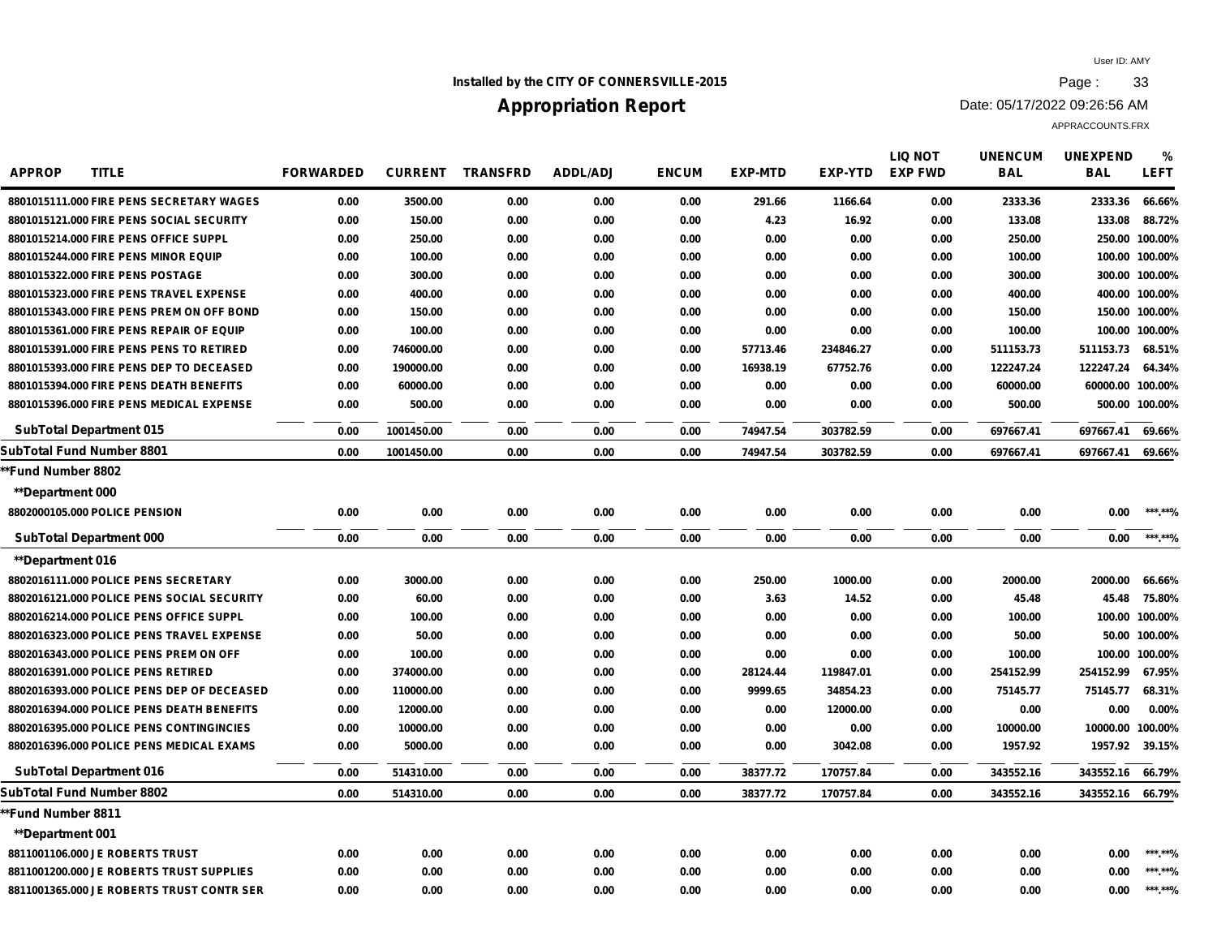Installed by the CITY OF CONNERSVILLE-2015

# Appropriation Report

User ID: AMY
Date: 05/17/2022 09:26:56 AM
APPRACCOUNTS.FRX

| APPROP | TITLE | FORWARDED | CURRENT | TRANSFRD | ADDL/ADJ | ENCUM | EXP-MTD | EXP-YTD | LIQ NOT EXP FWD | UNENCUM BAL | UNEXPEND BAL | % LEFT |
|---|---|---|---|---|---|---|---|---|---|---|---|---|
| 8801015111.000 | FIRE PENS SECRETARY WAGES | 0.00 | 3500.00 | 0.00 | 0.00 | 0.00 | 291.66 | 1166.64 | 0.00 | 2333.36 | 2333.36 | 66.66% |
| 8801015121.000 | FIRE PENS SOCIAL SECURITY | 0.00 | 150.00 | 0.00 | 0.00 | 0.00 | 4.23 | 16.92 | 0.00 | 133.08 | 133.08 | 88.72% |
| 8801015214.000 | FIRE PENS OFFICE SUPPL | 0.00 | 250.00 | 0.00 | 0.00 | 0.00 | 0.00 | 0.00 | 0.00 | 250.00 | 250.00 | 100.00% |
| 8801015244.000 | FIRE PENS MINOR EQUIP | 0.00 | 100.00 | 0.00 | 0.00 | 0.00 | 0.00 | 0.00 | 0.00 | 100.00 | 100.00 | 100.00% |
| 8801015322.000 | FIRE PENS POSTAGE | 0.00 | 300.00 | 0.00 | 0.00 | 0.00 | 0.00 | 0.00 | 0.00 | 300.00 | 300.00 | 100.00% |
| 8801015323.000 | FIRE PENS TRAVEL EXPENSE | 0.00 | 400.00 | 0.00 | 0.00 | 0.00 | 0.00 | 0.00 | 0.00 | 400.00 | 400.00 | 100.00% |
| 8801015343.000 | FIRE PENS PREM ON OFF BOND | 0.00 | 150.00 | 0.00 | 0.00 | 0.00 | 0.00 | 0.00 | 0.00 | 150.00 | 150.00 | 100.00% |
| 8801015361.000 | FIRE PENS REPAIR OF EQUIP | 0.00 | 100.00 | 0.00 | 0.00 | 0.00 | 0.00 | 0.00 | 0.00 | 100.00 | 100.00 | 100.00% |
| 8801015391.000 | FIRE PENS PENS TO RETIRED | 0.00 | 746000.00 | 0.00 | 0.00 | 0.00 | 57713.46 | 234846.27 | 0.00 | 511153.73 | 511153.73 | 68.51% |
| 8801015393.000 | FIRE PENS DEP TO DECEASED | 0.00 | 190000.00 | 0.00 | 0.00 | 0.00 | 16938.19 | 67752.76 | 0.00 | 122247.24 | 122247.24 | 64.34% |
| 8801015394.000 | FIRE PENS DEATH BENEFITS | 0.00 | 60000.00 | 0.00 | 0.00 | 0.00 | 0.00 | 0.00 | 0.00 | 60000.00 | 60000.00 | 100.00% |
| 8801015396.000 | FIRE PENS MEDICAL EXPENSE | 0.00 | 500.00 | 0.00 | 0.00 | 0.00 | 0.00 | 0.00 | 0.00 | 500.00 | 500.00 | 100.00% |
| SubTotal Department 015 | | 0.00 | 1001450.00 | 0.00 | 0.00 | 0.00 | 74947.54 | 303782.59 | 0.00 | 697667.41 | 697667.41 | 69.66% |
| SubTotal Fund Number 8801 | | 0.00 | 1001450.00 | 0.00 | 0.00 | 0.00 | 74947.54 | 303782.59 | 0.00 | 697667.41 | 697667.41 | 69.66% |
| **Fund Number 8802 | | | | | | | | | | | | |
| **Department 000 | | | | | | | | | | | | |
| 8802000105.000 | POLICE PENSION | 0.00 | 0.00 | 0.00 | 0.00 | 0.00 | 0.00 | 0.00 | 0.00 | 0.00 | 0.00 | ***.**% |
| SubTotal Department 000 | | 0.00 | 0.00 | 0.00 | 0.00 | 0.00 | 0.00 | 0.00 | 0.00 | 0.00 | 0.00 | ***.**% |
| **Department 016 | | | | | | | | | | | | |
| 8802016111.000 | POLICE PENS SECRETARY | 0.00 | 3000.00 | 0.00 | 0.00 | 0.00 | 250.00 | 1000.00 | 0.00 | 2000.00 | 2000.00 | 66.66% |
| 8802016121.000 | POLICE PENS SOCIAL SECURITY | 0.00 | 60.00 | 0.00 | 0.00 | 0.00 | 3.63 | 14.52 | 0.00 | 45.48 | 45.48 | 75.80% |
| 8802016214.000 | POLICE PENS OFFICE SUPPL | 0.00 | 100.00 | 0.00 | 0.00 | 0.00 | 0.00 | 0.00 | 0.00 | 100.00 | 100.00 | 100.00% |
| 8802016323.000 | POLICE PENS TRAVEL EXPENSE | 0.00 | 50.00 | 0.00 | 0.00 | 0.00 | 0.00 | 0.00 | 0.00 | 50.00 | 50.00 | 100.00% |
| 8802016343.000 | POLICE PENS PREM ON OFF | 0.00 | 100.00 | 0.00 | 0.00 | 0.00 | 0.00 | 0.00 | 0.00 | 100.00 | 100.00 | 100.00% |
| 8802016391.000 | POLICE PENS RETIRED | 0.00 | 374000.00 | 0.00 | 0.00 | 0.00 | 28124.44 | 119847.01 | 0.00 | 254152.99 | 254152.99 | 67.95% |
| 8802016393.000 | POLICE PENS DEP OF DECEASED | 0.00 | 110000.00 | 0.00 | 0.00 | 0.00 | 9999.65 | 34854.23 | 0.00 | 75145.77 | 75145.77 | 68.31% |
| 8802016394.000 | POLICE PENS DEATH BENEFITS | 0.00 | 12000.00 | 0.00 | 0.00 | 0.00 | 0.00 | 12000.00 | 0.00 | 0.00 | 0.00 | 0.00% |
| 8802016395.000 | POLICE PENS CONTINGINCIES | 0.00 | 10000.00 | 0.00 | 0.00 | 0.00 | 0.00 | 0.00 | 0.00 | 10000.00 | 10000.00 | 100.00% |
| 8802016396.000 | POLICE PENS MEDICAL EXAMS | 0.00 | 5000.00 | 0.00 | 0.00 | 0.00 | 0.00 | 3042.08 | 0.00 | 1957.92 | 1957.92 | 39.15% |
| SubTotal Department 016 | | 0.00 | 514310.00 | 0.00 | 0.00 | 0.00 | 38377.72 | 170757.84 | 0.00 | 343552.16 | 343552.16 | 66.79% |
| SubTotal Fund Number 8802 | | 0.00 | 514310.00 | 0.00 | 0.00 | 0.00 | 38377.72 | 170757.84 | 0.00 | 343552.16 | 343552.16 | 66.79% |
| **Fund Number 8811 | | | | | | | | | | | | |
| **Department 001 | | | | | | | | | | | | |
| 8811001106.000 | JE ROBERTS TRUST | 0.00 | 0.00 | 0.00 | 0.00 | 0.00 | 0.00 | 0.00 | 0.00 | 0.00 | 0.00 | ***.**% |
| 8811001200.000 | JE ROBERTS TRUST SUPPLIES | 0.00 | 0.00 | 0.00 | 0.00 | 0.00 | 0.00 | 0.00 | 0.00 | 0.00 | 0.00 | ***.**% |
| 8811001365.000 | JE ROBERTS TRUST CONTR SER | 0.00 | 0.00 | 0.00 | 0.00 | 0.00 | 0.00 | 0.00 | 0.00 | 0.00 | 0.00 | ***.**% |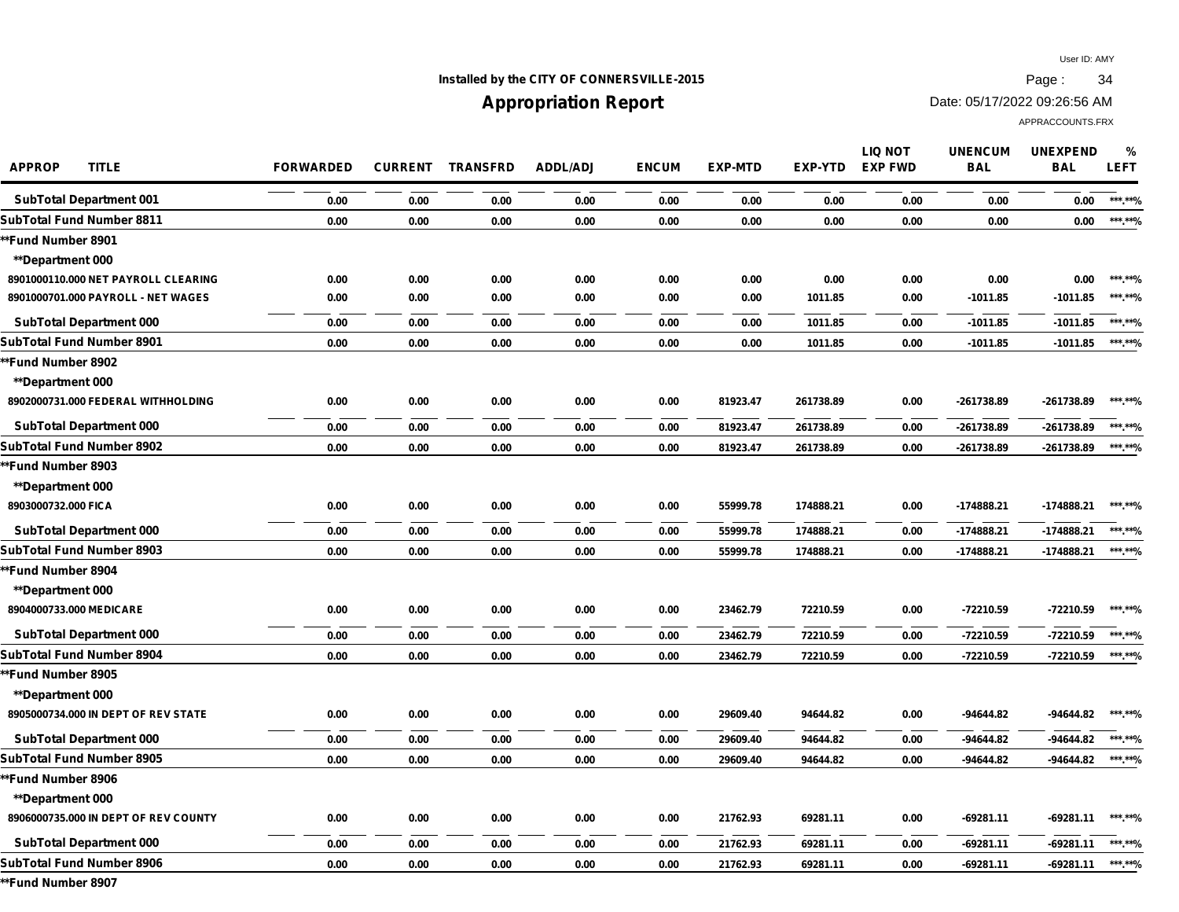Installed by the CITY OF CONNERSVILLE-2015

# Appropriation Report

User ID: AMY
Date: 05/17/2022 09:26:56 AM
APPRACCOUNTS.FRX

| APPROP TITLE | FORWARDED | CURRENT | TRANSFRD | ADDL/ADJ | ENCUM | EXP-MTD | EXP-YTD | LIQ NOT EXP FWD | UNENCUM BAL | UNEXPEND BAL | % LEFT |
|---|---|---|---|---|---|---|---|---|---|---|---|
| SubTotal Department 001 | 0.00 | 0.00 | 0.00 | 0.00 | 0.00 | 0.00 | 0.00 | 0.00 | 0.00 | 0.00 | ***.**% |
| SubTotal Fund Number 8811 | 0.00 | 0.00 | 0.00 | 0.00 | 0.00 | 0.00 | 0.00 | 0.00 | 0.00 | 0.00 | ***.**% |
| **Fund Number 8901 | | | | | | | | | | | |
| **Department 000 | | | | | | | | | | | |
| 8901000110.000 NET PAYROLL CLEARING | 0.00 | 0.00 | 0.00 | 0.00 | 0.00 | 0.00 | 0.00 | 0.00 | 0.00 | 0.00 | ***.**% |
| 8901000701.000 PAYROLL - NET WAGES | 0.00 | 0.00 | 0.00 | 0.00 | 0.00 | 0.00 | 1011.85 | 0.00 | -1011.85 | -1011.85 | ***.**% |
| SubTotal Department 000 | 0.00 | 0.00 | 0.00 | 0.00 | 0.00 | 0.00 | 1011.85 | 0.00 | -1011.85 | -1011.85 | ***.**% |
| SubTotal Fund Number 8901 | 0.00 | 0.00 | 0.00 | 0.00 | 0.00 | 0.00 | 1011.85 | 0.00 | -1011.85 | -1011.85 | ***.**% |
| **Fund Number 8902 | | | | | | | | | | | |
| **Department 000 | | | | | | | | | | | |
| 8902000731.000 FEDERAL WITHHOLDING | 0.00 | 0.00 | 0.00 | 0.00 | 0.00 | 81923.47 | 261738.89 | 0.00 | -261738.89 | -261738.89 | ***.**% |
| SubTotal Department 000 | 0.00 | 0.00 | 0.00 | 0.00 | 0.00 | 81923.47 | 261738.89 | 0.00 | -261738.89 | -261738.89 | ***.**% |
| SubTotal Fund Number 8902 | 0.00 | 0.00 | 0.00 | 0.00 | 0.00 | 81923.47 | 261738.89 | 0.00 | -261738.89 | -261738.89 | ***.**% |
| **Fund Number 8903 | | | | | | | | | | | |
| **Department 000 | | | | | | | | | | | |
| 8903000732.000 FICA | 0.00 | 0.00 | 0.00 | 0.00 | 0.00 | 55999.78 | 174888.21 | 0.00 | -174888.21 | -174888.21 | ***.**% |
| SubTotal Department 000 | 0.00 | 0.00 | 0.00 | 0.00 | 0.00 | 55999.78 | 174888.21 | 0.00 | -174888.21 | -174888.21 | ***.**% |
| SubTotal Fund Number 8903 | 0.00 | 0.00 | 0.00 | 0.00 | 0.00 | 55999.78 | 174888.21 | 0.00 | -174888.21 | -174888.21 | ***.**% |
| **Fund Number 8904 | | | | | | | | | | | |
| **Department 000 | | | | | | | | | | | |
| 8904000733.000 MEDICARE | 0.00 | 0.00 | 0.00 | 0.00 | 0.00 | 23462.79 | 72210.59 | 0.00 | -72210.59 | -72210.59 | ***.**% |
| SubTotal Department 000 | 0.00 | 0.00 | 0.00 | 0.00 | 0.00 | 23462.79 | 72210.59 | 0.00 | -72210.59 | -72210.59 | ***.**% |
| SubTotal Fund Number 8904 | 0.00 | 0.00 | 0.00 | 0.00 | 0.00 | 23462.79 | 72210.59 | 0.00 | -72210.59 | -72210.59 | ***.**% |
| **Fund Number 8905 | | | | | | | | | | | |
| **Department 000 | | | | | | | | | | | |
| 8905000734.000 IN DEPT OF REV STATE | 0.00 | 0.00 | 0.00 | 0.00 | 0.00 | 29609.40 | 94644.82 | 0.00 | -94644.82 | -94644.82 | ***.**% |
| SubTotal Department 000 | 0.00 | 0.00 | 0.00 | 0.00 | 0.00 | 29609.40 | 94644.82 | 0.00 | -94644.82 | -94644.82 | ***.**% |
| SubTotal Fund Number 8905 | 0.00 | 0.00 | 0.00 | 0.00 | 0.00 | 29609.40 | 94644.82 | 0.00 | -94644.82 | -94644.82 | ***.**% |
| **Fund Number 8906 | | | | | | | | | | | |
| **Department 000 | | | | | | | | | | | |
| 8906000735.000 IN DEPT OF REV COUNTY | 0.00 | 0.00 | 0.00 | 0.00 | 0.00 | 21762.93 | 69281.11 | 0.00 | -69281.11 | -69281.11 | ***.**% |
| SubTotal Department 000 | 0.00 | 0.00 | 0.00 | 0.00 | 0.00 | 21762.93 | 69281.11 | 0.00 | -69281.11 | -69281.11 | ***.**% |
| SubTotal Fund Number 8906 | 0.00 | 0.00 | 0.00 | 0.00 | 0.00 | 21762.93 | 69281.11 | 0.00 | -69281.11 | -69281.11 | ***.**% |
| **Fund Number 8907 | | | | | | | | | | | |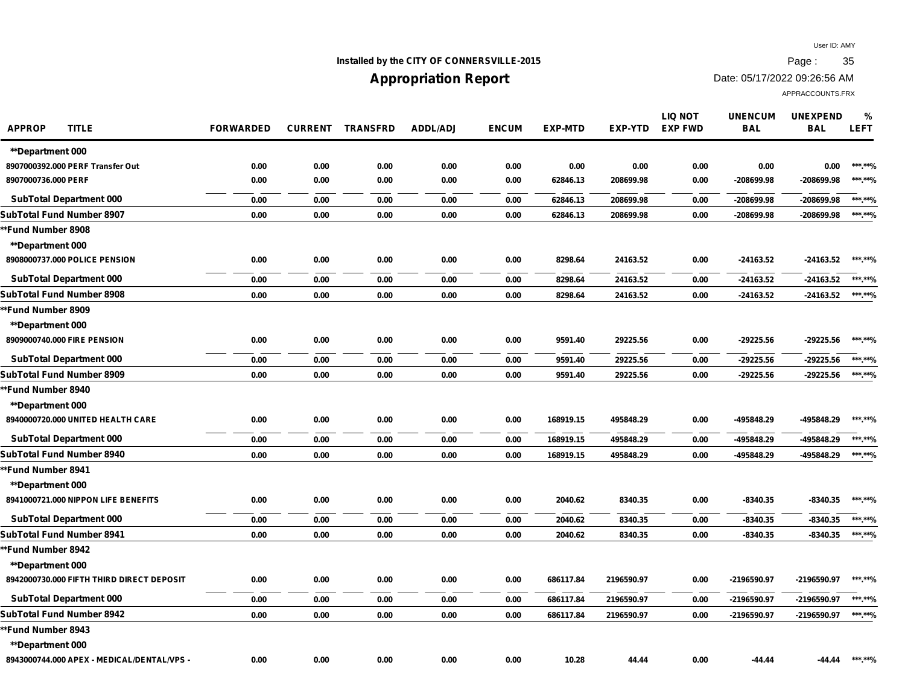Installed by the CITY OF CONNERSVILLE-2015

# Appropriation Report

User ID: AMY

Date: 05/17/2022 09:26:56 AM

APPRACCOUNTS.FRX

| APPROP | TITLE | FORWARDED | CURRENT | TRANSFRD | ADDL/ADJ | ENCUM | EXP-MTD | EXP-YTD | LIQ NOT EXP FWD | UNENCUM BAL | UNEXPEND BAL | % LEFT |
|---|---|---|---|---|---|---|---|---|---|---|---|---|
| **Department 000 | | | | | | | | | | | | |
| 8907000392.000 | PERF Transfer Out | 0.00 | 0.00 | 0.00 | 0.00 | 0.00 | 0.00 | 0.00 | 0.00 | 0.00 | 0.00 | ***.**% |
| 8907000736.000 | PERF | 0.00 | 0.00 | 0.00 | 0.00 | 0.00 | 62846.13 | 208699.98 | 0.00 | -208699.98 | -208699.98 | ***.**% |
| SubTotal Department 000 | | 0.00 | 0.00 | 0.00 | 0.00 | 0.00 | 62846.13 | 208699.98 | 0.00 | -208699.98 | -208699.98 | ***.**% |
| SubTotal Fund Number 8907 | | 0.00 | 0.00 | 0.00 | 0.00 | 0.00 | 62846.13 | 208699.98 | 0.00 | -208699.98 | -208699.98 | ***.**% |
| **Fund Number 8908 | | | | | | | | | | | | |
| **Department 000 | | | | | | | | | | | | |
| 8908000737.000 | POLICE PENSION | 0.00 | 0.00 | 0.00 | 0.00 | 0.00 | 8298.64 | 24163.52 | 0.00 | -24163.52 | -24163.52 | ***.**% |
| SubTotal Department 000 | | 0.00 | 0.00 | 0.00 | 0.00 | 0.00 | 8298.64 | 24163.52 | 0.00 | -24163.52 | -24163.52 | ***.**% |
| SubTotal Fund Number 8908 | | 0.00 | 0.00 | 0.00 | 0.00 | 0.00 | 8298.64 | 24163.52 | 0.00 | -24163.52 | -24163.52 | ***.**% |
| **Fund Number 8909 | | | | | | | | | | | | |
| **Department 000 | | | | | | | | | | | | |
| 8909000740.000 | FIRE PENSION | 0.00 | 0.00 | 0.00 | 0.00 | 0.00 | 9591.40 | 29225.56 | 0.00 | -29225.56 | -29225.56 | ***.**% |
| SubTotal Department 000 | | 0.00 | 0.00 | 0.00 | 0.00 | 0.00 | 9591.40 | 29225.56 | 0.00 | -29225.56 | -29225.56 | ***.**% |
| SubTotal Fund Number 8909 | | 0.00 | 0.00 | 0.00 | 0.00 | 0.00 | 9591.40 | 29225.56 | 0.00 | -29225.56 | -29225.56 | ***.**% |
| **Fund Number 8940 | | | | | | | | | | | | |
| **Department 000 | | | | | | | | | | | | |
| 8940000720.000 | UNITED HEALTH CARE | 0.00 | 0.00 | 0.00 | 0.00 | 0.00 | 168919.15 | 495848.29 | 0.00 | -495848.29 | -495848.29 | ***.**% |
| SubTotal Department 000 | | 0.00 | 0.00 | 0.00 | 0.00 | 0.00 | 168919.15 | 495848.29 | 0.00 | -495848.29 | -495848.29 | ***.**% |
| SubTotal Fund Number 8940 | | 0.00 | 0.00 | 0.00 | 0.00 | 0.00 | 168919.15 | 495848.29 | 0.00 | -495848.29 | -495848.29 | ***.**% |
| **Fund Number 8941 | | | | | | | | | | | | |
| **Department 000 | | | | | | | | | | | | |
| 8941000721.000 | NIPPON LIFE BENEFITS | 0.00 | 0.00 | 0.00 | 0.00 | 0.00 | 2040.62 | 8340.35 | 0.00 | -8340.35 | -8340.35 | ***.**% |
| SubTotal Department 000 | | 0.00 | 0.00 | 0.00 | 0.00 | 0.00 | 2040.62 | 8340.35 | 0.00 | -8340.35 | -8340.35 | ***.**% |
| SubTotal Fund Number 8941 | | 0.00 | 0.00 | 0.00 | 0.00 | 0.00 | 2040.62 | 8340.35 | 0.00 | -8340.35 | -8340.35 | ***.**% |
| **Fund Number 8942 | | | | | | | | | | | | |
| **Department 000 | | | | | | | | | | | | |
| 8942000730.000 | FIFTH THIRD DIRECT DEPOSIT | 0.00 | 0.00 | 0.00 | 0.00 | 0.00 | 686117.84 | 2196590.97 | 0.00 | -2196590.97 | -2196590.97 | ***.**% |
| SubTotal Department 000 | | 0.00 | 0.00 | 0.00 | 0.00 | 0.00 | 686117.84 | 2196590.97 | 0.00 | -2196590.97 | -2196590.97 | ***.**% |
| SubTotal Fund Number 8942 | | 0.00 | 0.00 | 0.00 | 0.00 | 0.00 | 686117.84 | 2196590.97 | 0.00 | -2196590.97 | -2196590.97 | ***.**% |
| **Fund Number 8943 | | | | | | | | | | | | |
| **Department 000 | | | | | | | | | | | | |
| 8943000744.000 | APEX - MEDICAL/DENTAL/VPS - | 0.00 | 0.00 | 0.00 | 0.00 | 0.00 | 10.28 | 44.44 | 0.00 | -44.44 | -44.44 | ***.**% |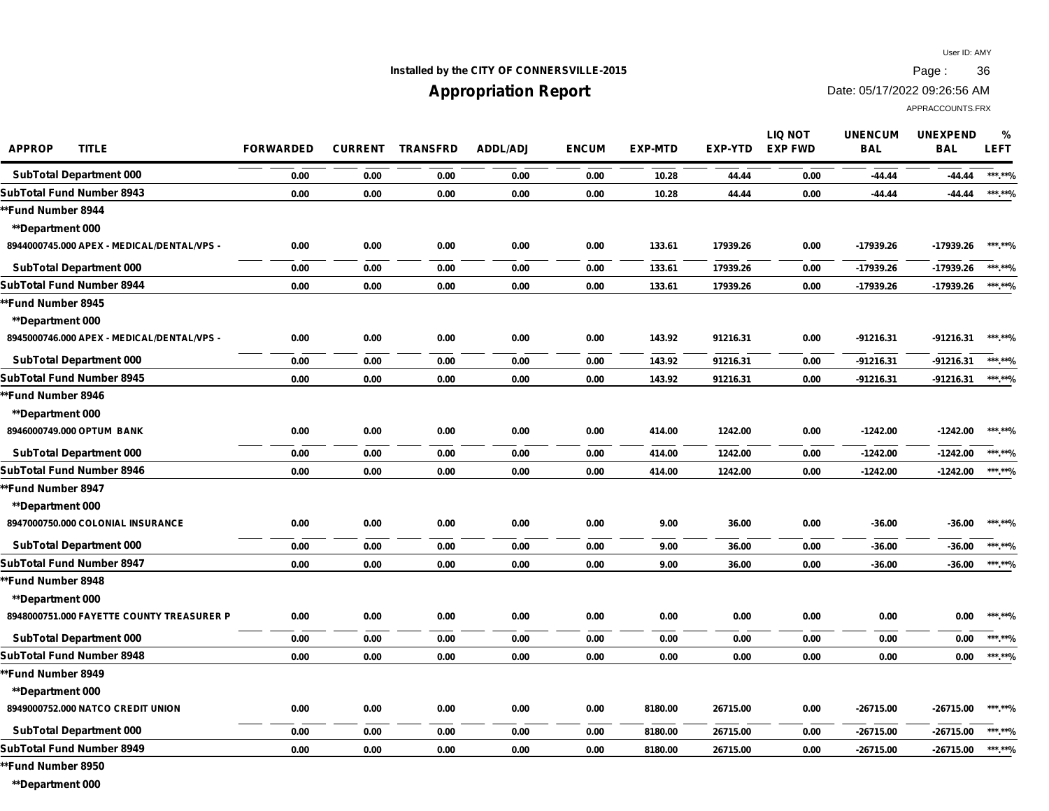Installed by the CITY OF CONNERSVILLE-2015

# Appropriation Report

User ID: AMY
Date: 05/17/2022 09:26:56 AM
APPRACCOUNTS.FRX

| APPROP | TITLE | FORWARDED | CURRENT | TRANSFRD | ADDL/ADJ | ENCUM | EXP-MTD | EXP-YTD | LIQ NOT EXP FWD | UNENCUM BAL | UNEXPEND BAL | % LEFT |
|---|---|---|---|---|---|---|---|---|---|---|---|---|
| SubTotal Department 000 | | 0.00 | 0.00 | 0.00 | 0.00 | 0.00 | 10.28 | 44.44 | 0.00 | -44.44 | -44.44 | \*\*\*.\*\*% |
| SubTotal Fund Number 8943 | | 0.00 | 0.00 | 0.00 | 0.00 | 0.00 | 10.28 | 44.44 | 0.00 | -44.44 | -44.44 | \*\*\*.\*\*% |
| \*\*Fund Number 8944 | | | | | | | | | | | | |
| \*\*Department 000 | | | | | | | | | | | | |
| 8944000745.000 | APEX - MEDICAL/DENTAL/VPS - | 0.00 | 0.00 | 0.00 | 0.00 | 0.00 | 133.61 | 17939.26 | 0.00 | -17939.26 | -17939.26 | \*\*\*.\*\*% |
| SubTotal Department 000 | | 0.00 | 0.00 | 0.00 | 0.00 | 0.00 | 133.61 | 17939.26 | 0.00 | -17939.26 | -17939.26 | \*\*\*.\*\*% |
| SubTotal Fund Number 8944 | | 0.00 | 0.00 | 0.00 | 0.00 | 0.00 | 133.61 | 17939.26 | 0.00 | -17939.26 | -17939.26 | \*\*\*.\*\*% |
| \*\*Fund Number 8945 | | | | | | | | | | | | |
| \*\*Department 000 | | | | | | | | | | | | |
| 8945000746.000 | APEX - MEDICAL/DENTAL/VPS - | 0.00 | 0.00 | 0.00 | 0.00 | 0.00 | 143.92 | 91216.31 | 0.00 | -91216.31 | -91216.31 | \*\*\*.\*\*% |
| SubTotal Department 000 | | 0.00 | 0.00 | 0.00 | 0.00 | 0.00 | 143.92 | 91216.31 | 0.00 | -91216.31 | -91216.31 | \*\*\*.\*\*% |
| SubTotal Fund Number 8945 | | 0.00 | 0.00 | 0.00 | 0.00 | 0.00 | 143.92 | 91216.31 | 0.00 | -91216.31 | -91216.31 | \*\*\*.\*\*% |
| \*\*Fund Number 8946 | | | | | | | | | | | | |
| \*\*Department 000 | | | | | | | | | | | | |
| 8946000749.000 | OPTUM BANK | 0.00 | 0.00 | 0.00 | 0.00 | 0.00 | 414.00 | 1242.00 | 0.00 | -1242.00 | -1242.00 | \*\*\*.\*\*% |
| SubTotal Department 000 | | 0.00 | 0.00 | 0.00 | 0.00 | 0.00 | 414.00 | 1242.00 | 0.00 | -1242.00 | -1242.00 | \*\*\*.\*\*% |
| SubTotal Fund Number 8946 | | 0.00 | 0.00 | 0.00 | 0.00 | 0.00 | 414.00 | 1242.00 | 0.00 | -1242.00 | -1242.00 | \*\*\*.\*\*% |
| \*\*Fund Number 8947 | | | | | | | | | | | | |
| \*\*Department 000 | | | | | | | | | | | | |
| 8947000750.000 | COLONIAL INSURANCE | 0.00 | 0.00 | 0.00 | 0.00 | 0.00 | 9.00 | 36.00 | 0.00 | -36.00 | -36.00 | \*\*\*.\*\*% |
| SubTotal Department 000 | | 0.00 | 0.00 | 0.00 | 0.00 | 0.00 | 9.00 | 36.00 | 0.00 | -36.00 | -36.00 | \*\*\*.\*\*% |
| SubTotal Fund Number 8947 | | 0.00 | 0.00 | 0.00 | 0.00 | 0.00 | 9.00 | 36.00 | 0.00 | -36.00 | -36.00 | \*\*\*.\*\*% |
| \*\*Fund Number 8948 | | | | | | | | | | | | |
| \*\*Department 000 | | | | | | | | | | | | |
| 8948000751.000 | FAYETTE COUNTY TREASURER P | 0.00 | 0.00 | 0.00 | 0.00 | 0.00 | 0.00 | 0.00 | 0.00 | 0.00 | 0.00 | \*\*\*.\*\*% |
| SubTotal Department 000 | | 0.00 | 0.00 | 0.00 | 0.00 | 0.00 | 0.00 | 0.00 | 0.00 | 0.00 | 0.00 | \*\*\*.\*\*% |
| SubTotal Fund Number 8948 | | 0.00 | 0.00 | 0.00 | 0.00 | 0.00 | 0.00 | 0.00 | 0.00 | 0.00 | 0.00 | \*\*\*.\*\*% |
| \*\*Fund Number 8949 | | | | | | | | | | | | |
| \*\*Department 000 | | | | | | | | | | | | |
| 8949000752.000 | NATCO CREDIT UNION | 0.00 | 0.00 | 0.00 | 0.00 | 0.00 | 8180.00 | 26715.00 | 0.00 | -26715.00 | -26715.00 | \*\*\*.\*\*% |
| SubTotal Department 000 | | 0.00 | 0.00 | 0.00 | 0.00 | 0.00 | 8180.00 | 26715.00 | 0.00 | -26715.00 | -26715.00 | \*\*\*.\*\*% |
| SubTotal Fund Number 8949 | | 0.00 | 0.00 | 0.00 | 0.00 | 0.00 | 8180.00 | 26715.00 | 0.00 | -26715.00 | -26715.00 | \*\*\*.\*\*% |
| \*\*Fund Number 8950 | | | | | | | | | | | | |
| \*\*Department 000 | | | | | | | | | | | | |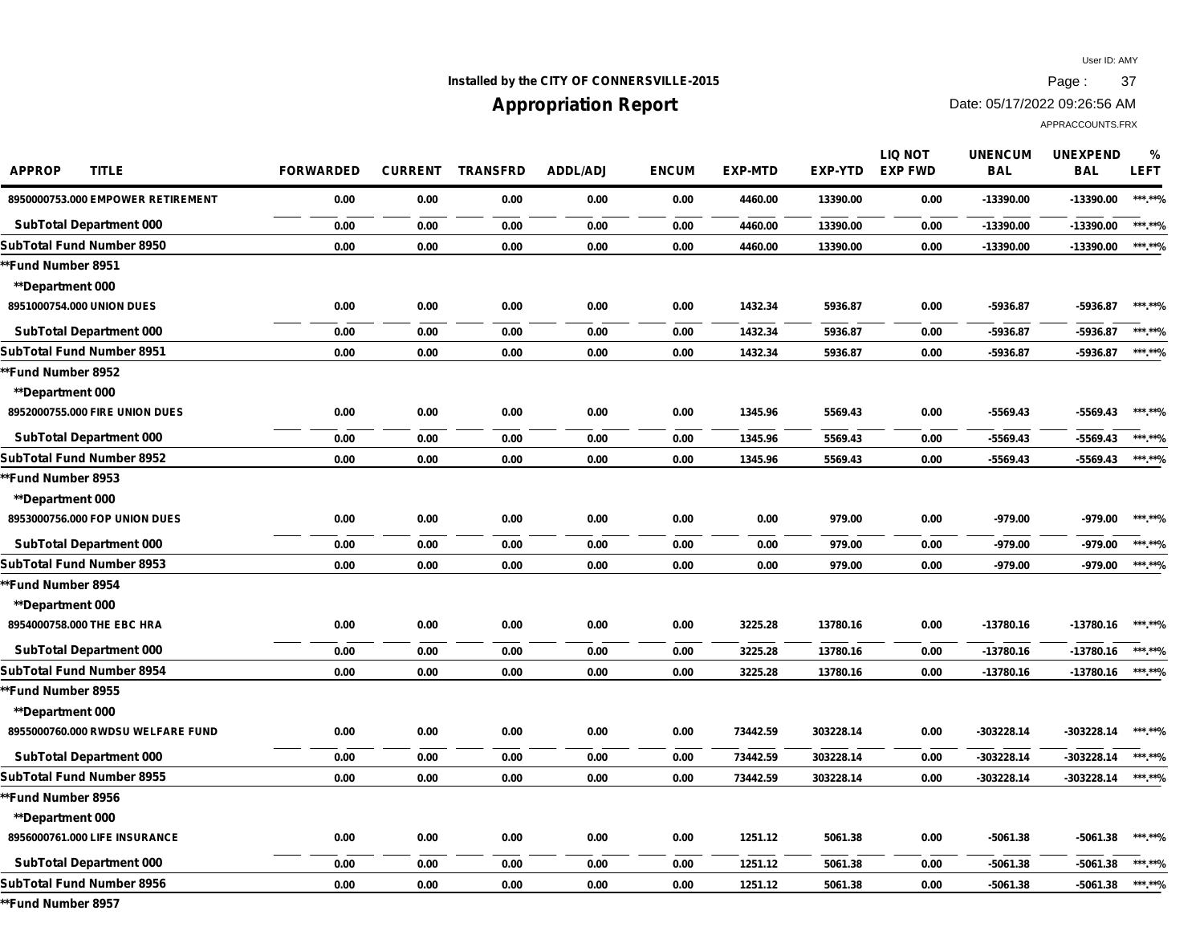Installed by the CITY OF CONNERSVILLE-2015

# Appropriation Report

User ID: AMY

Date: 05/17/2022 09:26:56 AM

APPRACCOUNTS.FRX

| APPROP | TITLE | FORWARDED | CURRENT | TRANSFRD | ADDL/ADJ | ENCUM | EXP-MTD | EXP-YTD | LIQ NOT EXP FWD | UNENCUM BAL | UNEXPEND BAL | % LEFT |
|---|---|---|---|---|---|---|---|---|---|---|---|---|
| 8950000753.000 | EMPOWER RETIREMENT | 0.00 | 0.00 | 0.00 | 0.00 | 0.00 | 4460.00 | 13390.00 | 0.00 | -13390.00 | -13390.00 | ***.**% |
| SubTotal Department 000 | | 0.00 | 0.00 | 0.00 | 0.00 | 0.00 | 4460.00 | 13390.00 | 0.00 | -13390.00 | -13390.00 | ***.**% |
| SubTotal Fund Number 8950 | | 0.00 | 0.00 | 0.00 | 0.00 | 0.00 | 4460.00 | 13390.00 | 0.00 | -13390.00 | -13390.00 | ***.**% |
| **Fund Number 8951 | | | | | | | | | | | | |
| **Department 000 | | | | | | | | | | | | |
| 8951000754.000 | UNION DUES | 0.00 | 0.00 | 0.00 | 0.00 | 0.00 | 1432.34 | 5936.87 | 0.00 | -5936.87 | -5936.87 | ***.**% |
| SubTotal Department 000 | | 0.00 | 0.00 | 0.00 | 0.00 | 0.00 | 1432.34 | 5936.87 | 0.00 | -5936.87 | -5936.87 | ***.**% |
| SubTotal Fund Number 8951 | | 0.00 | 0.00 | 0.00 | 0.00 | 0.00 | 1432.34 | 5936.87 | 0.00 | -5936.87 | -5936.87 | ***.**% |
| **Fund Number 8952 | | | | | | | | | | | | |
| **Department 000 | | | | | | | | | | | | |
| 8952000755.000 | FIRE UNION DUES | 0.00 | 0.00 | 0.00 | 0.00 | 0.00 | 1345.96 | 5569.43 | 0.00 | -5569.43 | -5569.43 | ***.**% |
| SubTotal Department 000 | | 0.00 | 0.00 | 0.00 | 0.00 | 0.00 | 1345.96 | 5569.43 | 0.00 | -5569.43 | -5569.43 | ***.**% |
| SubTotal Fund Number 8952 | | 0.00 | 0.00 | 0.00 | 0.00 | 0.00 | 1345.96 | 5569.43 | 0.00 | -5569.43 | -5569.43 | ***.**% |
| **Fund Number 8953 | | | | | | | | | | | | |
| **Department 000 | | | | | | | | | | | | |
| 8953000756.000 | FOP UNION DUES | 0.00 | 0.00 | 0.00 | 0.00 | 0.00 | 0.00 | 979.00 | 0.00 | -979.00 | -979.00 | ***.**% |
| SubTotal Department 000 | | 0.00 | 0.00 | 0.00 | 0.00 | 0.00 | 0.00 | 979.00 | 0.00 | -979.00 | -979.00 | ***.**% |
| SubTotal Fund Number 8953 | | 0.00 | 0.00 | 0.00 | 0.00 | 0.00 | 0.00 | 979.00 | 0.00 | -979.00 | -979.00 | ***.**% |
| **Fund Number 8954 | | | | | | | | | | | | |
| **Department 000 | | | | | | | | | | | | |
| 8954000758.000 | THE EBC HRA | 0.00 | 0.00 | 0.00 | 0.00 | 0.00 | 3225.28 | 13780.16 | 0.00 | -13780.16 | -13780.16 | ***.**% |
| SubTotal Department 000 | | 0.00 | 0.00 | 0.00 | 0.00 | 0.00 | 3225.28 | 13780.16 | 0.00 | -13780.16 | -13780.16 | ***.**% |
| SubTotal Fund Number 8954 | | 0.00 | 0.00 | 0.00 | 0.00 | 0.00 | 3225.28 | 13780.16 | 0.00 | -13780.16 | -13780.16 | ***.**% |
| **Fund Number 8955 | | | | | | | | | | | | |
| **Department 000 | | | | | | | | | | | | |
| 8955000760.000 | RWDSU WELFARE FUND | 0.00 | 0.00 | 0.00 | 0.00 | 0.00 | 73442.59 | 303228.14 | 0.00 | -303228.14 | -303228.14 | ***.**% |
| SubTotal Department 000 | | 0.00 | 0.00 | 0.00 | 0.00 | 0.00 | 73442.59 | 303228.14 | 0.00 | -303228.14 | -303228.14 | ***.**% |
| SubTotal Fund Number 8955 | | 0.00 | 0.00 | 0.00 | 0.00 | 0.00 | 73442.59 | 303228.14 | 0.00 | -303228.14 | -303228.14 | ***.**% |
| **Fund Number 8956 | | | | | | | | | | | | |
| **Department 000 | | | | | | | | | | | | |
| 8956000761.000 | LIFE INSURANCE | 0.00 | 0.00 | 0.00 | 0.00 | 0.00 | 1251.12 | 5061.38 | 0.00 | -5061.38 | -5061.38 | ***.**% |
| SubTotal Department 000 | | 0.00 | 0.00 | 0.00 | 0.00 | 0.00 | 1251.12 | 5061.38 | 0.00 | -5061.38 | -5061.38 | ***.**% |
| SubTotal Fund Number 8956 | | 0.00 | 0.00 | 0.00 | 0.00 | 0.00 | 1251.12 | 5061.38 | 0.00 | -5061.38 | -5061.38 | ***.**% |
| **Fund Number 8957 | | | | | | | | | | | | |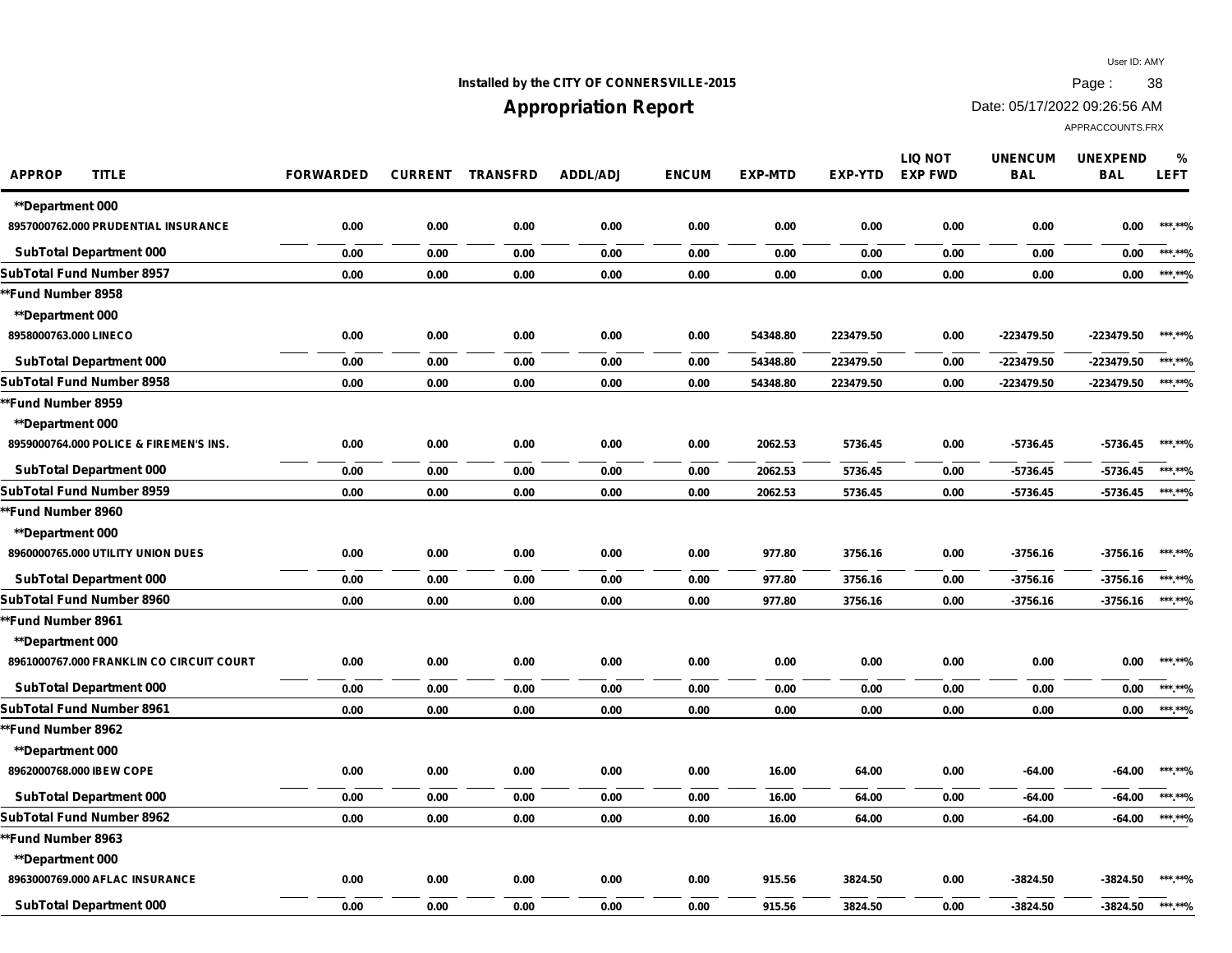Installed by the CITY OF CONNERSVILLE-2015

# Appropriation Report

User ID: AMY

Date: 05/17/2022 09:26:56 AM

APPRACCOUNTS.FRX

| APPROP | TITLE | FORWARDED | CURRENT | TRANSFRD | ADDL/ADJ | ENCUM | EXP-MTD | EXP-YTD | LIQ NOT EXP FWD | UNENCUM BAL | UNEXPEND BAL | % LEFT |
|---|---|---|---|---|---|---|---|---|---|---|---|---|
| **Department 000 | | | | | | | | | | | | |
| 8957000762.000 | PRUDENTIAL INSURANCE | 0.00 | 0.00 | 0.00 | 0.00 | 0.00 | 0.00 | 0.00 | 0.00 | 0.00 | 0.00 | ***.**% |
| SubTotal Department 000 | | 0.00 | 0.00 | 0.00 | 0.00 | 0.00 | 0.00 | 0.00 | 0.00 | 0.00 | 0.00 | ***.**% |
| SubTotal Fund Number 8957 | | 0.00 | 0.00 | 0.00 | 0.00 | 0.00 | 0.00 | 0.00 | 0.00 | 0.00 | 0.00 | ***.**% |
| **Fund Number 8958 | | | | | | | | | | | | |
| **Department 000 | | | | | | | | | | | | |
| 8958000763.000 | LINECO | 0.00 | 0.00 | 0.00 | 0.00 | 0.00 | 54348.80 | 223479.50 | 0.00 | -223479.50 | -223479.50 | ***.**% |
| SubTotal Department 000 | | 0.00 | 0.00 | 0.00 | 0.00 | 0.00 | 54348.80 | 223479.50 | 0.00 | -223479.50 | -223479.50 | ***.**% |
| SubTotal Fund Number 8958 | | 0.00 | 0.00 | 0.00 | 0.00 | 0.00 | 54348.80 | 223479.50 | 0.00 | -223479.50 | -223479.50 | ***.**% |
| **Fund Number 8959 | | | | | | | | | | | | |
| **Department 000 | | | | | | | | | | | | |
| 8959000764.000 | POLICE & FIREMEN'S INS. | 0.00 | 0.00 | 0.00 | 0.00 | 0.00 | 2062.53 | 5736.45 | 0.00 | -5736.45 | -5736.45 | ***.**% |
| SubTotal Department 000 | | 0.00 | 0.00 | 0.00 | 0.00 | 0.00 | 2062.53 | 5736.45 | 0.00 | -5736.45 | -5736.45 | ***.**% |
| SubTotal Fund Number 8959 | | 0.00 | 0.00 | 0.00 | 0.00 | 0.00 | 2062.53 | 5736.45 | 0.00 | -5736.45 | -5736.45 | ***.**% |
| **Fund Number 8960 | | | | | | | | | | | | |
| **Department 000 | | | | | | | | | | | | |
| 8960000765.000 | UTILITY UNION DUES | 0.00 | 0.00 | 0.00 | 0.00 | 0.00 | 977.80 | 3756.16 | 0.00 | -3756.16 | -3756.16 | ***.**% |
| SubTotal Department 000 | | 0.00 | 0.00 | 0.00 | 0.00 | 0.00 | 977.80 | 3756.16 | 0.00 | -3756.16 | -3756.16 | ***.**% |
| SubTotal Fund Number 8960 | | 0.00 | 0.00 | 0.00 | 0.00 | 0.00 | 977.80 | 3756.16 | 0.00 | -3756.16 | -3756.16 | ***.**% |
| **Fund Number 8961 | | | | | | | | | | | | |
| **Department 000 | | | | | | | | | | | | |
| 8961000767.000 | FRANKLIN CO CIRCUIT COURT | 0.00 | 0.00 | 0.00 | 0.00 | 0.00 | 0.00 | 0.00 | 0.00 | 0.00 | 0.00 | ***.**% |
| SubTotal Department 000 | | 0.00 | 0.00 | 0.00 | 0.00 | 0.00 | 0.00 | 0.00 | 0.00 | 0.00 | 0.00 | ***.**% |
| SubTotal Fund Number 8961 | | 0.00 | 0.00 | 0.00 | 0.00 | 0.00 | 0.00 | 0.00 | 0.00 | 0.00 | 0.00 | ***.**% |
| **Fund Number 8962 | | | | | | | | | | | | |
| **Department 000 | | | | | | | | | | | | |
| 8962000768.000 | IBEW COPE | 0.00 | 0.00 | 0.00 | 0.00 | 0.00 | 16.00 | 64.00 | 0.00 | -64.00 | -64.00 | ***.**% |
| SubTotal Department 000 | | 0.00 | 0.00 | 0.00 | 0.00 | 0.00 | 16.00 | 64.00 | 0.00 | -64.00 | -64.00 | ***.**% |
| SubTotal Fund Number 8962 | | 0.00 | 0.00 | 0.00 | 0.00 | 0.00 | 16.00 | 64.00 | 0.00 | -64.00 | -64.00 | ***.**% |
| **Fund Number 8963 | | | | | | | | | | | | |
| **Department 000 | | | | | | | | | | | | |
| 8963000769.000 | AFLAC INSURANCE | 0.00 | 0.00 | 0.00 | 0.00 | 0.00 | 915.56 | 3824.50 | 0.00 | -3824.50 | -3824.50 | ***.**% |
| SubTotal Department 000 | | 0.00 | 0.00 | 0.00 | 0.00 | 0.00 | 915.56 | 3824.50 | 0.00 | -3824.50 | -3824.50 | ***.**% |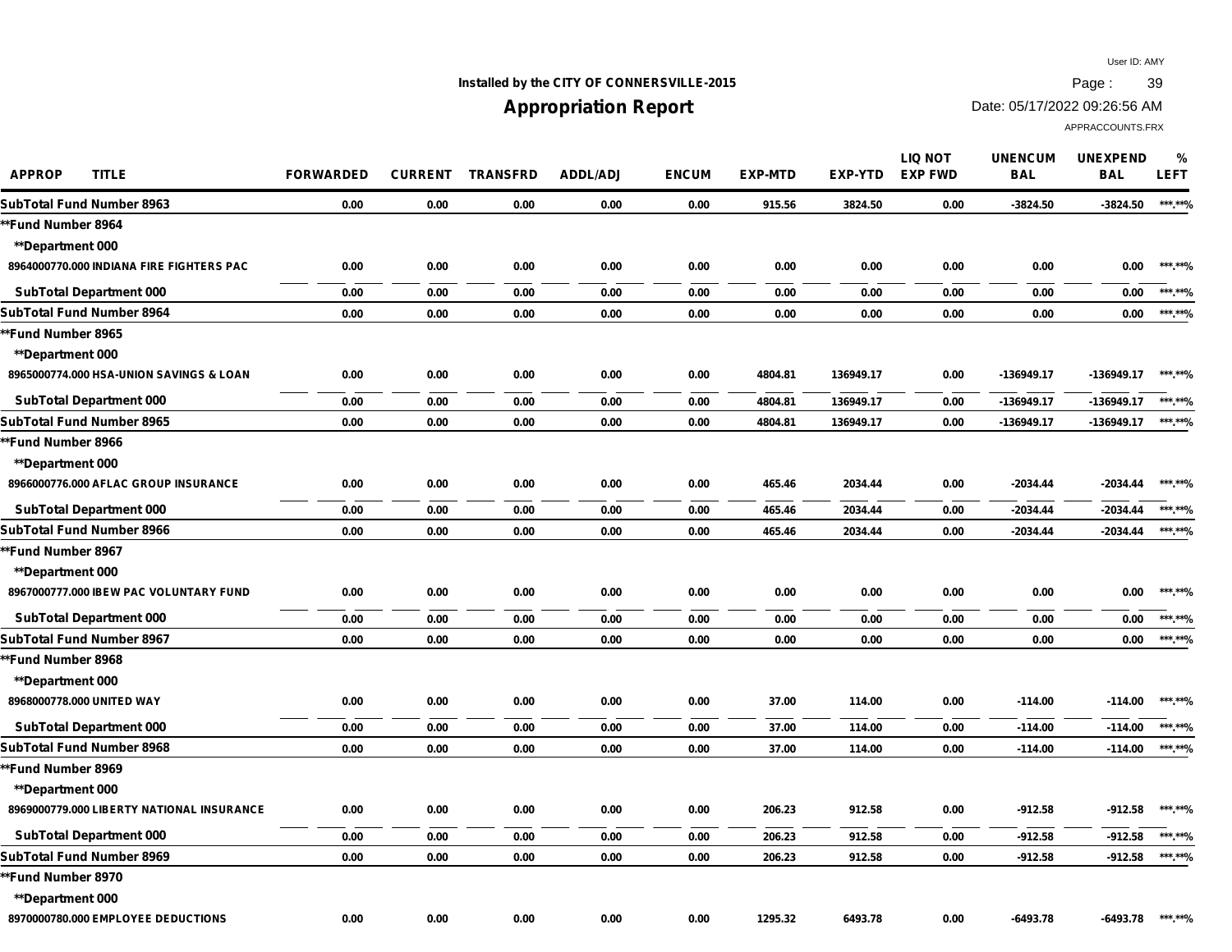Installed by the CITY OF CONNERSVILLE-2015

# Appropriation Report

User ID: AMY
Date: 05/17/2022 09:26:56 AM
APPRACCOUNTS.FRX

| APPROP TITLE | FORWARDED | CURRENT | TRANSFRD | ADDL/ADJ | ENCUM | EXP-MTD | EXP-YTD | LIQ NOT EXP FWD | UNENCUM BAL | UNEXPEND BAL | % LEFT |
|---|---|---|---|---|---|---|---|---|---|---|---|
| SubTotal Fund Number 8963 | 0.00 | 0.00 | 0.00 | 0.00 | 0.00 | 915.56 | 3824.50 | 0.00 | -3824.50 | -3824.50 | ***.**% |
| **Fund Number 8964 | | | | | | | | | | | |
| **Department 000 | | | | | | | | | | | |
| 8964000770.000 INDIANA FIRE FIGHTERS PAC | 0.00 | 0.00 | 0.00 | 0.00 | 0.00 | 0.00 | 0.00 | 0.00 | 0.00 | 0.00 | ***.**% |
| SubTotal Department 000 | 0.00 | 0.00 | 0.00 | 0.00 | 0.00 | 0.00 | 0.00 | 0.00 | 0.00 | 0.00 | ***.**% |
| SubTotal Fund Number 8964 | 0.00 | 0.00 | 0.00 | 0.00 | 0.00 | 0.00 | 0.00 | 0.00 | 0.00 | 0.00 | ***.**% |
| **Fund Number 8965 | | | | | | | | | | | |
| **Department 000 | | | | | | | | | | | |
| 8965000774.000 HSA-UNION SAVINGS & LOAN | 0.00 | 0.00 | 0.00 | 0.00 | 0.00 | 4804.81 | 136949.17 | 0.00 | -136949.17 | -136949.17 | ***.**% |
| SubTotal Department 000 | 0.00 | 0.00 | 0.00 | 0.00 | 0.00 | 4804.81 | 136949.17 | 0.00 | -136949.17 | -136949.17 | ***.**% |
| SubTotal Fund Number 8965 | 0.00 | 0.00 | 0.00 | 0.00 | 0.00 | 4804.81 | 136949.17 | 0.00 | -136949.17 | -136949.17 | ***.**% |
| **Fund Number 8966 | | | | | | | | | | | |
| **Department 000 | | | | | | | | | | | |
| 8966000776.000 AFLAC GROUP INSURANCE | 0.00 | 0.00 | 0.00 | 0.00 | 0.00 | 465.46 | 2034.44 | 0.00 | -2034.44 | -2034.44 | ***.**% |
| SubTotal Department 000 | 0.00 | 0.00 | 0.00 | 0.00 | 0.00 | 465.46 | 2034.44 | 0.00 | -2034.44 | -2034.44 | ***.**% |
| SubTotal Fund Number 8966 | 0.00 | 0.00 | 0.00 | 0.00 | 0.00 | 465.46 | 2034.44 | 0.00 | -2034.44 | -2034.44 | ***.**% |
| **Fund Number 8967 | | | | | | | | | | | |
| **Department 000 | | | | | | | | | | | |
| 8967000777.000 IBEW PAC VOLUNTARY FUND | 0.00 | 0.00 | 0.00 | 0.00 | 0.00 | 0.00 | 0.00 | 0.00 | 0.00 | 0.00 | ***.**% |
| SubTotal Department 000 | 0.00 | 0.00 | 0.00 | 0.00 | 0.00 | 0.00 | 0.00 | 0.00 | 0.00 | 0.00 | ***.**% |
| SubTotal Fund Number 8967 | 0.00 | 0.00 | 0.00 | 0.00 | 0.00 | 0.00 | 0.00 | 0.00 | 0.00 | 0.00 | ***.**% |
| **Fund Number 8968 | | | | | | | | | | | |
| **Department 000 | | | | | | | | | | | |
| 8968000778.000 UNITED WAY | 0.00 | 0.00 | 0.00 | 0.00 | 0.00 | 37.00 | 114.00 | 0.00 | -114.00 | -114.00 | ***.**% |
| SubTotal Department 000 | 0.00 | 0.00 | 0.00 | 0.00 | 0.00 | 37.00 | 114.00 | 0.00 | -114.00 | -114.00 | ***.**% |
| SubTotal Fund Number 8968 | 0.00 | 0.00 | 0.00 | 0.00 | 0.00 | 37.00 | 114.00 | 0.00 | -114.00 | -114.00 | ***.**% |
| **Fund Number 8969 | | | | | | | | | | | |
| **Department 000 | | | | | | | | | | | |
| 8969000779.000 LIBERTY NATIONAL INSURANCE | 0.00 | 0.00 | 0.00 | 0.00 | 0.00 | 206.23 | 912.58 | 0.00 | -912.58 | -912.58 | ***.**% |
| SubTotal Department 000 | 0.00 | 0.00 | 0.00 | 0.00 | 0.00 | 206.23 | 912.58 | 0.00 | -912.58 | -912.58 | ***.**% |
| SubTotal Fund Number 8969 | 0.00 | 0.00 | 0.00 | 0.00 | 0.00 | 206.23 | 912.58 | 0.00 | -912.58 | -912.58 | ***.**% |
| **Fund Number 8970 | | | | | | | | | | | |
| **Department 000 | | | | | | | | | | | |
| 8970000780.000 EMPLOYEE DEDUCTIONS | 0.00 | 0.00 | 0.00 | 0.00 | 0.00 | 1295.32 | 6493.78 | 0.00 | -6493.78 | -6493.78 | ***.**% |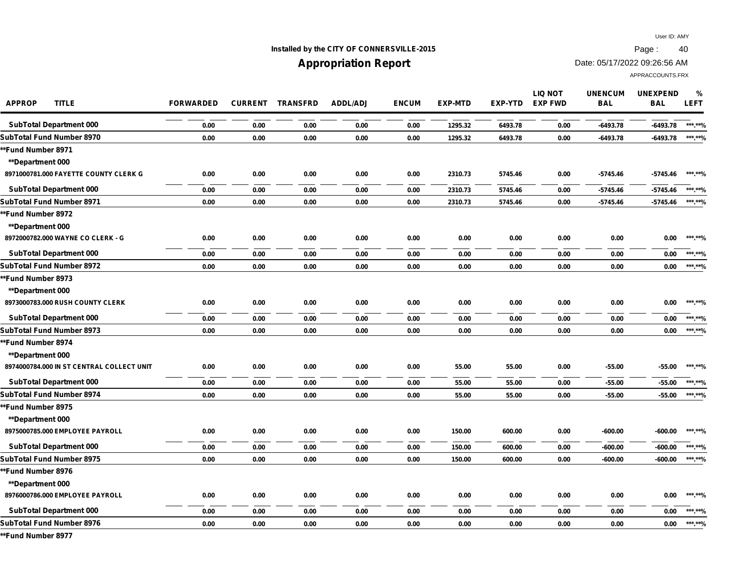Installed by the CITY OF CONNERSVILLE-2015

# Appropriation Report

User ID: AMY
Date: 05/17/2022 09:26:56 AM
APPRACCOUNTS.FRX

| APPROP | TITLE | FORWARDED | CURRENT | TRANSFRD | ADDL/ADJ | ENCUM | EXP-MTD | EXP-YTD | LIQ NOT EXP FWD | UNENCUM BAL | UNEXPEND BAL | % LEFT |
|---|---|---|---|---|---|---|---|---|---|---|---|---|
| SubTotal Department 000 | | 0.00 | 0.00 | 0.00 | 0.00 | 0.00 | 1295.32 | 6493.78 | 0.00 | -6493.78 | -6493.78 | ***.**% |
| SubTotal Fund Number 8970 | | 0.00 | 0.00 | 0.00 | 0.00 | 0.00 | 1295.32 | 6493.78 | 0.00 | -6493.78 | -6493.78 | ***.**% |
| **Fund Number 8971 | | | | | | | | | | | | |
| **Department 000 | | | | | | | | | | | | |
| 8971000781.000 | FAYETTE COUNTY CLERK G | 0.00 | 0.00 | 0.00 | 0.00 | 0.00 | 2310.73 | 5745.46 | 0.00 | -5745.46 | -5745.46 | ***.**% |
| SubTotal Department 000 | | 0.00 | 0.00 | 0.00 | 0.00 | 0.00 | 2310.73 | 5745.46 | 0.00 | -5745.46 | -5745.46 | ***.**% |
| SubTotal Fund Number 8971 | | 0.00 | 0.00 | 0.00 | 0.00 | 0.00 | 2310.73 | 5745.46 | 0.00 | -5745.46 | -5745.46 | ***.**% |
| **Fund Number 8972 | | | | | | | | | | | | |
| **Department 000 | | | | | | | | | | | | |
| 8972000782.000 | WAYNE CO CLERK - G | 0.00 | 0.00 | 0.00 | 0.00 | 0.00 | 0.00 | 0.00 | 0.00 | 0.00 | 0.00 | ***.**% |
| SubTotal Department 000 | | 0.00 | 0.00 | 0.00 | 0.00 | 0.00 | 0.00 | 0.00 | 0.00 | 0.00 | 0.00 | ***.**% |
| SubTotal Fund Number 8972 | | 0.00 | 0.00 | 0.00 | 0.00 | 0.00 | 0.00 | 0.00 | 0.00 | 0.00 | 0.00 | ***.**% |
| **Fund Number 8973 | | | | | | | | | | | | |
| **Department 000 | | | | | | | | | | | | |
| 8973000783.000 | RUSH COUNTY CLERK | 0.00 | 0.00 | 0.00 | 0.00 | 0.00 | 0.00 | 0.00 | 0.00 | 0.00 | 0.00 | ***.**% |
| SubTotal Department 000 | | 0.00 | 0.00 | 0.00 | 0.00 | 0.00 | 0.00 | 0.00 | 0.00 | 0.00 | 0.00 | ***.**% |
| SubTotal Fund Number 8973 | | 0.00 | 0.00 | 0.00 | 0.00 | 0.00 | 0.00 | 0.00 | 0.00 | 0.00 | 0.00 | ***.**% |
| **Fund Number 8974 | | | | | | | | | | | | |
| **Department 000 | | | | | | | | | | | | |
| 8974000784.000 | IN ST CENTRAL COLLECT UNIT | 0.00 | 0.00 | 0.00 | 0.00 | 0.00 | 55.00 | 55.00 | 0.00 | -55.00 | -55.00 | ***.**% |
| SubTotal Department 000 | | 0.00 | 0.00 | 0.00 | 0.00 | 0.00 | 55.00 | 55.00 | 0.00 | -55.00 | -55.00 | ***.**% |
| SubTotal Fund Number 8974 | | 0.00 | 0.00 | 0.00 | 0.00 | 0.00 | 55.00 | 55.00 | 0.00 | -55.00 | -55.00 | ***.**% |
| **Fund Number 8975 | | | | | | | | | | | | |
| **Department 000 | | | | | | | | | | | | |
| 8975000785.000 | EMPLOYEE PAYROLL | 0.00 | 0.00 | 0.00 | 0.00 | 0.00 | 150.00 | 600.00 | 0.00 | -600.00 | -600.00 | ***.**% |
| SubTotal Department 000 | | 0.00 | 0.00 | 0.00 | 0.00 | 0.00 | 150.00 | 600.00 | 0.00 | -600.00 | -600.00 | ***.**% |
| SubTotal Fund Number 8975 | | 0.00 | 0.00 | 0.00 | 0.00 | 0.00 | 150.00 | 600.00 | 0.00 | -600.00 | -600.00 | ***.**% |
| **Fund Number 8976 | | | | | | | | | | | | |
| **Department 000 | | | | | | | | | | | | |
| 8976000786.000 | EMPLOYEE PAYROLL | 0.00 | 0.00 | 0.00 | 0.00 | 0.00 | 0.00 | 0.00 | 0.00 | 0.00 | 0.00 | ***.**% |
| SubTotal Department 000 | | 0.00 | 0.00 | 0.00 | 0.00 | 0.00 | 0.00 | 0.00 | 0.00 | 0.00 | 0.00 | ***.**% |
| SubTotal Fund Number 8976 | | 0.00 | 0.00 | 0.00 | 0.00 | 0.00 | 0.00 | 0.00 | 0.00 | 0.00 | 0.00 | ***.**% |
| **Fund Number 8977 | | | | | | | | | | | | |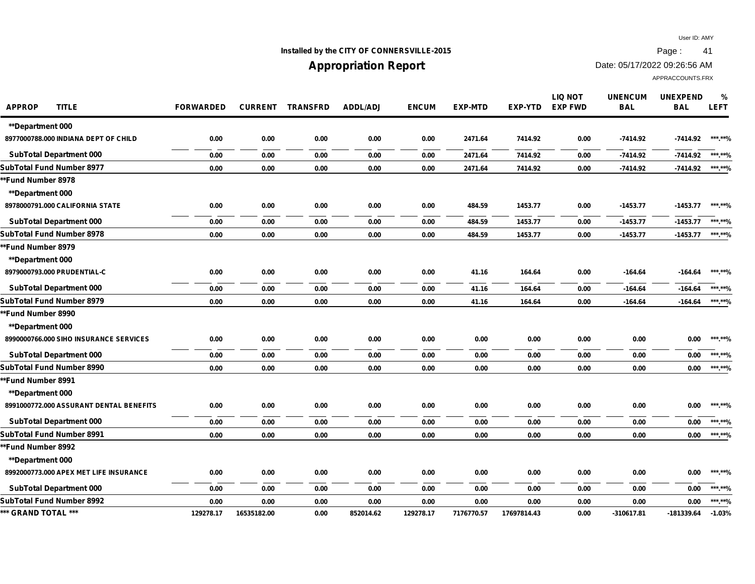Installed by the CITY OF CONNERSVILLE-2015

# Appropriation Report

User ID: AMY
Date: 05/17/2022 09:26:56 AM
APPRACCOUNTS.FRX

| APPROP TITLE | FORWARDED | CURRENT | TRANSFRD | ADDL/ADJ | ENCUM | EXP-MTD | EXP-YTD | LIQ NOT EXP FWD | UNENCUM BAL | UNEXPEND BAL | % LEFT |
|---|---|---|---|---|---|---|---|---|---|---|---|
| **Department 000 | | | | | | | | | | | |
| 8977000788.000 INDIANA DEPT OF CHILD | 0.00 | 0.00 | 0.00 | 0.00 | 0.00 | 2471.64 | 7414.92 | 0.00 | -7414.92 | -7414.92 | ***.**% |
| SubTotal Department 000 | 0.00 | 0.00 | 0.00 | 0.00 | 0.00 | 2471.64 | 7414.92 | 0.00 | -7414.92 | -7414.92 | ***.**% |
| SubTotal Fund Number 8977 | 0.00 | 0.00 | 0.00 | 0.00 | 0.00 | 2471.64 | 7414.92 | 0.00 | -7414.92 | -7414.92 | ***.**% |
| **Fund Number 8978 | | | | | | | | | | | |
| **Department 000 | | | | | | | | | | | |
| 8978000791.000 CALIFORNIA STATE | 0.00 | 0.00 | 0.00 | 0.00 | 0.00 | 484.59 | 1453.77 | 0.00 | -1453.77 | -1453.77 | ***.**% |
| SubTotal Department 000 | 0.00 | 0.00 | 0.00 | 0.00 | 0.00 | 484.59 | 1453.77 | 0.00 | -1453.77 | -1453.77 | ***.**% |
| SubTotal Fund Number 8978 | 0.00 | 0.00 | 0.00 | 0.00 | 0.00 | 484.59 | 1453.77 | 0.00 | -1453.77 | -1453.77 | ***.**% |
| **Fund Number 8979 | | | | | | | | | | | |
| **Department 000 | | | | | | | | | | | |
| 8979000793.000 PRUDENTIAL-C | 0.00 | 0.00 | 0.00 | 0.00 | 0.00 | 41.16 | 164.64 | 0.00 | -164.64 | -164.64 | ***.**% |
| SubTotal Department 000 | 0.00 | 0.00 | 0.00 | 0.00 | 0.00 | 41.16 | 164.64 | 0.00 | -164.64 | -164.64 | ***.**% |
| SubTotal Fund Number 8979 | 0.00 | 0.00 | 0.00 | 0.00 | 0.00 | 41.16 | 164.64 | 0.00 | -164.64 | -164.64 | ***.**% |
| **Fund Number 8990 | | | | | | | | | | | |
| **Department 000 | | | | | | | | | | | |
| 8990000766.000 SIHO INSURANCE SERVICES | 0.00 | 0.00 | 0.00 | 0.00 | 0.00 | 0.00 | 0.00 | 0.00 | 0.00 | 0.00 | ***.**% |
| SubTotal Department 000 | 0.00 | 0.00 | 0.00 | 0.00 | 0.00 | 0.00 | 0.00 | 0.00 | 0.00 | 0.00 | ***.**% |
| SubTotal Fund Number 8990 | 0.00 | 0.00 | 0.00 | 0.00 | 0.00 | 0.00 | 0.00 | 0.00 | 0.00 | 0.00 | ***.**% |
| **Fund Number 8991 | | | | | | | | | | | |
| **Department 000 | | | | | | | | | | | |
| 8991000772.000 ASSURANT DENTAL BENEFITS | 0.00 | 0.00 | 0.00 | 0.00 | 0.00 | 0.00 | 0.00 | 0.00 | 0.00 | 0.00 | ***.**% |
| SubTotal Department 000 | 0.00 | 0.00 | 0.00 | 0.00 | 0.00 | 0.00 | 0.00 | 0.00 | 0.00 | 0.00 | ***.**% |
| SubTotal Fund Number 8991 | 0.00 | 0.00 | 0.00 | 0.00 | 0.00 | 0.00 | 0.00 | 0.00 | 0.00 | 0.00 | ***.**% |
| **Fund Number 8992 | | | | | | | | | | | |
| **Department 000 | | | | | | | | | | | |
| 8992000773.000 APEX MET LIFE INSURANCE | 0.00 | 0.00 | 0.00 | 0.00 | 0.00 | 0.00 | 0.00 | 0.00 | 0.00 | 0.00 | ***.**% |
| SubTotal Department 000 | 0.00 | 0.00 | 0.00 | 0.00 | 0.00 | 0.00 | 0.00 | 0.00 | 0.00 | 0.00 | ***.**% |
| SubTotal Fund Number 8992 | 0.00 | 0.00 | 0.00 | 0.00 | 0.00 | 0.00 | 0.00 | 0.00 | 0.00 | 0.00 | ***.**% |
| *** GRAND TOTAL *** | 129278.17 | 16535182.00 | 0.00 | 852014.62 | 129278.17 | 7176770.57 | 17697814.43 | 0.00 | -310617.81 | -181339.64 | -1.03% |